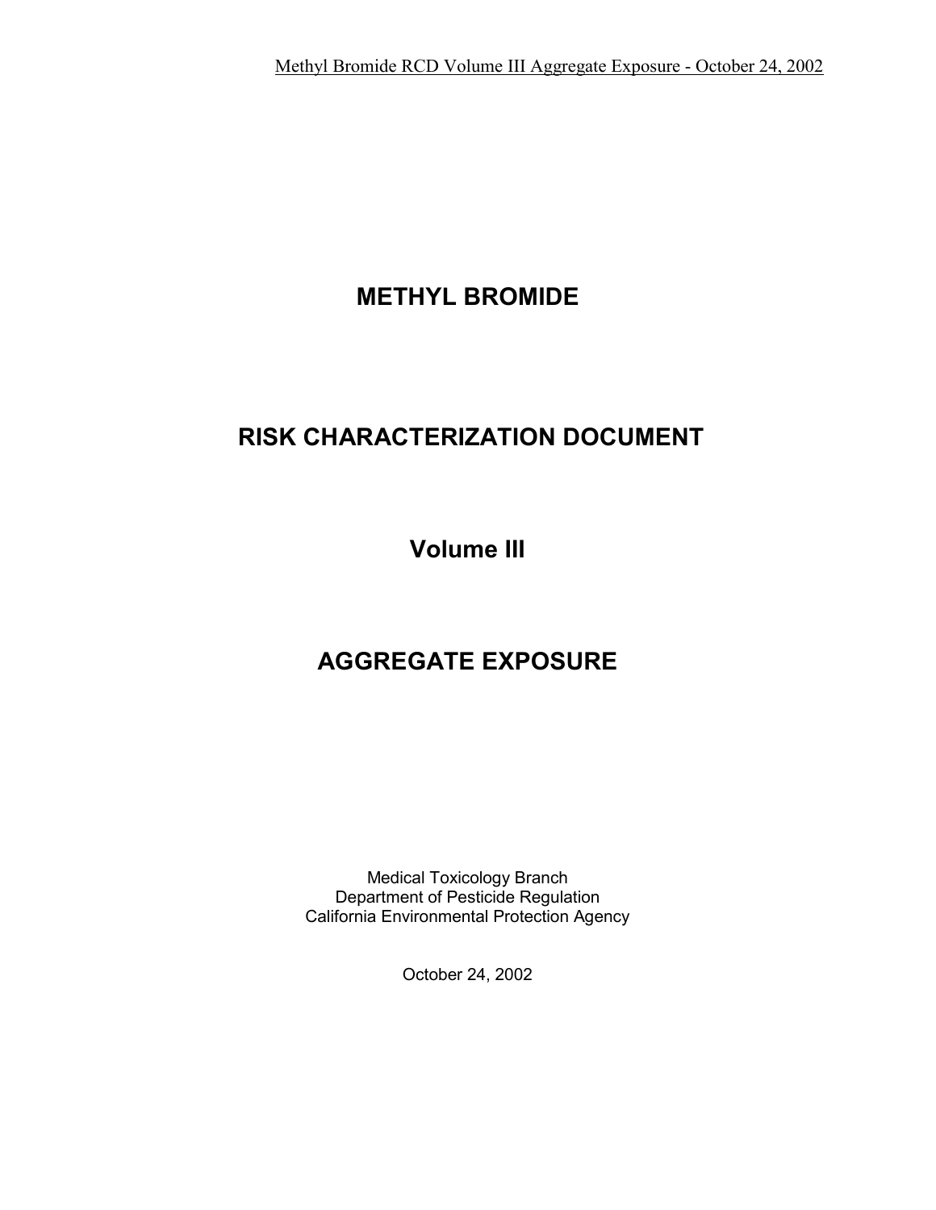# METHYL BROMIDE

# RISK CHARACTERIZATION DOCUMENT

## Volume III

## AGGREGATE EXPOSURE

Medical Toxicology Branch
Department of Pesticide Regulation
California Environmental Protection Agency

October 24, 2002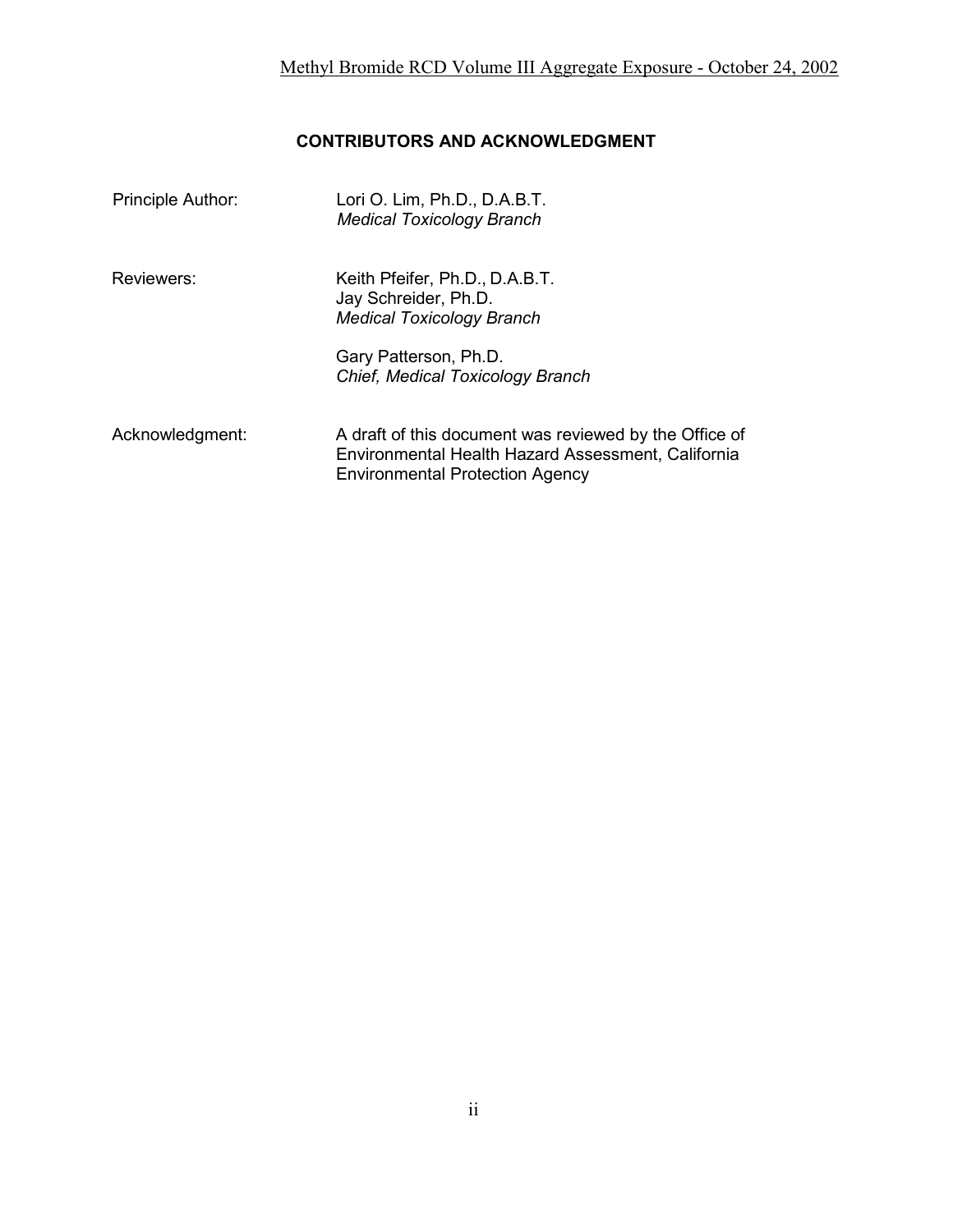## CONTRIBUTORS AND ACKNOWLEDGMENT

Principle Author: Lori O. Lim, Ph.D., D.A.B.T.
*Medical Toxicology Branch*

Reviewers: Keith Pfeifer, Ph.D., D.A.B.T.
Jay Schreider, Ph.D.
*Medical Toxicology Branch*

Gary Patterson, Ph.D.
*Chief, Medical Toxicology Branch*

Acknowledgment: A draft of this document was reviewed by the Office of Environmental Health Hazard Assessment, California Environmental Protection Agency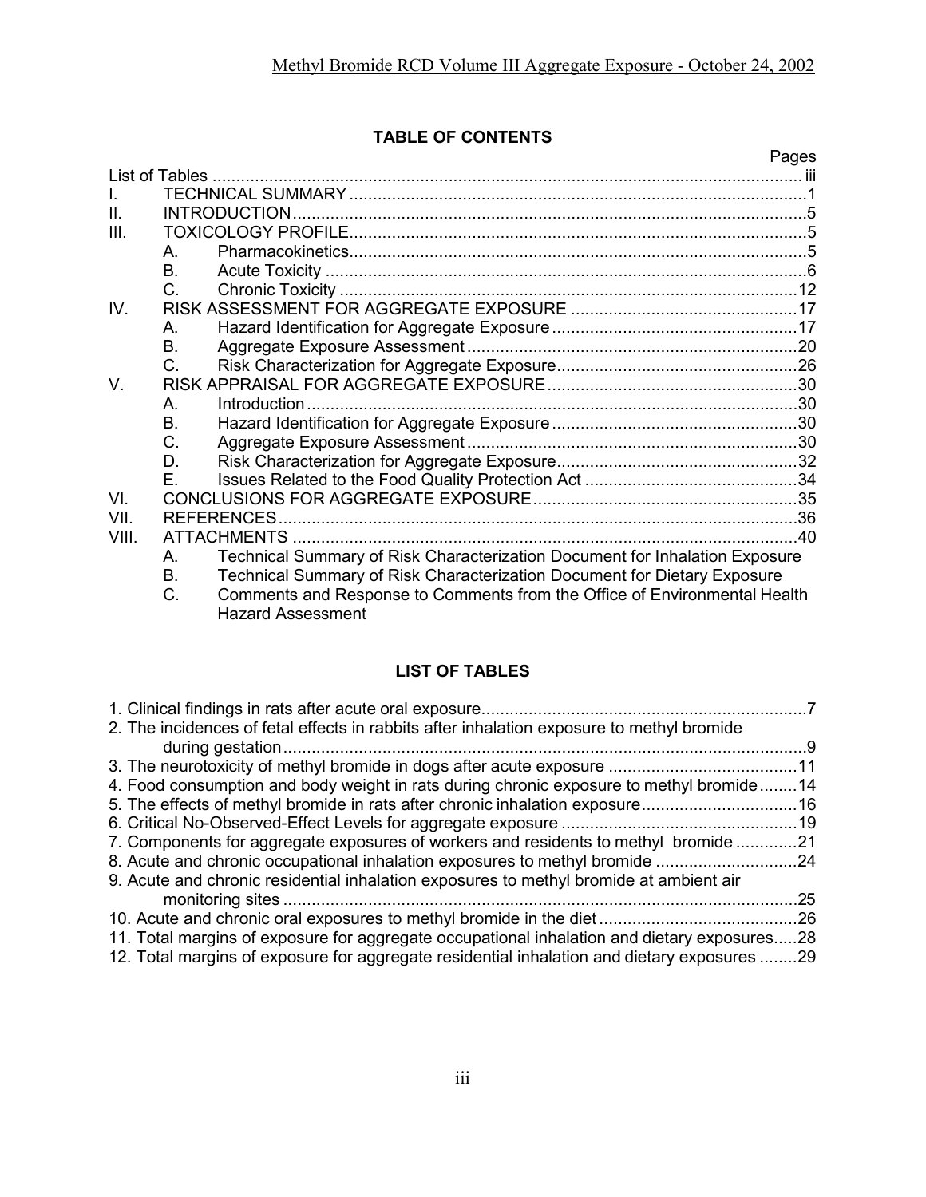## TABLE OF CONTENTS

| | | | Pages |
|---|---|---|---|
| List of Tables | | | iii |
| I. | TECHNICAL SUMMARY | | 1 |
| II. | INTRODUCTION | | 5 |
| III. | TOXICOLOGY PROFILE | | 5 |
| | A. | Pharmacokinetics | 5 |
| | B. | Acute Toxicity | 6 |
| | C. | Chronic Toxicity | 12 |
| IV. | RISK ASSESSMENT FOR AGGREGATE EXPOSURE | | 17 |
| | A. | Hazard Identification for Aggregate Exposure | 17 |
| | B. | Aggregate Exposure Assessment | 20 |
| | C. | Risk Characterization for Aggregate Exposure | 26 |
| V. | RISK APPRAISAL FOR AGGREGATE EXPOSURE | | 30 |
| | A. | Introduction | 30 |
| | B. | Hazard Identification for Aggregate Exposure | 30 |
| | C. | Aggregate Exposure Assessment | 30 |
| | D. | Risk Characterization for Aggregate Exposure | 32 |
| | E. | Issues Related to the Food Quality Protection Act | 34 |
| VI. | CONCLUSIONS FOR AGGREGATE EXPOSURE | | 35 |
| VII. | REFERENCES | | 36 |
| VIII. | ATTACHMENTS | | 40 |
| | A. | Technical Summary of Risk Characterization Document for Inhalation Exposure | |
| | B. | Technical Summary of Risk Characterization Document for Dietary Exposure | |
| | C. | Comments and Response to Comments from the Office of Environmental Health Hazard Assessment | |

## LIST OF TABLES

| | |
|---|---|
| 1. Clinical findings in rats after acute oral exposure | 7 |
| 2. The incidences of fetal effects in rabbits after inhalation exposure to methyl bromide during gestation | 9 |
| 3. The neurotoxicity of methyl bromide in dogs after acute exposure | 11 |
| 4. Food consumption and body weight in rats during chronic exposure to methyl bromide | 14 |
| 5. The effects of methyl bromide in rats after chronic inhalation exposure | 16 |
| 6. Critical No-Observed-Effect Levels for aggregate exposure | 19 |
| 7. Components for aggregate exposures of workers and residents to methyl bromide | 21 |
| 8. Acute and chronic occupational inhalation exposures to methyl bromide | 24 |
| 9. Acute and chronic residential inhalation exposures to methyl bromide at ambient air monitoring sites | 25 |
| 10. Acute and chronic oral exposures to methyl bromide in the diet | 26 |
| 11. Total margins of exposure for aggregate occupational inhalation and dietary exposures | 28 |
| 12. Total margins of exposure for aggregate residential inhalation and dietary exposures | 29 |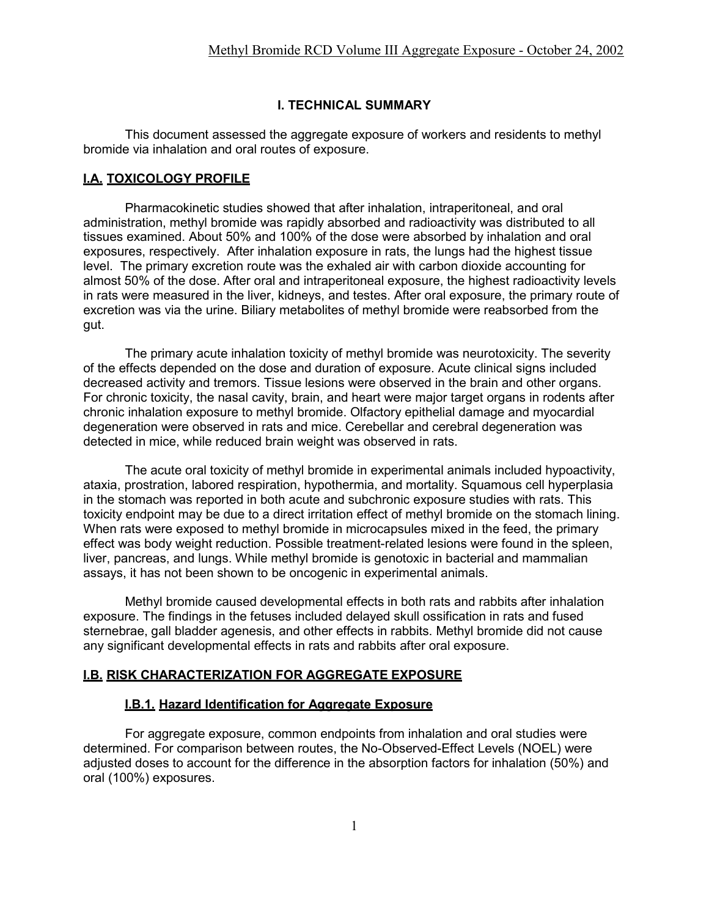## I. TECHNICAL SUMMARY

This document assessed the aggregate exposure of workers and residents to methyl bromide via inhalation and oral routes of exposure.

### I.A. TOXICOLOGY PROFILE

Pharmacokinetic studies showed that after inhalation, intraperitoneal, and oral administration, methyl bromide was rapidly absorbed and radioactivity was distributed to all tissues examined. About 50% and 100% of the dose were absorbed by inhalation and oral exposures, respectively. After inhalation exposure in rats, the lungs had the highest tissue level. The primary excretion route was the exhaled air with carbon dioxide accounting for almost 50% of the dose. After oral and intraperitoneal exposure, the highest radioactivity levels in rats were measured in the liver, kidneys, and testes. After oral exposure, the primary route of excretion was via the urine. Biliary metabolites of methyl bromide were reabsorbed from the gut.

The primary acute inhalation toxicity of methyl bromide was neurotoxicity. The severity of the effects depended on the dose and duration of exposure. Acute clinical signs included decreased activity and tremors. Tissue lesions were observed in the brain and other organs. For chronic toxicity, the nasal cavity, brain, and heart were major target organs in rodents after chronic inhalation exposure to methyl bromide. Olfactory epithelial damage and myocardial degeneration were observed in rats and mice. Cerebellar and cerebral degeneration was detected in mice, while reduced brain weight was observed in rats.

The acute oral toxicity of methyl bromide in experimental animals included hypoactivity, ataxia, prostration, labored respiration, hypothermia, and mortality. Squamous cell hyperplasia in the stomach was reported in both acute and subchronic exposure studies with rats. This toxicity endpoint may be due to a direct irritation effect of methyl bromide on the stomach lining. When rats were exposed to methyl bromide in microcapsules mixed in the feed, the primary effect was body weight reduction. Possible treatment-related lesions were found in the spleen, liver, pancreas, and lungs. While methyl bromide is genotoxic in bacterial and mammalian assays, it has not been shown to be oncogenic in experimental animals.

Methyl bromide caused developmental effects in both rats and rabbits after inhalation exposure. The findings in the fetuses included delayed skull ossification in rats and fused sternebrae, gall bladder agenesis, and other effects in rabbits. Methyl bromide did not cause any significant developmental effects in rats and rabbits after oral exposure.

### I.B. RISK CHARACTERIZATION FOR AGGREGATE EXPOSURE

#### I.B.1. Hazard Identification for Aggregate Exposure

For aggregate exposure, common endpoints from inhalation and oral studies were determined. For comparison between routes, the No-Observed-Effect Levels (NOEL) were adjusted doses to account for the difference in the absorption factors for inhalation (50%) and oral (100%) exposures.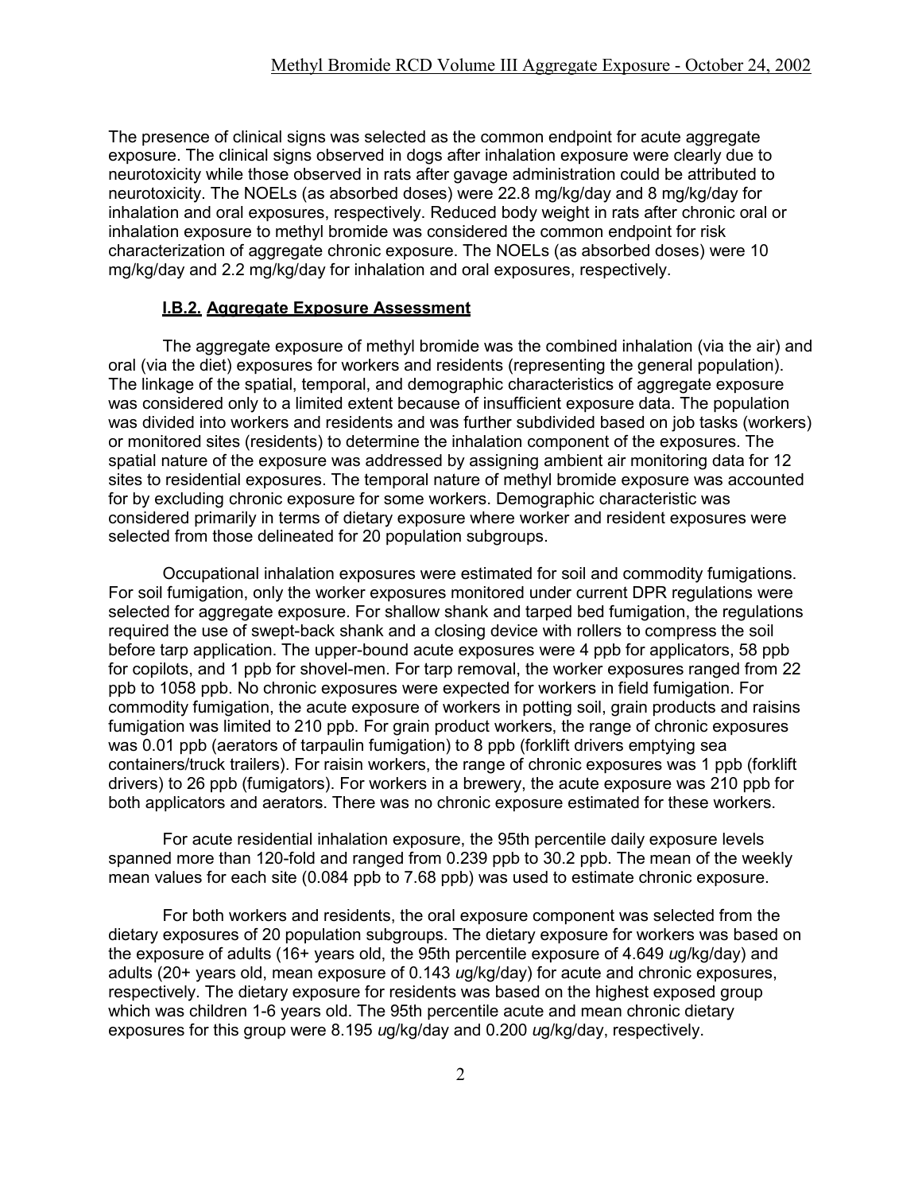The presence of clinical signs was selected as the common endpoint for acute aggregate exposure. The clinical signs observed in dogs after inhalation exposure were clearly due to neurotoxicity while those observed in rats after gavage administration could be attributed to neurotoxicity. The NOELs (as absorbed doses) were 22.8 mg/kg/day and 8 mg/kg/day for inhalation and oral exposures, respectively. Reduced body weight in rats after chronic oral or inhalation exposure to methyl bromide was considered the common endpoint for risk characterization of aggregate chronic exposure. The NOELs (as absorbed doses) were 10 mg/kg/day and 2.2 mg/kg/day for inhalation and oral exposures, respectively.

### I.B.2. Aggregate Exposure Assessment

The aggregate exposure of methyl bromide was the combined inhalation (via the air) and oral (via the diet) exposures for workers and residents (representing the general population). The linkage of the spatial, temporal, and demographic characteristics of aggregate exposure was considered only to a limited extent because of insufficient exposure data. The population was divided into workers and residents and was further subdivided based on job tasks (workers) or monitored sites (residents) to determine the inhalation component of the exposures. The spatial nature of the exposure was addressed by assigning ambient air monitoring data for 12 sites to residential exposures. The temporal nature of methyl bromide exposure was accounted for by excluding chronic exposure for some workers. Demographic characteristic was considered primarily in terms of dietary exposure where worker and resident exposures were selected from those delineated for 20 population subgroups.

Occupational inhalation exposures were estimated for soil and commodity fumigations. For soil fumigation, only the worker exposures monitored under current DPR regulations were selected for aggregate exposure. For shallow shank and tarped bed fumigation, the regulations required the use of swept-back shank and a closing device with rollers to compress the soil before tarp application. The upper-bound acute exposures were 4 ppb for applicators, 58 ppb for copilots, and 1 ppb for shovel-men. For tarp removal, the worker exposures ranged from 22 ppb to 1058 ppb. No chronic exposures were expected for workers in field fumigation. For commodity fumigation, the acute exposure of workers in potting soil, grain products and raisins fumigation was limited to 210 ppb. For grain product workers, the range of chronic exposures was 0.01 ppb (aerators of tarpaulin fumigation) to 8 ppb (forklift drivers emptying sea containers/truck trailers). For raisin workers, the range of chronic exposures was 1 ppb (forklift drivers) to 26 ppb (fumigators). For workers in a brewery, the acute exposure was 210 ppb for both applicators and aerators. There was no chronic exposure estimated for these workers.

For acute residential inhalation exposure, the 95th percentile daily exposure levels spanned more than 120-fold and ranged from 0.239 ppb to 30.2 ppb. The mean of the weekly mean values for each site (0.084 ppb to 7.68 ppb) was used to estimate chronic exposure.

For both workers and residents, the oral exposure component was selected from the dietary exposures of 20 population subgroups. The dietary exposure for workers was based on the exposure of adults (16+ years old, the 95th percentile exposure of 4.649 *u*g/kg/day) and adults (20+ years old, mean exposure of 0.143 *u*g/kg/day) for acute and chronic exposures, respectively. The dietary exposure for residents was based on the highest exposed group which was children 1-6 years old. The 95th percentile acute and mean chronic dietary exposures for this group were 8.195 *u*g/kg/day and 0.200 *u*g/kg/day, respectively.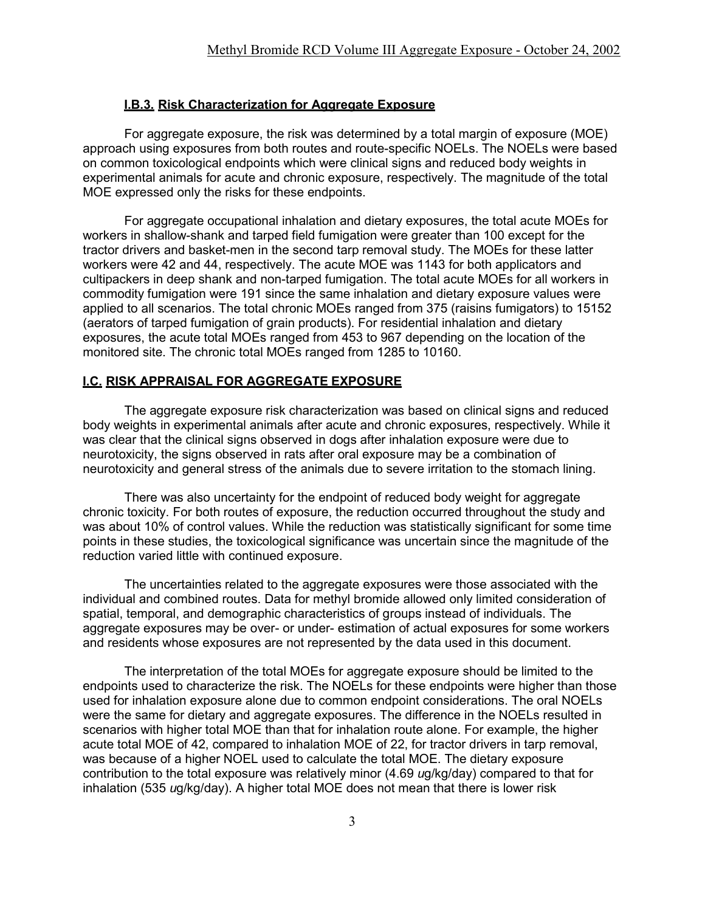### I.B.3. Risk Characterization for Aggregate Exposure

For aggregate exposure, the risk was determined by a total margin of exposure (MOE) approach using exposures from both routes and route-specific NOELs. The NOELs were based on common toxicological endpoints which were clinical signs and reduced body weights in experimental animals for acute and chronic exposure, respectively. The magnitude of the total MOE expressed only the risks for these endpoints.

For aggregate occupational inhalation and dietary exposures, the total acute MOEs for workers in shallow-shank and tarped field fumigation were greater than 100 except for the tractor drivers and basket-men in the second tarp removal study. The MOEs for these latter workers were 42 and 44, respectively. The acute MOE was 1143 for both applicators and cultipackers in deep shank and non-tarped fumigation. The total acute MOEs for all workers in commodity fumigation were 191 since the same inhalation and dietary exposure values were applied to all scenarios. The total chronic MOEs ranged from 375 (raisins fumigators) to 15152 (aerators of tarped fumigation of grain products). For residential inhalation and dietary exposures, the acute total MOEs ranged from 453 to 967 depending on the location of the monitored site. The chronic total MOEs ranged from 1285 to 10160.

## I.C. RISK APPRAISAL FOR AGGREGATE EXPOSURE

The aggregate exposure risk characterization was based on clinical signs and reduced body weights in experimental animals after acute and chronic exposures, respectively. While it was clear that the clinical signs observed in dogs after inhalation exposure were due to neurotoxicity, the signs observed in rats after oral exposure may be a combination of neurotoxicity and general stress of the animals due to severe irritation to the stomach lining.

There was also uncertainty for the endpoint of reduced body weight for aggregate chronic toxicity. For both routes of exposure, the reduction occurred throughout the study and was about 10% of control values. While the reduction was statistically significant for some time points in these studies, the toxicological significance was uncertain since the magnitude of the reduction varied little with continued exposure.

The uncertainties related to the aggregate exposures were those associated with the individual and combined routes. Data for methyl bromide allowed only limited consideration of spatial, temporal, and demographic characteristics of groups instead of individuals. The aggregate exposures may be over- or under- estimation of actual exposures for some workers and residents whose exposures are not represented by the data used in this document.

The interpretation of the total MOEs for aggregate exposure should be limited to the endpoints used to characterize the risk. The NOELs for these endpoints were higher than those used for inhalation exposure alone due to common endpoint considerations. The oral NOELs were the same for dietary and aggregate exposures. The difference in the NOELs resulted in scenarios with higher total MOE than that for inhalation route alone. For example, the higher acute total MOE of 42, compared to inhalation MOE of 22, for tractor drivers in tarp removal, was because of a higher NOEL used to calculate the total MOE. The dietary exposure contribution to the total exposure was relatively minor (4.69 *u*g/kg/day) compared to that for inhalation (535 *u*g/kg/day). A higher total MOE does not mean that there is lower risk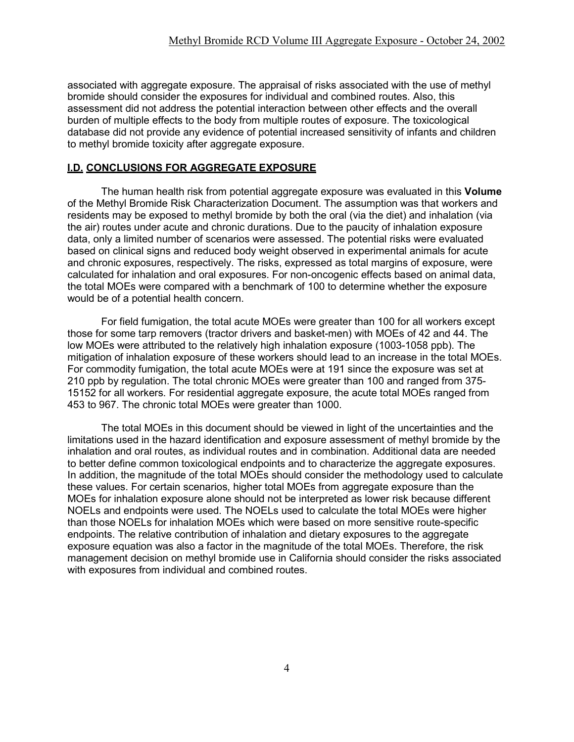associated with aggregate exposure. The appraisal of risks associated with the use of methyl bromide should consider the exposures for individual and combined routes. Also, this assessment did not address the potential interaction between other effects and the overall burden of multiple effects to the body from multiple routes of exposure. The toxicological database did not provide any evidence of potential increased sensitivity of infants and children to methyl bromide toxicity after aggregate exposure.

## I.D. CONCLUSIONS FOR AGGREGATE EXPOSURE

The human health risk from potential aggregate exposure was evaluated in this **Volume** of the Methyl Bromide Risk Characterization Document. The assumption was that workers and residents may be exposed to methyl bromide by both the oral (via the diet) and inhalation (via the air) routes under acute and chronic durations. Due to the paucity of inhalation exposure data, only a limited number of scenarios were assessed. The potential risks were evaluated based on clinical signs and reduced body weight observed in experimental animals for acute and chronic exposures, respectively. The risks, expressed as total margins of exposure, were calculated for inhalation and oral exposures. For non-oncogenic effects based on animal data, the total MOEs were compared with a benchmark of 100 to determine whether the exposure would be of a potential health concern.

For field fumigation, the total acute MOEs were greater than 100 for all workers except those for some tarp removers (tractor drivers and basket-men) with MOEs of 42 and 44. The low MOEs were attributed to the relatively high inhalation exposure (1003-1058 ppb). The mitigation of inhalation exposure of these workers should lead to an increase in the total MOEs. For commodity fumigation, the total acute MOEs were at 191 since the exposure was set at 210 ppb by regulation. The total chronic MOEs were greater than 100 and ranged from 375-15152 for all workers. For residential aggregate exposure, the acute total MOEs ranged from 453 to 967. The chronic total MOEs were greater than 1000.

The total MOEs in this document should be viewed in light of the uncertainties and the limitations used in the hazard identification and exposure assessment of methyl bromide by the inhalation and oral routes, as individual routes and in combination. Additional data are needed to better define common toxicological endpoints and to characterize the aggregate exposures. In addition, the magnitude of the total MOEs should consider the methodology used to calculate these values. For certain scenarios, higher total MOEs from aggregate exposure than the MOEs for inhalation exposure alone should not be interpreted as lower risk because different NOELs and endpoints were used. The NOELs used to calculate the total MOEs were higher than those NOELs for inhalation MOEs which were based on more sensitive route-specific endpoints. The relative contribution of inhalation and dietary exposures to the aggregate exposure equation was also a factor in the magnitude of the total MOEs. Therefore, the risk management decision on methyl bromide use in California should consider the risks associated with exposures from individual and combined routes.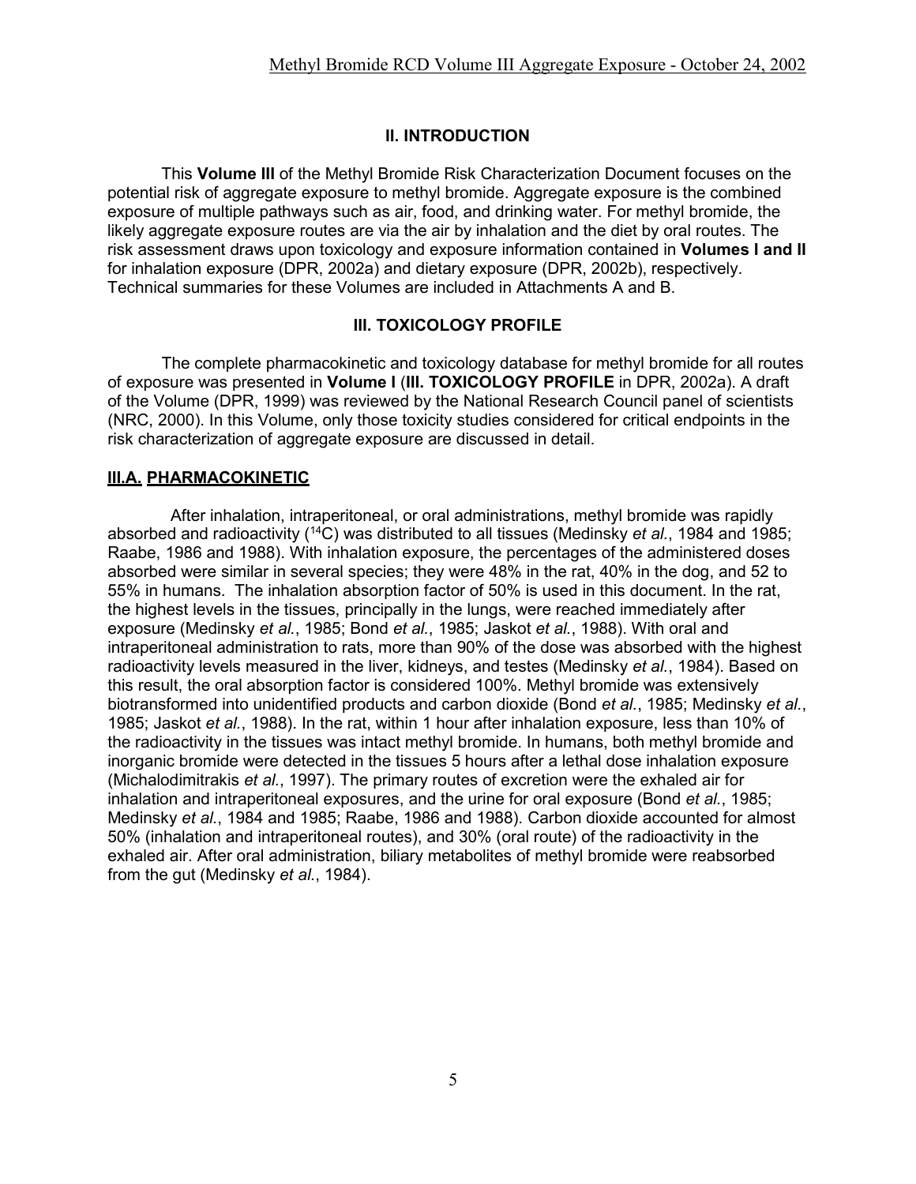## II. INTRODUCTION

This **Volume III** of the Methyl Bromide Risk Characterization Document focuses on the potential risk of aggregate exposure to methyl bromide. Aggregate exposure is the combined exposure of multiple pathways such as air, food, and drinking water. For methyl bromide, the likely aggregate exposure routes are via the air by inhalation and the diet by oral routes. The risk assessment draws upon toxicology and exposure information contained in **Volumes I and II** for inhalation exposure (DPR, 2002a) and dietary exposure (DPR, 2002b), respectively. Technical summaries for these Volumes are included in Attachments A and B.

## III. TOXICOLOGY PROFILE

The complete pharmacokinetic and toxicology database for methyl bromide for all routes of exposure was presented in **Volume I** (**III. TOXICOLOGY PROFILE** in DPR, 2002a). A draft of the Volume (DPR, 1999) was reviewed by the National Research Council panel of scientists (NRC, 2000). In this Volume, only those toxicity studies considered for critical endpoints in the risk characterization of aggregate exposure are discussed in detail.

### III.A. PHARMACOKINETIC

After inhalation, intraperitoneal, or oral administrations, methyl bromide was rapidly absorbed and radioactivity ($^{14}C$) was distributed to all tissues (Medinsky *et al.*, 1984 and 1985; Raabe, 1986 and 1988). With inhalation exposure, the percentages of the administered doses absorbed were similar in several species; they were 48% in the rat, 40% in the dog, and 52 to 55% in humans. The inhalation absorption factor of 50% is used in this document. In the rat, the highest levels in the tissues, principally in the lungs, were reached immediately after exposure (Medinsky *et al.*, 1985; Bond *et al.*, 1985; Jaskot *et al.*, 1988). With oral and intraperitoneal administration to rats, more than 90% of the dose was absorbed with the highest radioactivity levels measured in the liver, kidneys, and testes (Medinsky *et al.*, 1984). Based on this result, the oral absorption factor is considered 100%. Methyl bromide was extensively biotransformed into unidentified products and carbon dioxide (Bond *et al.*, 1985; Medinsky *et al.*, 1985; Jaskot *et al.*, 1988). In the rat, within 1 hour after inhalation exposure, less than 10% of the radioactivity in the tissues was intact methyl bromide. In humans, both methyl bromide and inorganic bromide were detected in the tissues 5 hours after a lethal dose inhalation exposure (Michalodimitrakis *et al.*, 1997). The primary routes of excretion were the exhaled air for inhalation and intraperitoneal exposures, and the urine for oral exposure (Bond *et al.*, 1985; Medinsky *et al.*, 1984 and 1985; Raabe, 1986 and 1988). Carbon dioxide accounted for almost 50% (inhalation and intraperitoneal routes), and 30% (oral route) of the radioactivity in the exhaled air. After oral administration, biliary metabolites of methyl bromide were reabsorbed from the gut (Medinsky *et al.*, 1984).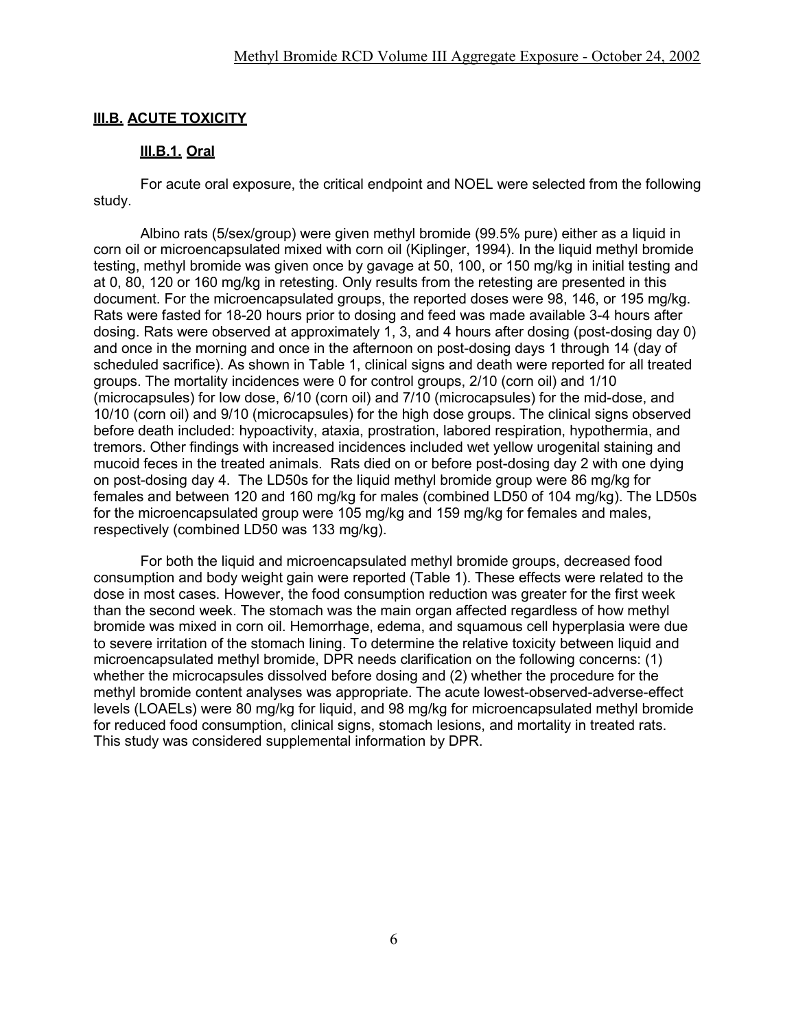## III.B. ACUTE TOXICITY

### III.B.1. Oral

For acute oral exposure, the critical endpoint and NOEL were selected from the following study.

Albino rats (5/sex/group) were given methyl bromide (99.5% pure) either as a liquid in corn oil or microencapsulated mixed with corn oil (Kiplinger, 1994). In the liquid methyl bromide testing, methyl bromide was given once by gavage at 50, 100, or 150 mg/kg in initial testing and at 0, 80, 120 or 160 mg/kg in retesting. Only results from the retesting are presented in this document. For the microencapsulated groups, the reported doses were 98, 146, or 195 mg/kg. Rats were fasted for 18-20 hours prior to dosing and feed was made available 3-4 hours after dosing. Rats were observed at approximately 1, 3, and 4 hours after dosing (post-dosing day 0) and once in the morning and once in the afternoon on post-dosing days 1 through 14 (day of scheduled sacrifice). As shown in Table 1, clinical signs and death were reported for all treated groups. The mortality incidences were 0 for control groups, 2/10 (corn oil) and 1/10 (microcapsules) for low dose, 6/10 (corn oil) and 7/10 (microcapsules) for the mid-dose, and 10/10 (corn oil) and 9/10 (microcapsules) for the high dose groups. The clinical signs observed before death included: hypoactivity, ataxia, prostration, labored respiration, hypothermia, and tremors. Other findings with increased incidences included wet yellow urogenital staining and mucoid feces in the treated animals. Rats died on or before post-dosing day 2 with one dying on post-dosing day 4. The LD50s for the liquid methyl bromide group were 86 mg/kg for females and between 120 and 160 mg/kg for males (combined LD50 of 104 mg/kg). The LD50s for the microencapsulated group were 105 mg/kg and 159 mg/kg for females and males, respectively (combined LD50 was 133 mg/kg).

For both the liquid and microencapsulated methyl bromide groups, decreased food consumption and body weight gain were reported (Table 1). These effects were related to the dose in most cases. However, the food consumption reduction was greater for the first week than the second week. The stomach was the main organ affected regardless of how methyl bromide was mixed in corn oil. Hemorrhage, edema, and squamous cell hyperplasia were due to severe irritation of the stomach lining. To determine the relative toxicity between liquid and microencapsulated methyl bromide, DPR needs clarification on the following concerns: (1) whether the microcapsules dissolved before dosing and (2) whether the procedure for the methyl bromide content analyses was appropriate. The acute lowest-observed-adverse-effect levels (LOAELs) were 80 mg/kg for liquid, and 98 mg/kg for microencapsulated methyl bromide for reduced food consumption, clinical signs, stomach lesions, and mortality in treated rats. This study was considered supplemental information by DPR.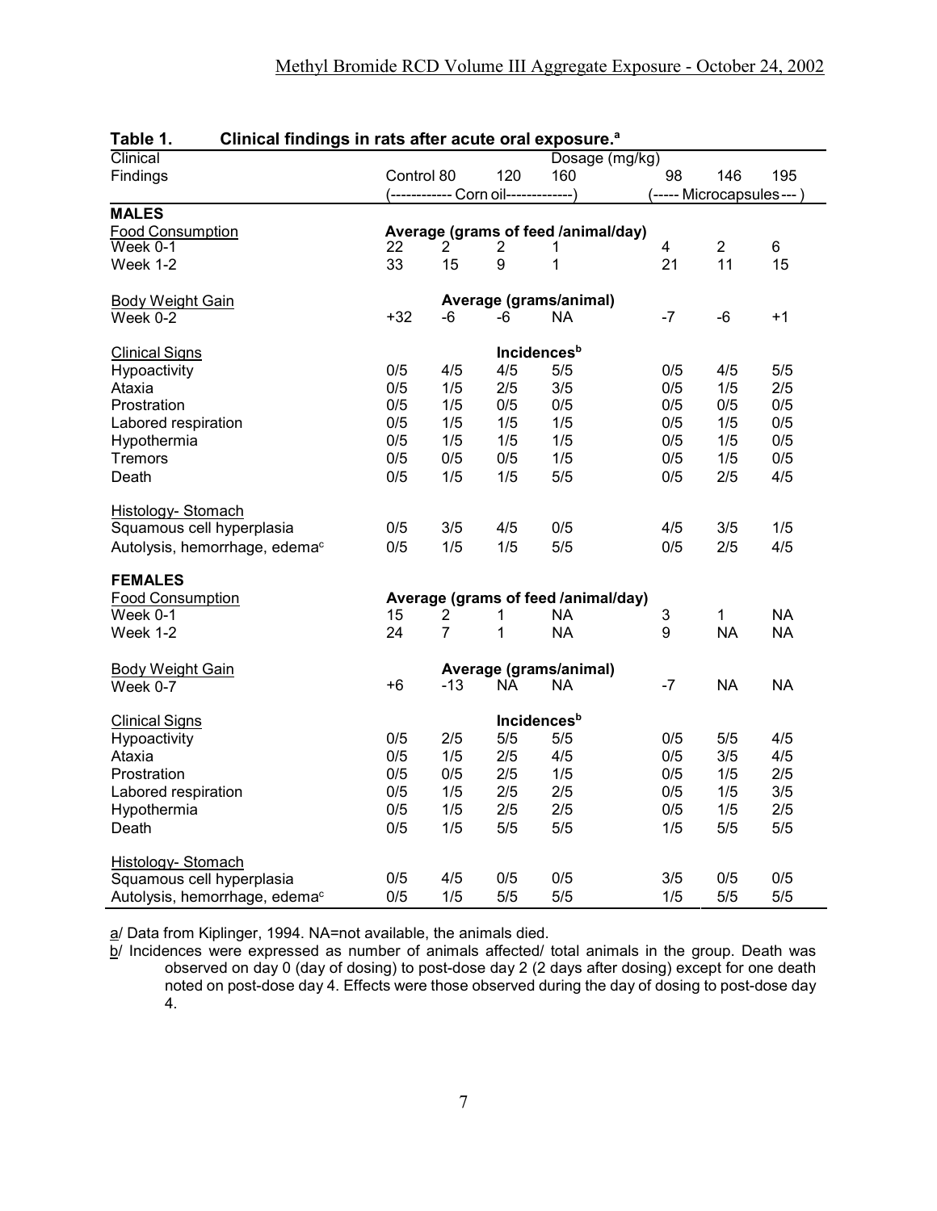**Table 1. Clinical findings in rats after acute oral exposure.[a]**

| Clinical Findings | Dosage (mg/kg) | | | | | | |
|---|---|---|---|---|---|---|---|
| | Control | 80 | 120 | 160 | 98 | 146 | 195 |
| | (------------ Corn oil | ------------- | ------------- | -------------) | (----- Microcapsules | --- | ---) |
| **MALES** | | | | | | | |
| Food Consumption | **Average (grams of feed /animal/day)** | | | | | | |
| Week 0-1 | 22 | 2 | 2 | 1 | 4 | 2 | 6 |
| Week 1-2 | 33 | 15 | 9 | 1 | 21 | 11 | 15 |
| Body Weight Gain | **Average (grams/animal)** | | | | | | |
| Week 0-2 | +32 | -6 | -6 | NA | -7 | -6 | +1 |
| Clinical Signs | **Incidences[b]** | | | | | | |
| Hypoactivity | 0/5 | 4/5 | 4/5 | 5/5 | 0/5 | 4/5 | 5/5 |
| Ataxia | 0/5 | 1/5 | 2/5 | 3/5 | 0/5 | 1/5 | 2/5 |
| Prostration | 0/5 | 1/5 | 0/5 | 0/5 | 0/5 | 0/5 | 0/5 |
| Labored respiration | 0/5 | 1/5 | 1/5 | 1/5 | 0/5 | 1/5 | 0/5 |
| Hypothermia | 0/5 | 1/5 | 1/5 | 1/5 | 0/5 | 1/5 | 0/5 |
| Tremors | 0/5 | 0/5 | 0/5 | 1/5 | 0/5 | 1/5 | 0/5 |
| Death | 0/5 | 1/5 | 1/5 | 5/5 | 0/5 | 2/5 | 4/5 |
| Histology- Stomach | | | | | | | |
| Squamous cell hyperplasia | 0/5 | 3/5 | 4/5 | 0/5 | 4/5 | 3/5 | 1/5 |
| Autolysis, hemorrhage, edema[c] | 0/5 | 1/5 | 1/5 | 5/5 | 0/5 | 2/5 | 4/5 |
| **FEMALES** | | | | | | | |
| Food Consumption | **Average (grams of feed /animal/day)** | | | | | | |
| Week 0-1 | 15 | 2 | 1 | NA | 3 | 1 | NA |
| Week 1-2 | 24 | 7 | 1 | NA | 9 | NA | NA |
| Body Weight Gain | **Average (grams/animal)** | | | | | | |
| Week 0-7 | +6 | -13 | NA | NA | -7 | NA | NA |
| Clinical Signs | **Incidences[b]** | | | | | | |
| Hypoactivity | 0/5 | 2/5 | 5/5 | 5/5 | 0/5 | 5/5 | 4/5 |
| Ataxia | 0/5 | 1/5 | 2/5 | 4/5 | 0/5 | 3/5 | 4/5 |
| Prostration | 0/5 | 0/5 | 2/5 | 1/5 | 0/5 | 1/5 | 2/5 |
| Labored respiration | 0/5 | 1/5 | 2/5 | 2/5 | 0/5 | 1/5 | 3/5 |
| Hypothermia | 0/5 | 1/5 | 2/5 | 2/5 | 0/5 | 1/5 | 2/5 |
| Death | 0/5 | 1/5 | 5/5 | 5/5 | 1/5 | 5/5 | 5/5 |
| Histology- Stomach | | | | | | | |
| Squamous cell hyperplasia | 0/5 | 4/5 | 0/5 | 0/5 | 3/5 | 0/5 | 0/5 |
| Autolysis, hemorrhage, edema[c] | 0/5 | 1/5 | 5/5 | 5/5 | 1/5 | 5/5 | 5/5 |

a/ Data from Kiplinger, 1994. NA=not available, the animals died.

b/ Incidences were expressed as number of animals affected/ total animals in the group. Death was observed on day 0 (day of dosing) to post-dose day 2 (2 days after dosing) except for one death noted on post-dose day 4. Effects were those observed during the day of dosing to post-dose day 4.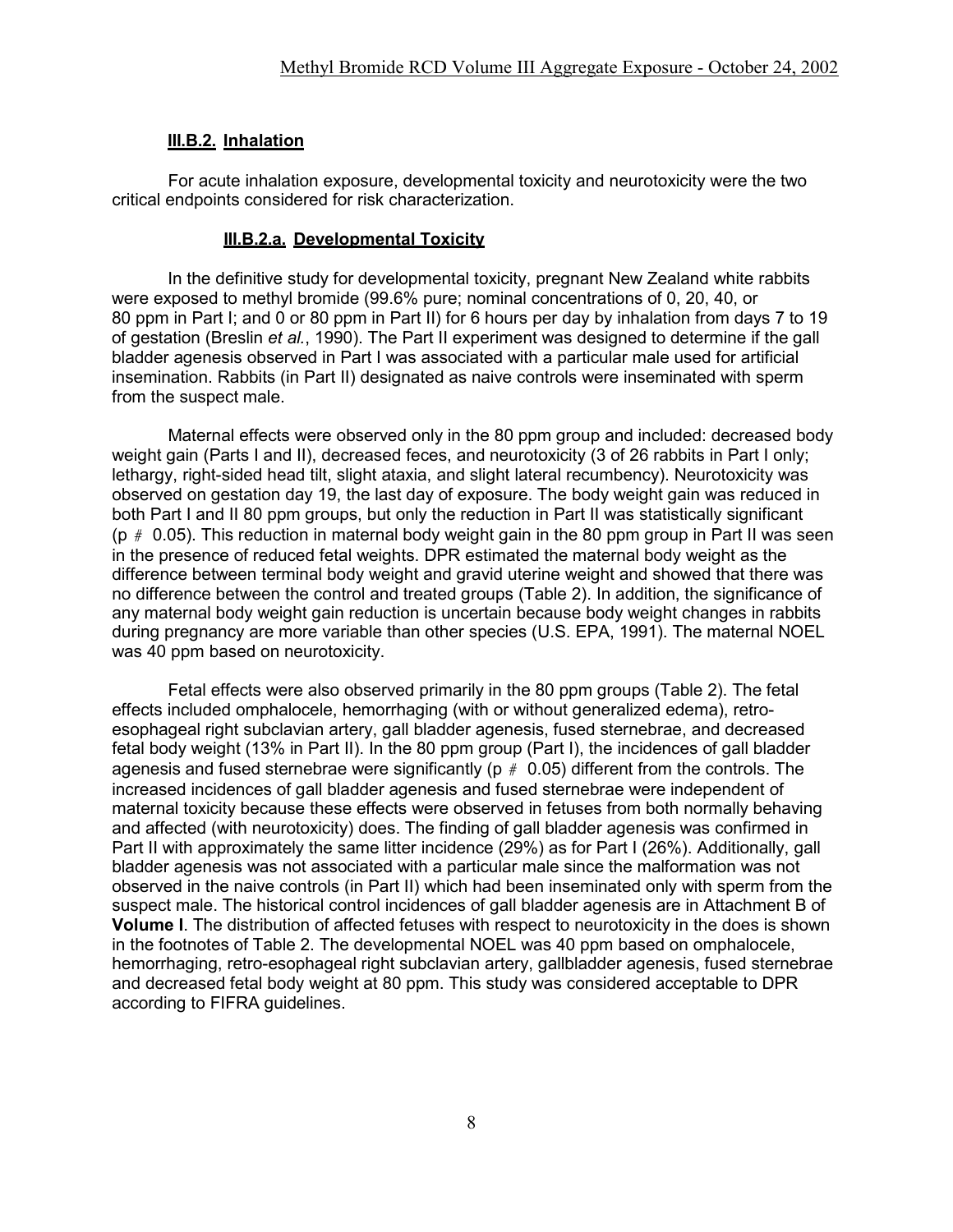### III.B.2. Inhalation

For acute inhalation exposure, developmental toxicity and neurotoxicity were the two critical endpoints considered for risk characterization.

#### III.B.2.a. Developmental Toxicity

In the definitive study for developmental toxicity, pregnant New Zealand white rabbits were exposed to methyl bromide (99.6% pure; nominal concentrations of 0, 20, 40, or 80 ppm in Part I; and 0 or 80 ppm in Part II) for 6 hours per day by inhalation from days 7 to 19 of gestation (Breslin *et al.*, 1990). The Part II experiment was designed to determine if the gall bladder agenesis observed in Part I was associated with a particular male used for artificial insemination. Rabbits (in Part II) designated as naive controls were inseminated with sperm from the suspect male.

Maternal effects were observed only in the 80 ppm group and included: decreased body weight gain (Parts I and II), decreased feces, and neurotoxicity (3 of 26 rabbits in Part I only; lethargy, right-sided head tilt, slight ataxia, and slight lateral recumbency). Neurotoxicity was observed on gestation day 19, the last day of exposure. The body weight gain was reduced in both Part I and II 80 ppm groups, but only the reduction in Part II was statistically significant ($p \leq 0.05$). This reduction in maternal body weight gain in the 80 ppm group in Part II was seen in the presence of reduced fetal weights. DPR estimated the maternal body weight as the difference between terminal body weight and gravid uterine weight and showed that there was no difference between the control and treated groups (Table 2). In addition, the significance of any maternal body weight gain reduction is uncertain because body weight changes in rabbits during pregnancy are more variable than other species (U.S. EPA, 1991). The maternal NOEL was 40 ppm based on neurotoxicity.

Fetal effects were also observed primarily in the 80 ppm groups (Table 2). The fetal effects included omphalocele, hemorrhaging (with or without generalized edema), retro-esophageal right subclavian artery, gall bladder agenesis, fused sternebrae, and decreased fetal body weight (13% in Part II). In the 80 ppm group (Part I), the incidences of gall bladder agenesis and fused sternebrae were significantly ($p \leq 0.05$) different from the controls. The increased incidences of gall bladder agenesis and fused sternebrae were independent of maternal toxicity because these effects were observed in fetuses from both normally behaving and affected (with neurotoxicity) does. The finding of gall bladder agenesis was confirmed in Part II with approximately the same litter incidence (29%) as for Part I (26%). Additionally, gall bladder agenesis was not associated with a particular male since the malformation was not observed in the naive controls (in Part II) which had been inseminated only with sperm from the suspect male. The historical control incidences of gall bladder agenesis are in Attachment B of **Volume I**. The distribution of affected fetuses with respect to neurotoxicity in the does is shown in the footnotes of Table 2. The developmental NOEL was 40 ppm based on omphalocele, hemorrhaging, retro-esophageal right subclavian artery, gallbladder agenesis, fused sternebrae and decreased fetal body weight at 80 ppm. This study was considered acceptable to DPR according to FIFRA guidelines.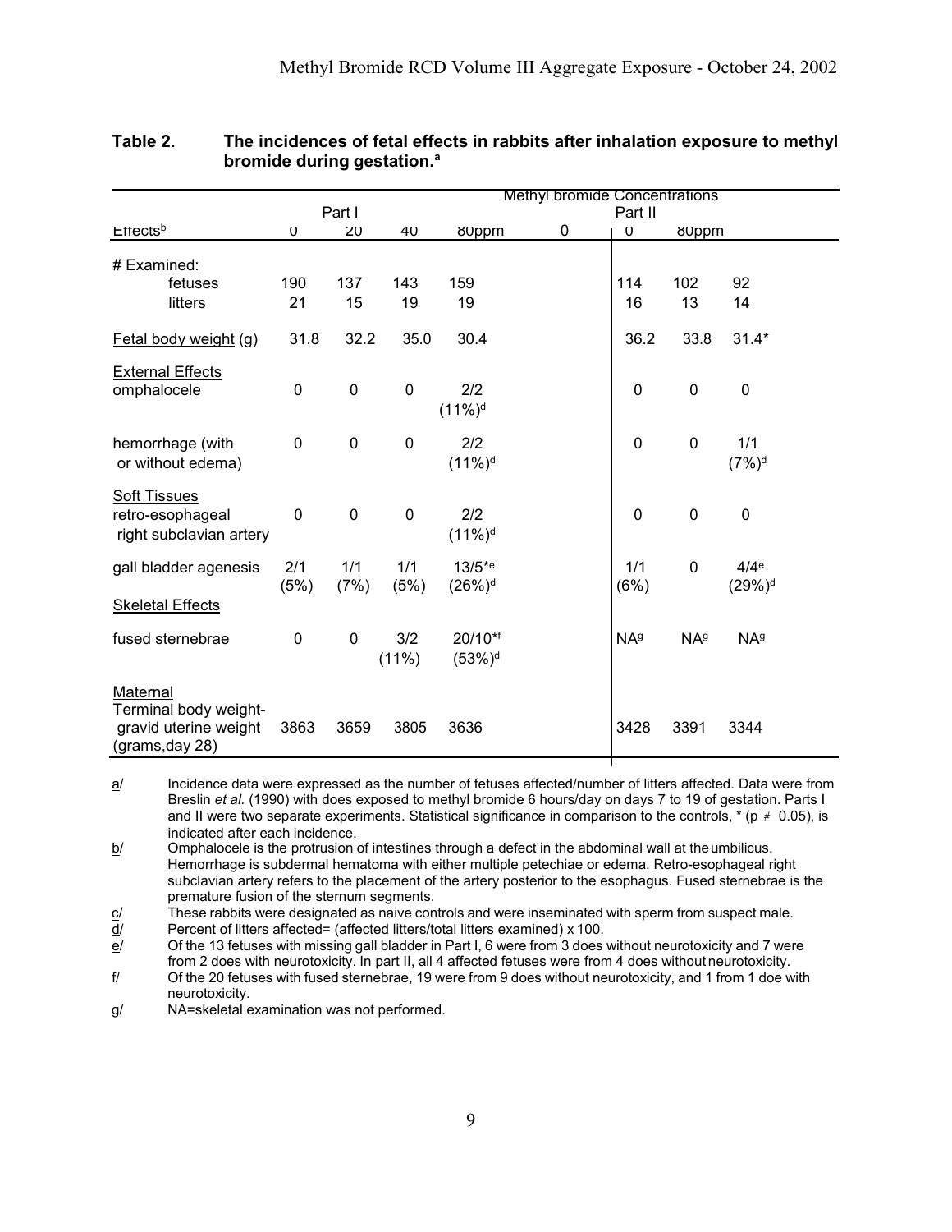**Table 2. The incidences of fetal effects in rabbits after inhalation exposure to methyl bromide during gestation.[a]**

| | Methyl bromide Concentrations | | | | | | |
|---|---|---|---|---|---|---|---|
| | Part I | | | | Part II | | |
| Effects[b] | 0 | 20 | 40 | 80ppm | 0 | 0 | 80ppm |
| # Examined: | | | | | | | |
| fetuses | 190 | 137 | 143 | 159 | 114 | 102 | 92 |
| litters | 21 | 15 | 19 | 19 | 16 | 13 | 14 |
| Fetal body weight (g) | 31.8 | 32.2 | 35.0 | 30.4 | 36.2 | 33.8 | 31.4* |
| External Effects | | | | | | | |
| omphalocele | 0 | 0 | 0 | 2/2 (11%)[d] | 0 | 0 | 0 |
| hemorrhage (with or without edema) | 0 | 0 | 0 | 2/2 (11%)[d] | 0 | 0 | 1/1 (7%)[d] |
| Soft Tissues | | | | | | | |
| retro-esophageal right subclavian artery | 0 | 0 | 0 | 2/2 (11%)[d] | 0 | 0 | 0 |
| gall bladder agenesis | 2/1 (5%) | 1/1 (7%) | 1/1 (5%) | 13/5*[e] (26%)[d] | 1/1 (6%) | 0 | 4/4[e] (29%)[d] |
| Skeletal Effects | | | | | | | |
| fused sternebrae | 0 | 0 | 3/2 (11%) | 20/10*[f] (53%)[d] | NA[g] | NA[g] | NA[g] |
| Maternal | | | | | | | |
| Terminal body weight-gravid uterine weight (grams, day 28) | 3863 | 3659 | 3805 | 3636 | 3428 | 3391 | 3344 |

a/ Incidence data were expressed as the number of fetuses affected/number of litters affected. Data were from Breslin *et al.* (1990) with does exposed to methyl bromide 6 hours/day on days 7 to 19 of gestation. Parts I and II were two separate experiments. Statistical significance in comparison to the controls, * ($p \leq 0.05$), is indicated after each incidence.

b/ Omphalocele is the protrusion of intestines through a defect in the abdominal wall at the umbilicus. Hemorrhage is subdermal hematoma with either multiple petechiae or edema. Retro-esophageal right subclavian artery refers to the placement of the artery posterior to the esophagus. Fused sternebrae is the premature fusion of the sternum segments.

c/ These rabbits were designated as naive controls and were inseminated with sperm from suspect male.

d/ Percent of litters affected= (affected litters/total litters examined) x 100.

e/ Of the 13 fetuses with missing gall bladder in Part I, 6 were from 3 does without neurotoxicity and 7 were from 2 does with neurotoxicity. In part II, all 4 affected fetuses were from 4 does without neurotoxicity.

f/ Of the 20 fetuses with fused sternebrae, 19 were from 9 does without neurotoxicity, and 1 from 1 doe with neurotoxicity.

g/ NA=skeletal examination was not performed.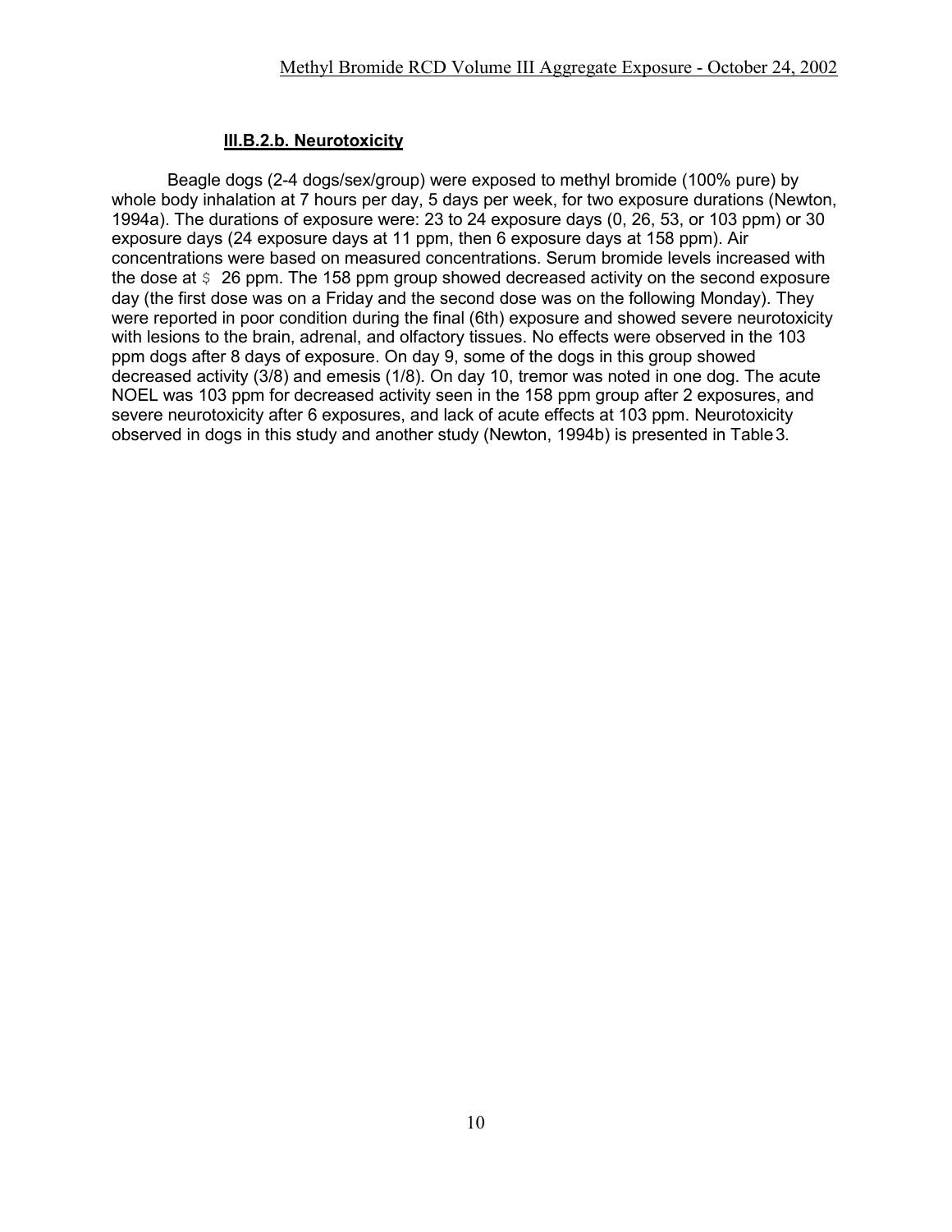#### III.B.2.b. Neurotoxicity

Beagle dogs (2-4 dogs/sex/group) were exposed to methyl bromide (100% pure) by whole body inhalation at 7 hours per day, 5 days per week, for two exposure durations (Newton, 1994a). The durations of exposure were: 23 to 24 exposure days (0, 26, 53, or 103 ppm) or 30 exposure days (24 exposure days at 11 ppm, then 6 exposure days at 158 ppm). Air concentrations were based on measured concentrations. Serum bromide levels increased with the dose at $\geq$ 26 ppm. The 158 ppm group showed decreased activity on the second exposure day (the first dose was on a Friday and the second dose was on the following Monday). They were reported in poor condition during the final (6th) exposure and showed severe neurotoxicity with lesions to the brain, adrenal, and olfactory tissues. No effects were observed in the 103 ppm dogs after 8 days of exposure. On day 9, some of the dogs in this group showed decreased activity (3/8) and emesis (1/8). On day 10, tremor was noted in one dog. The acute NOEL was 103 ppm for decreased activity seen in the 158 ppm group after 2 exposures, and severe neurotoxicity after 6 exposures, and lack of acute effects at 103 ppm. Neurotoxicity observed in dogs in this study and another study (Newton, 1994b) is presented in Table 3.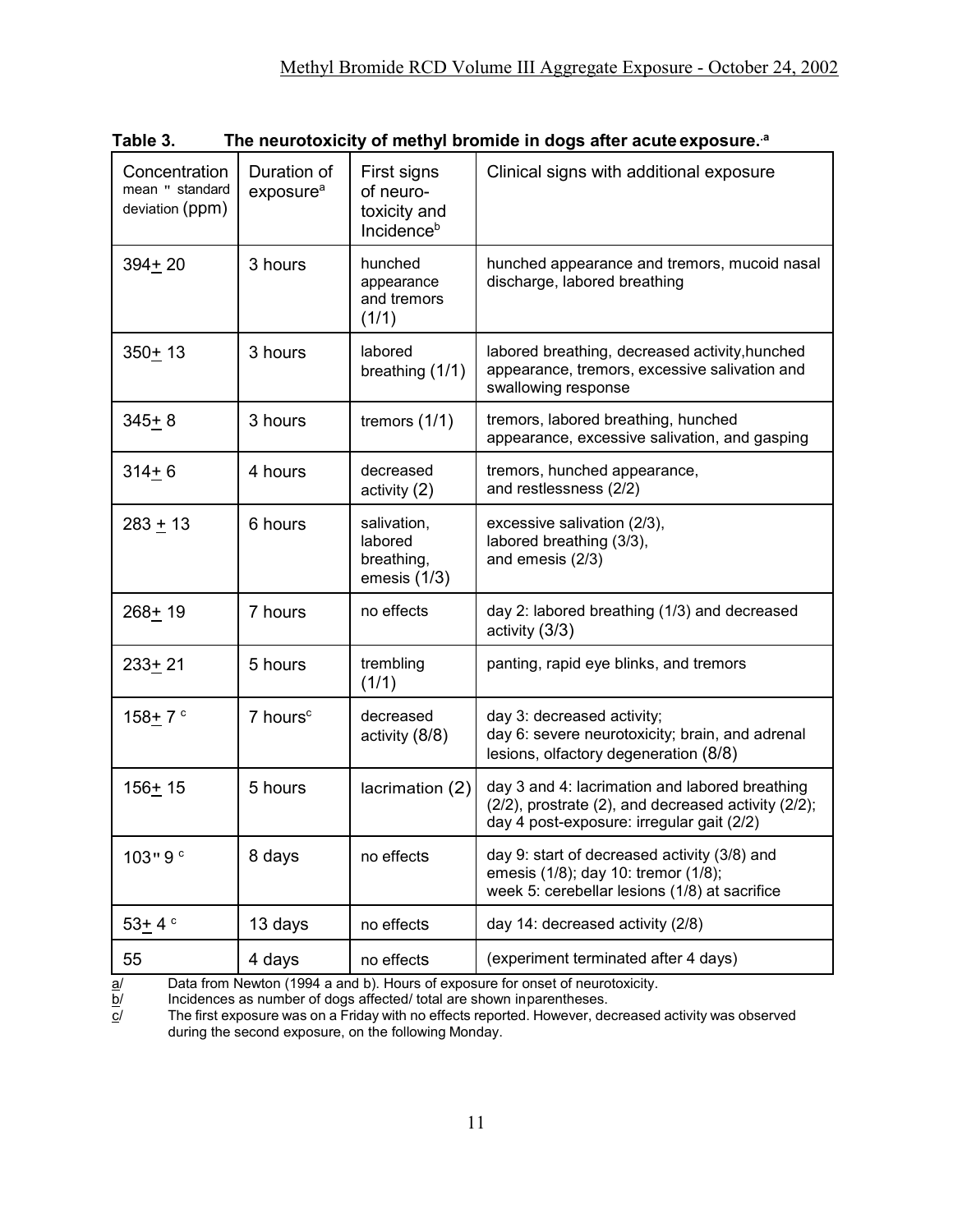**Table 3. The neurotoxicity of methyl bromide in dogs after acute exposure.[a]**

| Concentration mean " standard deviation (ppm) | Duration of exposure[a] | First signs of neuro-toxicity and Incidence[b] | Clinical signs with additional exposure |
|---|---|---|---|
| 394+ 20 | 3 hours | hunched appearance and tremors (1/1) | hunched appearance and tremors, mucoid nasal discharge, labored breathing |
| 350+ 13 | 3 hours | labored breathing (1/1) | labored breathing, decreased activity,hunched appearance, tremors, excessive salivation and swallowing response |
| 345+ 8 | 3 hours | tremors (1/1) | tremors, labored breathing, hunched appearance, excessive salivation, and gasping |
| 314+ 6 | 4 hours | decreased activity (2) | tremors, hunched appearance, and restlessness (2/2) |
| 283 + 13 | 6 hours | salivation, labored breathing, emesis (1/3) | excessive salivation (2/3), labored breathing (3/3), and emesis (2/3) |
| 268+ 19 | 7 hours | no effects | day 2: labored breathing (1/3) and decreased activity (3/3) |
| 233+ 21 | 5 hours | trembling (1/1) | panting, rapid eye blinks, and tremors |
| 158+ 7 [c] | 7 hours[c] | decreased activity (8/8) | day 3: decreased activity; day 6: severe neurotoxicity; brain, and adrenal lesions, olfactory degeneration (8/8) |
| 156+ 15 | 5 hours | lacrimation (2) | day 3 and 4: lacrimation and labored breathing (2/2), prostrate (2), and decreased activity (2/2); day 4 post-exposure: irregular gait (2/2) |
| 103 " 9 [c] | 8 days | no effects | day 9: start of decreased activity (3/8) and emesis (1/8); day 10: tremor (1/8); week 5: cerebellar lesions (1/8) at sacrifice |
| 53+ 4 [c] | 13 days | no effects | day 14: decreased activity (2/8) |
| 55 | 4 days | no effects | (experiment terminated after 4 days) |

a/ Data from Newton (1994 a and b). Hours of exposure for onset of neurotoxicity.
b/ Incidences as number of dogs affected/ total are shown inparentheses.
c/ The first exposure was on a Friday with no effects reported. However, decreased activity was observed during the second exposure, on the following Monday.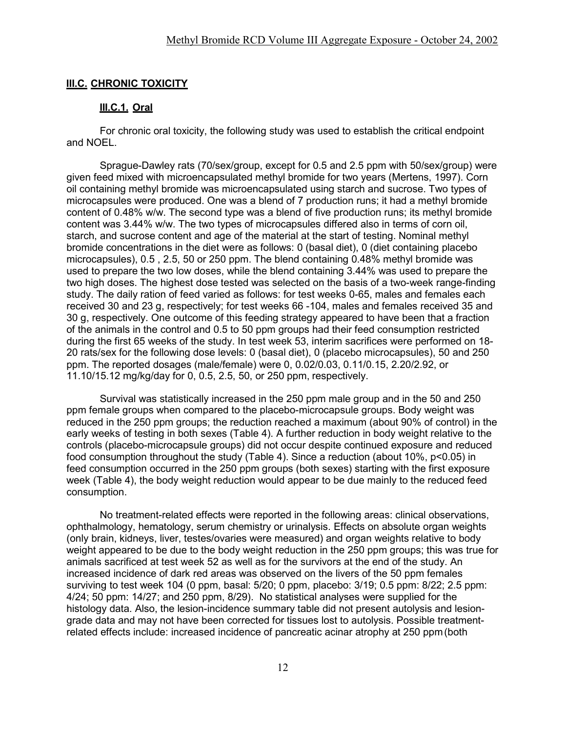## III.C. CHRONIC TOXICITY

### III.C.1. Oral

For chronic oral toxicity, the following study was used to establish the critical endpoint and NOEL.

Sprague-Dawley rats (70/sex/group, except for 0.5 and 2.5 ppm with 50/sex/group) were given feed mixed with microencapsulated methyl bromide for two years (Mertens, 1997). Corn oil containing methyl bromide was microencapsulated using starch and sucrose. Two types of microcapsules were produced. One was a blend of 7 production runs; it had a methyl bromide content of 0.48% w/w. The second type was a blend of five production runs; its methyl bromide content was 3.44% w/w. The two types of microcapsules differed also in terms of corn oil, starch, and sucrose content and age of the material at the start of testing. Nominal methyl bromide concentrations in the diet were as follows: 0 (basal diet), 0 (diet containing placebo microcapsules), 0.5 , 2.5, 50 or 250 ppm. The blend containing 0.48% methyl bromide was used to prepare the two low doses, while the blend containing 3.44% was used to prepare the two high doses. The highest dose tested was selected on the basis of a two-week range-finding study. The daily ration of feed varied as follows: for test weeks 0-65, males and females each received 30 and 23 g, respectively; for test weeks 66 -104, males and females received 35 and 30 g, respectively. One outcome of this feeding strategy appeared to have been that a fraction of the animals in the control and 0.5 to 50 ppm groups had their feed consumption restricted during the first 65 weeks of the study. In test week 53, interim sacrifices were performed on 18-20 rats/sex for the following dose levels: 0 (basal diet), 0 (placebo microcapsules), 50 and 250 ppm. The reported dosages (male/female) were 0, 0.02/0.03, 0.11/0.15, 2.20/2.92, or 11.10/15.12 mg/kg/day for 0, 0.5, 2.5, 50, or 250 ppm, respectively.

Survival was statistically increased in the 250 ppm male group and in the 50 and 250 ppm female groups when compared to the placebo-microcapsule groups. Body weight was reduced in the 250 ppm groups; the reduction reached a maximum (about 90% of control) in the early weeks of testing in both sexes (Table 4). A further reduction in body weight relative to the controls (placebo-microcapsule groups) did not occur despite continued exposure and reduced food consumption throughout the study (Table 4). Since a reduction (about 10%, $p<0.05$) in feed consumption occurred in the 250 ppm groups (both sexes) starting with the first exposure week (Table 4), the body weight reduction would appear to be due mainly to the reduced feed consumption.

No treatment-related effects were reported in the following areas: clinical observations, ophthalmology, hematology, serum chemistry or urinalysis. Effects on absolute organ weights (only brain, kidneys, liver, testes/ovaries were measured) and organ weights relative to body weight appeared to be due to the body weight reduction in the 250 ppm groups; this was true for animals sacrificed at test week 52 as well as for the survivors at the end of the study. An increased incidence of dark red areas was observed on the livers of the 50 ppm females surviving to test week 104 (0 ppm, basal: 5/20; 0 ppm, placebo: 3/19; 0.5 ppm: 8/22; 2.5 ppm: 4/24; 50 ppm: 14/27; and 250 ppm, 8/29). No statistical analyses were supplied for the histology data. Also, the lesion-incidence summary table did not present autolysis and lesion-grade data and may not have been corrected for tissues lost to autolysis. Possible treatment-related effects include: increased incidence of pancreatic acinar atrophy at 250 ppm (both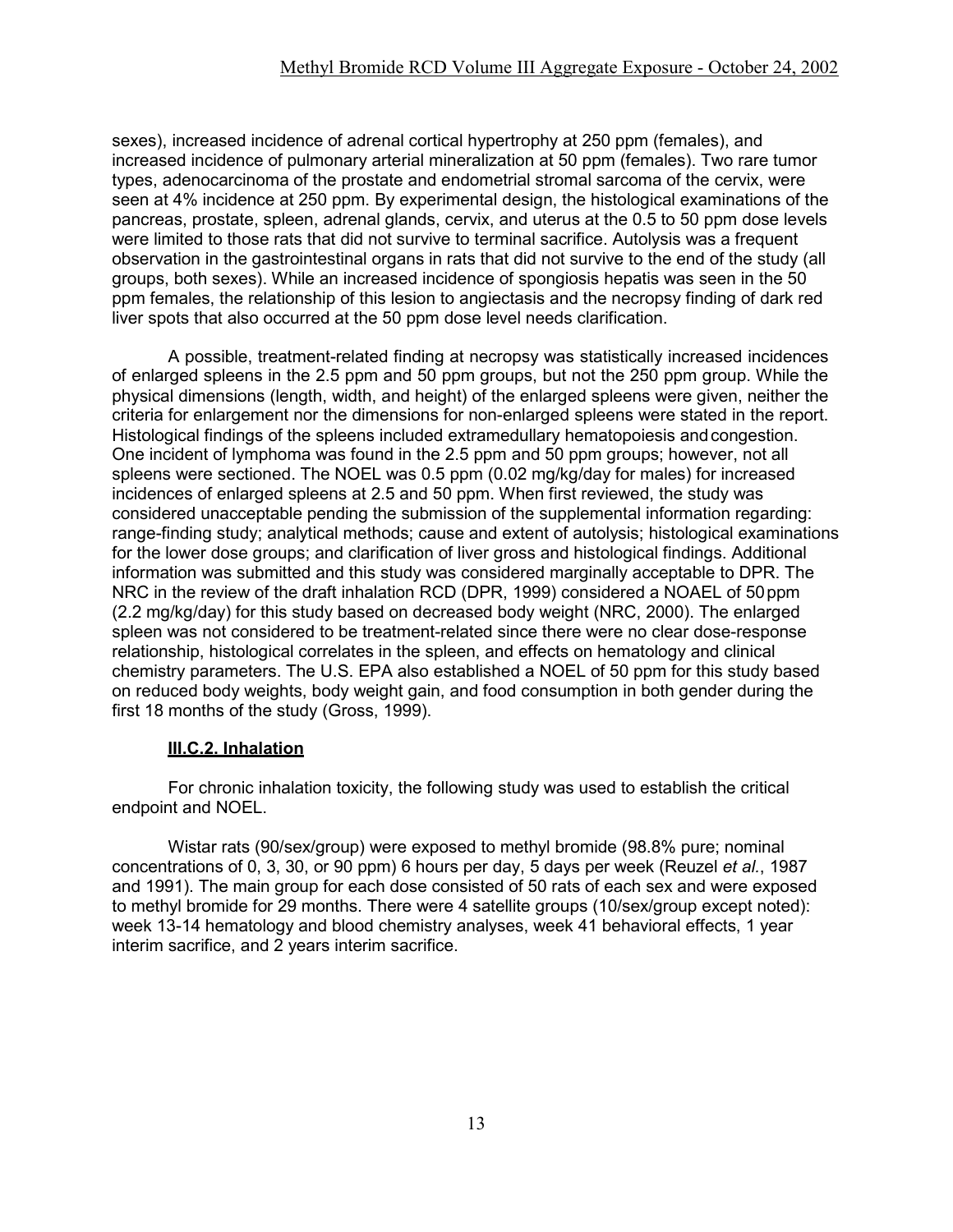sexes), increased incidence of adrenal cortical hypertrophy at 250 ppm (females), and increased incidence of pulmonary arterial mineralization at 50 ppm (females). Two rare tumor types, adenocarcinoma of the prostate and endometrial stromal sarcoma of the cervix, were seen at 4% incidence at 250 ppm. By experimental design, the histological examinations of the pancreas, prostate, spleen, adrenal glands, cervix, and uterus at the 0.5 to 50 ppm dose levels were limited to those rats that did not survive to terminal sacrifice. Autolysis was a frequent observation in the gastrointestinal organs in rats that did not survive to the end of the study (all groups, both sexes). While an increased incidence of spongiosis hepatis was seen in the 50 ppm females, the relationship of this lesion to angiectasis and the necropsy finding of dark red liver spots that also occurred at the 50 ppm dose level needs clarification.

A possible, treatment-related finding at necropsy was statistically increased incidences of enlarged spleens in the 2.5 ppm and 50 ppm groups, but not the 250 ppm group. While the physical dimensions (length, width, and height) of the enlarged spleens were given, neither the criteria for enlargement nor the dimensions for non-enlarged spleens were stated in the report. Histological findings of the spleens included extramedullary hematopoiesis and congestion. One incident of lymphoma was found in the 2.5 ppm and 50 ppm groups; however, not all spleens were sectioned. The NOEL was 0.5 ppm (0.02 mg/kg/day for males) for increased incidences of enlarged spleens at 2.5 and 50 ppm. When first reviewed, the study was considered unacceptable pending the submission of the supplemental information regarding: range-finding study; analytical methods; cause and extent of autolysis; histological examinations for the lower dose groups; and clarification of liver gross and histological findings. Additional information was submitted and this study was considered marginally acceptable to DPR. The NRC in the review of the draft inhalation RCD (DPR, 1999) considered a NOAEL of 50 ppm (2.2 mg/kg/day) for this study based on decreased body weight (NRC, 2000). The enlarged spleen was not considered to be treatment-related since there were no clear dose-response relationship, histological correlates in the spleen, and effects on hematology and clinical chemistry parameters. The U.S. EPA also established a NOEL of 50 ppm for this study based on reduced body weights, body weight gain, and food consumption in both gender during the first 18 months of the study (Gross, 1999).

### III.C.2. Inhalation

For chronic inhalation toxicity, the following study was used to establish the critical endpoint and NOEL.

Wistar rats (90/sex/group) were exposed to methyl bromide (98.8% pure; nominal concentrations of 0, 3, 30, or 90 ppm) 6 hours per day, 5 days per week (Reuzel *et al.*, 1987 and 1991). The main group for each dose consisted of 50 rats of each sex and were exposed to methyl bromide for 29 months. There were 4 satellite groups (10/sex/group except noted): week 13-14 hematology and blood chemistry analyses, week 41 behavioral effects, 1 year interim sacrifice, and 2 years interim sacrifice.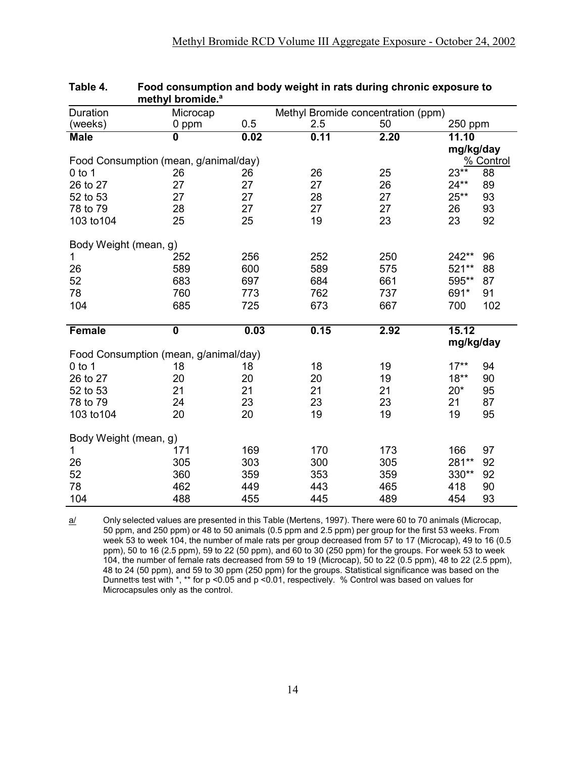**Table 4. Food consumption and body weight in rats during chronic exposure to methyl bromide.[a]**

| Duration (weeks) | Microcap 0 ppm | 0.5 | 2.5 | 50 | 250 ppm | |
|---|---|---|---|---|---|---|
| | | Methyl Bromide concentration (ppm) | | | | |
| **Male** | **0** | **0.02** | **0.11** | **2.20** | **11.10 mg/kg/day** | |
| Food Consumption (mean, g/animal/day) | | | | | | % Control |
| 0 to 1 | 26 | 26 | 26 | 25 | 23** | 88 |
| 26 to 27 | 27 | 27 | 27 | 26 | 24** | 89 |
| 52 to 53 | 27 | 27 | 28 | 27 | 25** | 93 |
| 78 to 79 | 28 | 27 | 27 | 27 | 26 | 93 |
| 103 to104 | 25 | 25 | 19 | 23 | 23 | 92 |
| Body Weight (mean, g) | | | | | | |
| 1 | 252 | 256 | 252 | 250 | 242** | 96 |
| 26 | 589 | 600 | 589 | 575 | 521** | 88 |
| 52 | 683 | 697 | 684 | 661 | 595** | 87 |
| 78 | 760 | 773 | 762 | 737 | 691* | 91 |
| 104 | 685 | 725 | 673 | 667 | 700 | 102 |
| **Female** | **0** | **0.03** | **0.15** | **2.92** | **15.12 mg/kg/day** | |
| Food Consumption (mean, g/animal/day) | | | | | | |
| 0 to 1 | 18 | 18 | 18 | 19 | 17** | 94 |
| 26 to 27 | 20 | 20 | 20 | 19 | 18** | 90 |
| 52 to 53 | 21 | 21 | 21 | 21 | 20* | 95 |
| 78 to 79 | 24 | 23 | 23 | 23 | 21 | 87 |
| 103 to104 | 20 | 20 | 19 | 19 | 19 | 95 |
| Body Weight (mean, g) | | | | | | |
| 1 | 171 | 169 | 170 | 173 | 166 | 97 |
| 26 | 305 | 303 | 300 | 305 | 281** | 92 |
| 52 | 360 | 359 | 353 | 359 | 330** | 92 |
| 78 | 462 | 449 | 443 | 465 | 418 | 90 |
| 104 | 488 | 455 | 445 | 489 | 454 | 93 |

a/ Only selected values are presented in this Table (Mertens, 1997). There were 60 to 70 animals (Microcap, 50 ppm, and 250 ppm) or 48 to 50 animals (0.5 ppm and 2.5 ppm) per group for the first 53 weeks. From week 53 to week 104, the number of male rats per group decreased from 57 to 17 (Microcap), 49 to 16 (0.5 ppm), 50 to 16 (2.5 ppm), 59 to 22 (50 ppm), and 60 to 30 (250 ppm) for the groups. For week 53 to week 104, the number of female rats decreased from 59 to 19 (Microcap), 50 to 22 (0.5 ppm), 48 to 22 (2.5 ppm), 48 to 24 (50 ppm), and 59 to 30 ppm (250 ppm) for the groups. Statistical significance was based on the Dunnett's test with *, ** for $p < 0.05$ and $p < 0.01$, respectively. % Control was based on values for Microcapsules only as the control.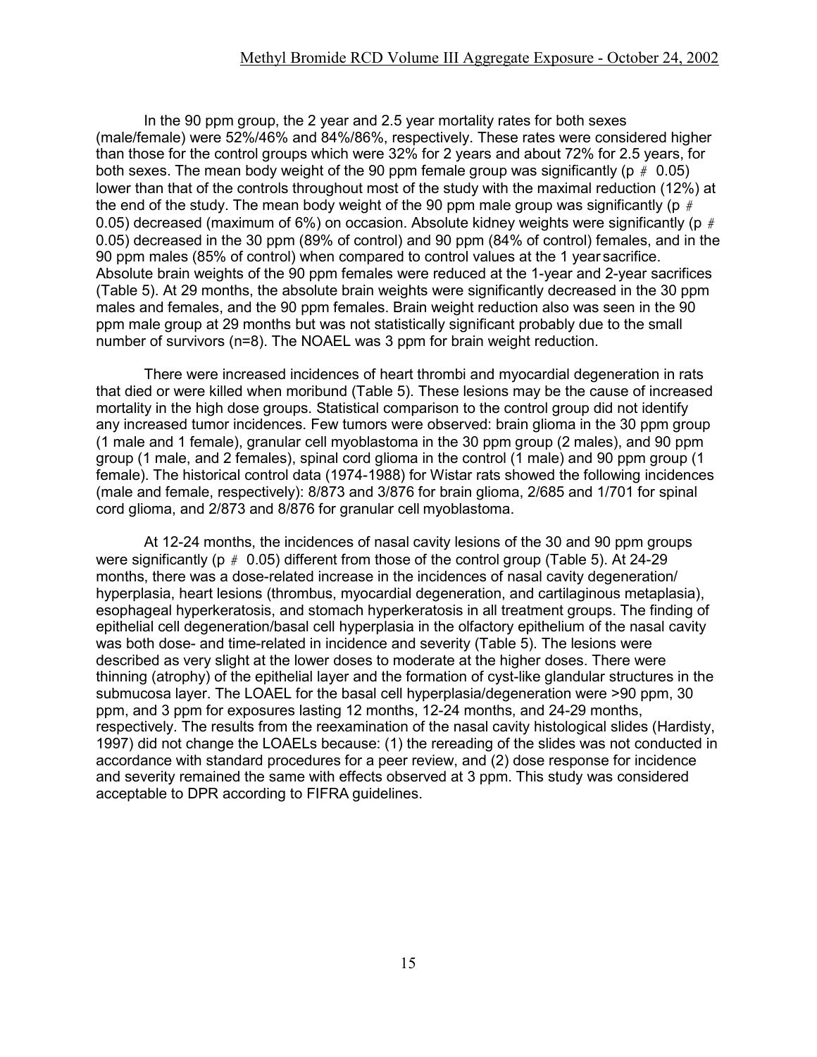In the 90 ppm group, the 2 year and 2.5 year mortality rates for both sexes (male/female) were 52%/46% and 84%/86%, respectively. These rates were considered higher than those for the control groups which were 32% for 2 years and about 72% for 2.5 years, for both sexes. The mean body weight of the 90 ppm female group was significantly ($p \leq 0.05$) lower than that of the controls throughout most of the study with the maximal reduction (12%) at the end of the study. The mean body weight of the 90 ppm male group was significantly ($p \leq 0.05$) decreased (maximum of 6%) on occasion. Absolute kidney weights were significantly ($p \leq 0.05$) decreased in the 30 ppm (89% of control) and 90 ppm (84% of control) females, and in the 90 ppm males (85% of control) when compared to control values at the 1 year sacrifice. Absolute brain weights of the 90 ppm females were reduced at the 1-year and 2-year sacrifices (Table 5). At 29 months, the absolute brain weights were significantly decreased in the 30 ppm males and females, and the 90 ppm females. Brain weight reduction also was seen in the 90 ppm male group at 29 months but was not statistically significant probably due to the small number of survivors (n=8). The NOAEL was 3 ppm for brain weight reduction.

There were increased incidences of heart thrombi and myocardial degeneration in rats that died or were killed when moribund (Table 5). These lesions may be the cause of increased mortality in the high dose groups. Statistical comparison to the control group did not identify any increased tumor incidences. Few tumors were observed: brain glioma in the 30 ppm group (1 male and 1 female), granular cell myoblastoma in the 30 ppm group (2 males), and 90 ppm group (1 male, and 2 females), spinal cord glioma in the control (1 male) and 90 ppm group (1 female). The historical control data (1974-1988) for Wistar rats showed the following incidences (male and female, respectively): 8/873 and 3/876 for brain glioma, 2/685 and 1/701 for spinal cord glioma, and 2/873 and 8/876 for granular cell myoblastoma.

At 12-24 months, the incidences of nasal cavity lesions of the 30 and 90 ppm groups were significantly ($p \leq 0.05$) different from those of the control group (Table 5). At 24-29 months, there was a dose-related increase in the incidences of nasal cavity degeneration/hyperplasia, heart lesions (thrombus, myocardial degeneration, and cartilaginous metaplasia), esophageal hyperkeratosis, and stomach hyperkeratosis in all treatment groups. The finding of epithelial cell degeneration/basal cell hyperplasia in the olfactory epithelium of the nasal cavity was both dose- and time-related in incidence and severity (Table 5). The lesions were described as very slight at the lower doses to moderate at the higher doses. There were thinning (atrophy) of the epithelial layer and the formation of cyst-like glandular structures in the submucosa layer. The LOAEL for the basal cell hyperplasia/degeneration were >90 ppm, 30 ppm, and 3 ppm for exposures lasting 12 months, 12-24 months, and 24-29 months, respectively. The results from the reexamination of the nasal cavity histological slides (Hardisty, 1997) did not change the LOAELs because: (1) the rereading of the slides was not conducted in accordance with standard procedures for a peer review, and (2) dose response for incidence and severity remained the same with effects observed at 3 ppm. This study was considered acceptable to DPR according to FIFRA guidelines.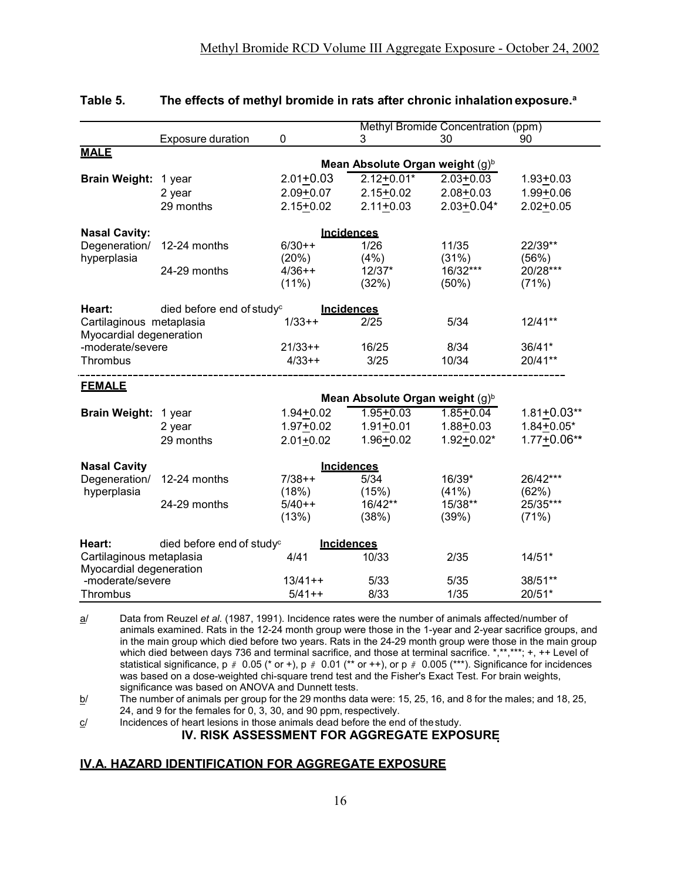**Table 5. The effects of methyl bromide in rats after chronic inhalation exposure.[a]**

| | Exposure duration | Methyl Bromide Concentration (ppm) 0 | 3 | 30 | 90 |
|---|---|---|---|---|---|
| **MALE** | | | | | |
| | | **Mean Absolute Organ weight** (g)[b] | | | |
| **Brain Weight:** | 1 year | 2.01±0.03 | 2.12±0.01* | 2.03±0.03 | 1.93±0.03 |
| | 2 year | 2.09±0.07 | 2.15±0.02 | 2.08±0.03 | 1.99±0.06 |
| | 29 months | 2.15±0.02 | 2.11±0.03 | 2.03±0.04* | 2.02±0.05 |
| **Nasal Cavity:** | | **Incidences** | | | |
| Degeneration/ hyperplasia | 12-24 months | 6/30++ (20%) | 1/26 (4%) | 11/35 (31%) | 22/39** (56%) |
| | 24-29 months | 4/36++ (11%) | 12/37* (32%) | 16/32*** (50%) | 20/28*** (71%) |
| **Heart:** | died before end of study[c] | **Incidences** | | | |
| Cartilaginous metaplasia | | 1/33++ | 2/25 | 5/34 | 12/41** |
| Myocardial degeneration -moderate/severe | | 21/33++ | 16/25 | 8/34 | 36/41* |
| Thrombus | | 4/33++ | 3/25 | 10/34 | 20/41** |
| **FEMALE** | | | | | |
| | | **Mean Absolute Organ weight** (g)[b] | | | |
| **Brain Weight:** | 1 year | 1.94±0.02 | 1.95±0.03 | 1.85±0.04 | 1.81±0.03** |
| | 2 year | 1.97±0.02 | 1.91±0.01 | 1.88±0.03 | 1.84±0.05* |
| | 29 months | 2.01±0.02 | 1.96±0.02 | 1.92±0.02* | 1.77±0.06** |
| **Nasal Cavity** | | **Incidences** | | | |
| Degeneration/ hyperplasia | 12-24 months | 7/38++ (18%) | 5/34 (15%) | 16/39* (41%) | 26/42*** (62%) |
| | 24-29 months | 5/40++ (13%) | 16/42** (38%) | 15/38** (39%) | 25/35*** (71%) |
| **Heart:** | died before end of study[c] | **Incidences** | | | |
| Cartilaginous metaplasia | | 4/41 | 10/33 | 2/35 | 14/51* |
| Myocardial degeneration -moderate/severe | | 13/41++ | 5/33 | 5/35 | 38/51** |
| Thrombus | | 5/41++ | 8/33 | 1/35 | 20/51* |

a/ Data from Reuzel *et al.* (1987, 1991). Incidence rates were the number of animals affected/number of animals examined. Rats in the 12-24 month group were those in the 1-year and 2-year sacrifice groups, and in the main group which died before two years. Rats in the 24-29 month group were those in the main group which died between days 736 and terminal sacrifice, and those at terminal sacrifice. *,**,***; +, ++ Level of statistical significance, $p \leq 0.05$ (* or +), $p \leq 0.01$ (** or ++), or $p \leq 0.005$ (***). Significance for incidences was based on a dose-weighted chi-square trend test and the Fisher's Exact Test. For brain weights, significance was based on ANOVA and Dunnett tests.

b/ The number of animals per group for the 29 months data were: 15, 25, 16, and 8 for the males; and 18, 25, 24, and 9 for the females for 0, 3, 30, and 90 ppm, respectively.

c/ Incidences of heart lesions in those animals dead before the end of the study.

## IV. RISK ASSESSMENT FOR AGGREGATE EXPOSURE

### IV.A. HAZARD IDENTIFICATION FOR AGGREGATE EXPOSURE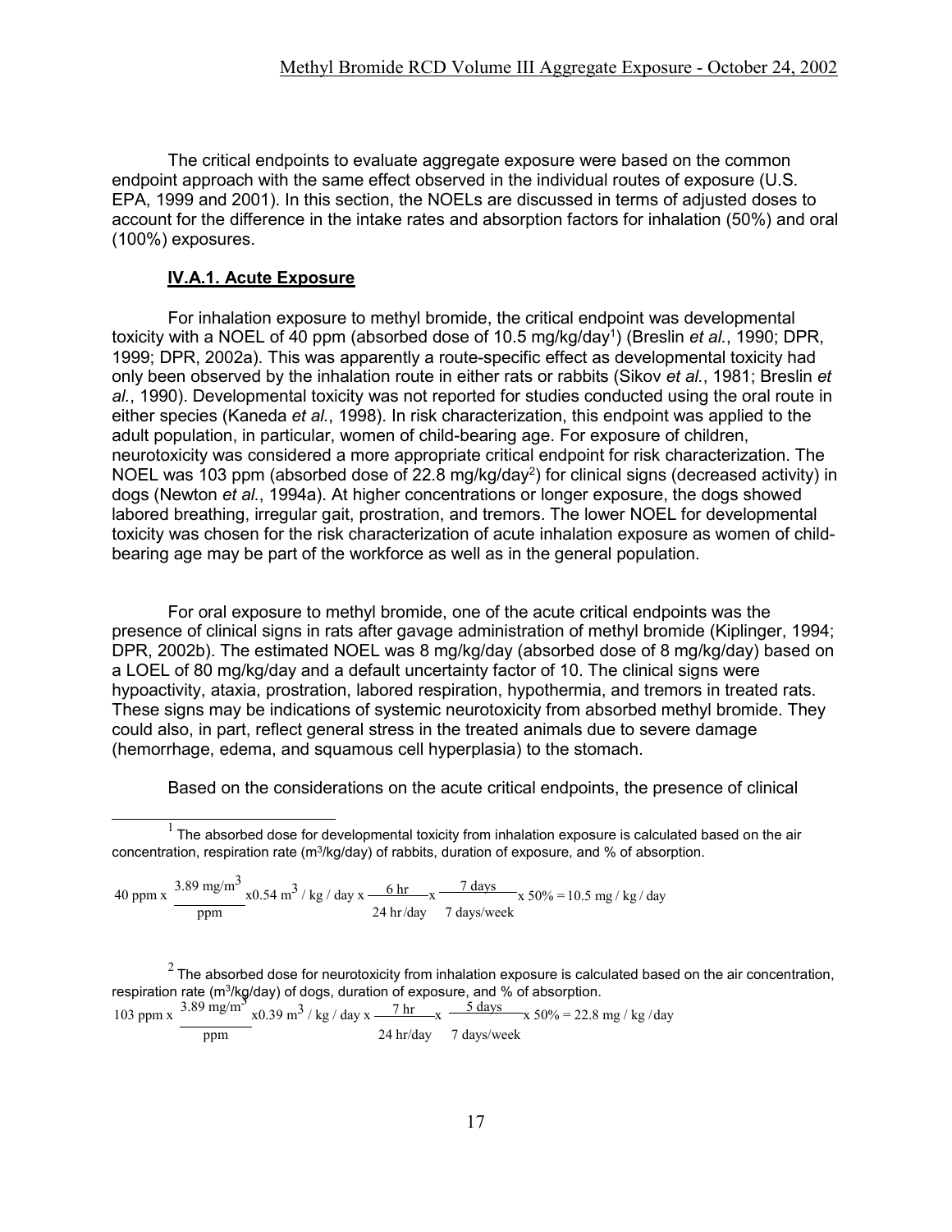The critical endpoints to evaluate aggregate exposure were based on the common endpoint approach with the same effect observed in the individual routes of exposure (U.S. EPA, 1999 and 2001). In this section, the NOELs are discussed in terms of adjusted doses to account for the difference in the intake rates and absorption factors for inhalation (50%) and oral (100%) exposures.

### IV.A.1. Acute Exposure

For inhalation exposure to methyl bromide, the critical endpoint was developmental toxicity with a NOEL of 40 ppm (absorbed dose of 10.5 mg/kg/day[1]) (Breslin *et al.*, 1990; DPR, 1999; DPR, 2002a). This was apparently a route-specific effect as developmental toxicity had only been observed by the inhalation route in either rats or rabbits (Sikov *et al.*, 1981; Breslin *et al.*, 1990). Developmental toxicity was not reported for studies conducted using the oral route in either species (Kaneda *et al.*, 1998). In risk characterization, this endpoint was applied to the adult population, in particular, women of child-bearing age. For exposure of children, neurotoxicity was considered a more appropriate critical endpoint for risk characterization. The NOEL was 103 ppm (absorbed dose of 22.8 mg/kg/day[2]) for clinical signs (decreased activity) in dogs (Newton *et al.*, 1994a). At higher concentrations or longer exposure, the dogs showed labored breathing, irregular gait, prostration, and tremors. The lower NOEL for developmental toxicity was chosen for the risk characterization of acute inhalation exposure as women of child-bearing age may be part of the workforce as well as in the general population.

For oral exposure to methyl bromide, one of the acute critical endpoints was the presence of clinical signs in rats after gavage administration of methyl bromide (Kiplinger, 1994; DPR, 2002b). The estimated NOEL was 8 mg/kg/day (absorbed dose of 8 mg/kg/day) based on a LOEL of 80 mg/kg/day and a default uncertainty factor of 10. The clinical signs were hypoactivity, ataxia, prostration, labored respiration, hypothermia, and tremors in treated rats. These signs may be indications of systemic neurotoxicity from absorbed methyl bromide. They could also, in part, reflect general stress in the treated animals due to severe damage (hemorrhage, edema, and squamous cell hyperplasia) to the stomach.

Based on the considerations on the acute critical endpoints, the presence of clinical

---

[1] The absorbed dose for developmental toxicity from inhalation exposure is calculated based on the air concentration, respiration rate ($m^3$/kg/day) of rabbits, duration of exposure, and % of absorption.

$$40 \text{ ppm} \times \frac{3.89 \text{ mg/m}^3}{\text{ppm}} \times 0.54 \text{ m}^3/\text{kg}/\text{day} \times \frac{6 \text{ hr}}{24 \text{ hr/day}} \times \frac{7 \text{ days}}{7 \text{ days/week}} \times 50\% = 10.5 \text{ mg}/\text{kg}/\text{day}$$

[2] The absorbed dose for neurotoxicity from inhalation exposure is calculated based on the air concentration, respiration rate ($m^3$/kg/day) of dogs, duration of exposure, and % of absorption.

$$103 \text{ ppm} \times \frac{3.89 \text{ mg/m}^3}{\text{ppm}} \times 0.39 \text{ m}^3/\text{kg}/\text{day} \times \frac{7 \text{ hr}}{24 \text{ hr/day}} \times \frac{5 \text{ days}}{7 \text{ days/week}} \times 50\% = 22.8 \text{ mg}/\text{kg}/\text{day}$$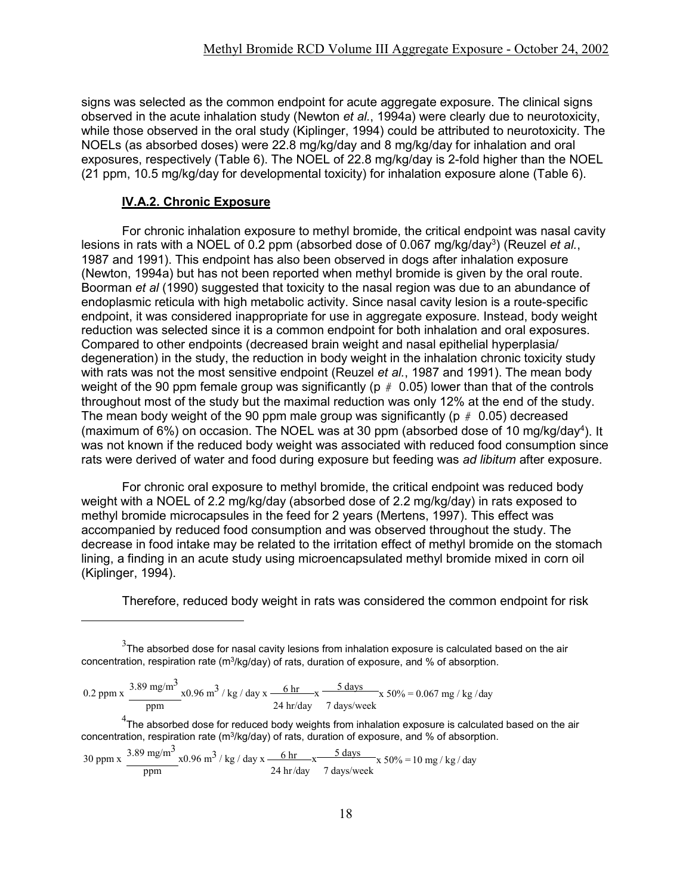signs was selected as the common endpoint for acute aggregate exposure. The clinical signs observed in the acute inhalation study (Newton *et al.*, 1994a) were clearly due to neurotoxicity, while those observed in the oral study (Kiplinger, 1994) could be attributed to neurotoxicity. The NOELs (as absorbed doses) were 22.8 mg/kg/day and 8 mg/kg/day for inhalation and oral exposures, respectively (Table 6). The NOEL of 22.8 mg/kg/day is 2-fold higher than the NOEL (21 ppm, 10.5 mg/kg/day for developmental toxicity) for inhalation exposure alone (Table 6).

### IV.A.2. Chronic Exposure

For chronic inhalation exposure to methyl bromide, the critical endpoint was nasal cavity lesions in rats with a NOEL of 0.2 ppm (absorbed dose of 0.067 mg/kg/day[3]) (Reuzel *et al.*, 1987 and 1991). This endpoint has also been observed in dogs after inhalation exposure (Newton, 1994a) but has not been reported when methyl bromide is given by the oral route. Boorman *et al* (1990) suggested that toxicity to the nasal region was due to an abundance of endoplasmic reticula with high metabolic activity. Since nasal cavity lesion is a route-specific endpoint, it was considered inappropriate for use in aggregate exposure. Instead, body weight reduction was selected since it is a common endpoint for both inhalation and oral exposures. Compared to other endpoints (decreased brain weight and nasal epithelial hyperplasia/ degeneration) in the study, the reduction in body weight in the inhalation chronic toxicity study with rats was not the most sensitive endpoint (Reuzel *et al.*, 1987 and 1991). The mean body weight of the 90 ppm female group was significantly ($p \leq 0.05$) lower than that of the controls throughout most of the study but the maximal reduction was only 12% at the end of the study. The mean body weight of the 90 ppm male group was significantly ($p \leq 0.05$) decreased (maximum of 6%) on occasion. The NOEL was at 30 ppm (absorbed dose of 10 mg/kg/day[4]). It was not known if the reduced body weight was associated with reduced food consumption since rats were derived of water and food during exposure but feeding was *ad libitum* after exposure.

For chronic oral exposure to methyl bromide, the critical endpoint was reduced body weight with a NOEL of 2.2 mg/kg/day (absorbed dose of 2.2 mg/kg/day) in rats exposed to methyl bromide microcapsules in the feed for 2 years (Mertens, 1997). This effect was accompanied by reduced food consumption and was observed throughout the study. The decrease in food intake may be related to the irritation effect of methyl bromide on the stomach lining, a finding in an acute study using microencapsulated methyl bromide mixed in corn oil (Kiplinger, 1994).

Therefore, reduced body weight in rats was considered the common endpoint for risk

---

[3] The absorbed dose for nasal cavity lesions from inhalation exposure is calculated based on the air concentration, respiration rate ($m^3$/kg/day) of rats, duration of exposure, and % of absorption.

$$0.2 \text{ ppm} \times \frac{3.89 \text{ mg/m}^3}{\text{ppm}} \times 0.96 \text{ m}^3/\text{kg/day} \times \frac{6 \text{ hr}}{24 \text{ hr/day}} \times \frac{5 \text{ days}}{7 \text{ days/week}} \times 50\% = 0.067 \text{ mg/kg/day}$$

[4] The absorbed dose for reduced body weights from inhalation exposure is calculated based on the air concentration, respiration rate ($m^3$/kg/day) of rats, duration of exposure, and % of absorption.

$$30 \text{ ppm} \times \frac{3.89 \text{ mg/m}^3}{\text{ppm}} \times 0.96 \text{ m}^3/\text{kg/day} \times \frac{6 \text{ hr}}{24 \text{ hr/day}} \times \frac{5 \text{ days}}{7 \text{ days/week}} \times 50\% = 10 \text{ mg/kg/day}$$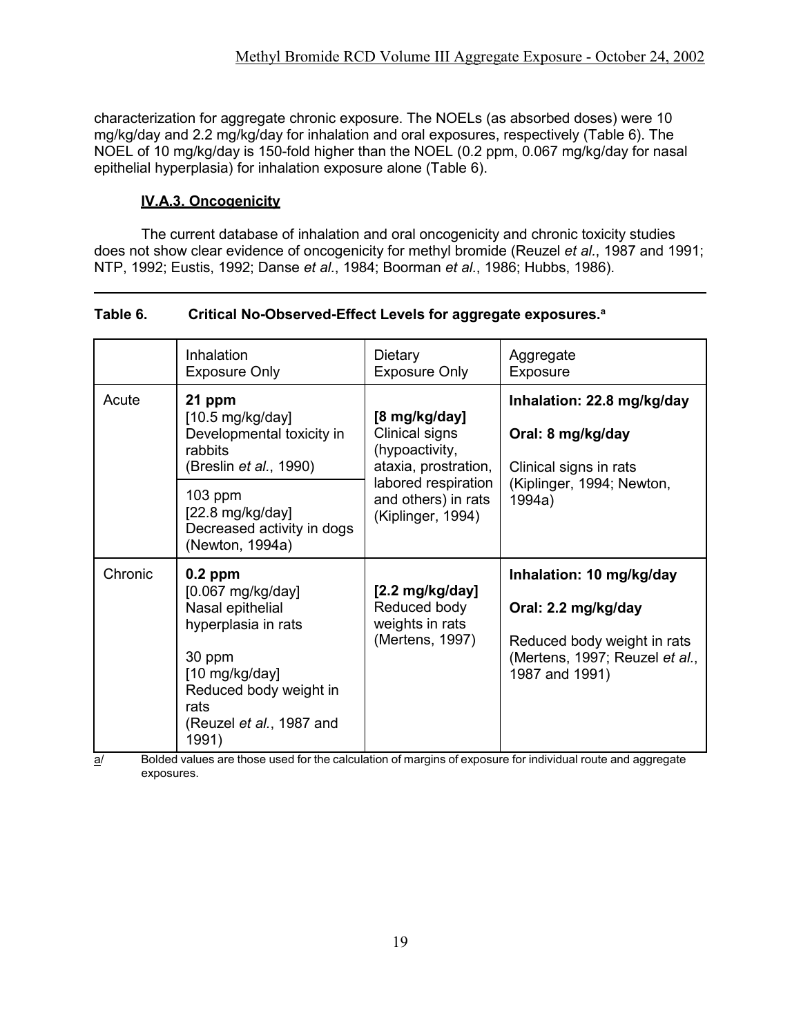characterization for aggregate chronic exposure. The NOELs (as absorbed doses) were 10 mg/kg/day and 2.2 mg/kg/day for inhalation and oral exposures, respectively (Table 6). The NOEL of 10 mg/kg/day is 150-fold higher than the NOEL (0.2 ppm, 0.067 mg/kg/day for nasal epithelial hyperplasia) for inhalation exposure alone (Table 6).

### IV.A.3. Oncogenicity

The current database of inhalation and oral oncogenicity and chronic toxicity studies does not show clear evidence of oncogenicity for methyl bromide (Reuzel *et al.*, 1987 and 1991; NTP, 1992; Eustis, 1992; Danse *et al.*, 1984; Boorman *et al.*, 1986; Hubbs, 1986).

**Table 6. Critical No-Observed-Effect Levels for aggregate exposures.**[a]

| | Inhalation Exposure Only | Dietary Exposure Only | Aggregate Exposure |
|---|---|---|---|
| Acute | **21 ppm** [10.5 mg/kg/day] Developmental toxicity in rabbits (Breslin *et al.*, 1990)<br><br>103 ppm [22.8 mg/kg/day] Decreased activity in dogs (Newton, 1994a) | **[8 mg/kg/day]** Clinical signs (hypoactivity, ataxia, prostration, labored respiration and others) in rats (Kiplinger, 1994) | **Inhalation: 22.8 mg/kg/day**<br><br>**Oral: 8 mg/kg/day**<br><br>Clinical signs in rats (Kiplinger, 1994; Newton, 1994a) |
| Chronic | **0.2 ppm** [0.067 mg/kg/day] Nasal epithelial hyperplasia in rats<br><br>30 ppm [10 mg/kg/day] Reduced body weight in rats (Reuzel *et al.*, 1987 and 1991) | **[2.2 mg/kg/day]** Reduced body weights in rats (Mertens, 1997) | **Inhalation: 10 mg/kg/day**<br><br>**Oral: 2.2 mg/kg/day**<br><br>Reduced body weight in rats (Mertens, 1997; Reuzel *et al.*, 1987 and 1991) |

a/ Bolded values are those used for the calculation of margins of exposure for individual route and aggregate exposures.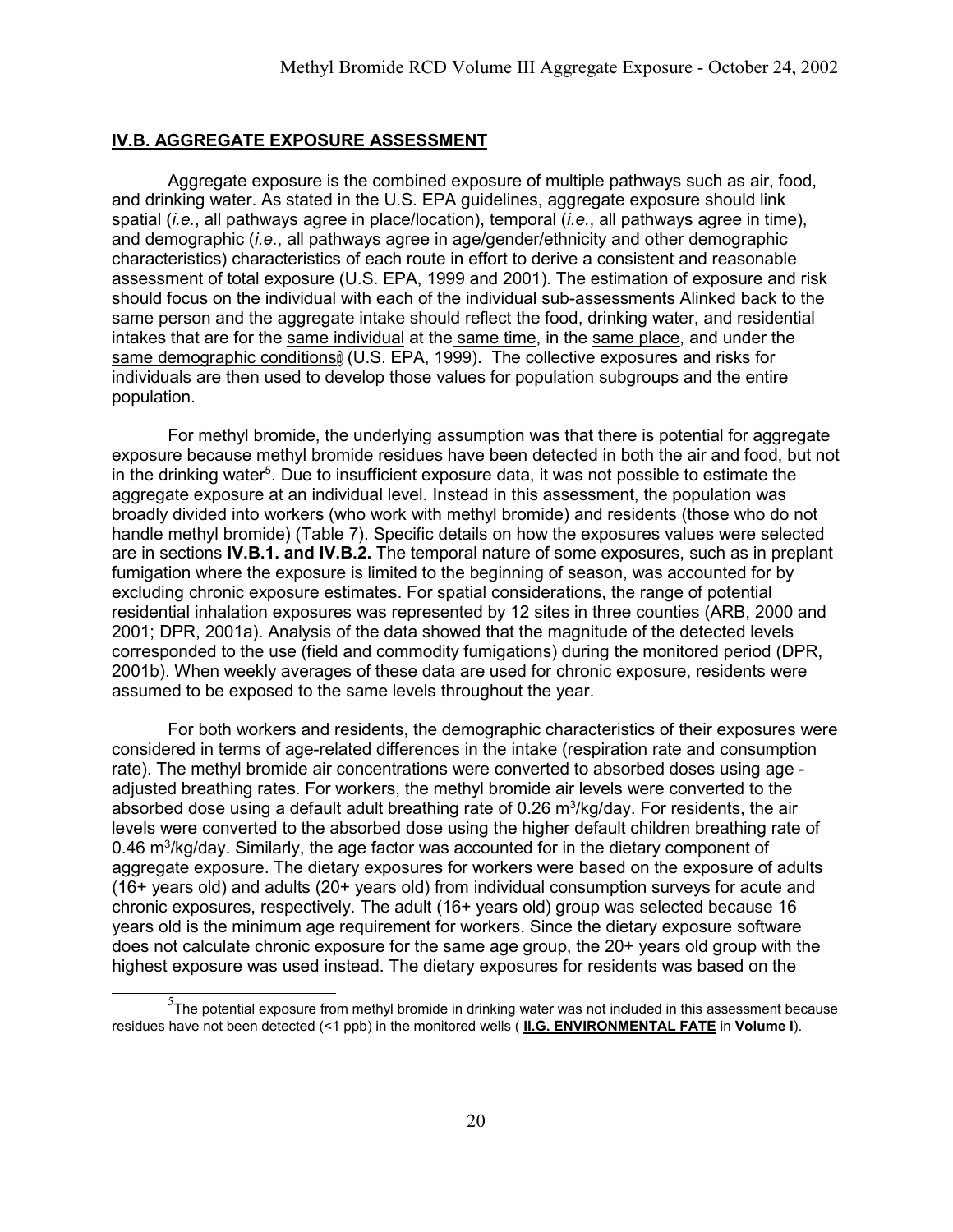## IV.B. AGGREGATE EXPOSURE ASSESSMENT

Aggregate exposure is the combined exposure of multiple pathways such as air, food, and drinking water. As stated in the U.S. EPA guidelines, aggregate exposure should link spatial (*i.e.*, all pathways agree in place/location), temporal (*i.e.*, all pathways agree in time), and demographic (*i.e.*, all pathways agree in age/gender/ethnicity and other demographic characteristics) characteristics of each route in effort to derive a consistent and reasonable assessment of total exposure (U.S. EPA, 1999 and 2001). The estimation of exposure and risk should focus on the individual with each of the individual sub-assessments Alinked back to the same person and the aggregate intake should reflect the food, drinking water, and residential intakes that are for the same individual at the same time, in the same place, and under the same demographic conditions@ (U.S. EPA, 1999). The collective exposures and risks for individuals are then used to develop those values for population subgroups and the entire population.

For methyl bromide, the underlying assumption was that there is potential for aggregate exposure because methyl bromide residues have been detected in both the air and food, but not in the drinking water[5]. Due to insufficient exposure data, it was not possible to estimate the aggregate exposure at an individual level. Instead in this assessment, the population was broadly divided into workers (who work with methyl bromide) and residents (those who do not handle methyl bromide) (Table 7). Specific details on how the exposures values were selected are in sections **IV.B.1. and IV.B.2.** The temporal nature of some exposures, such as in preplant fumigation where the exposure is limited to the beginning of season, was accounted for by excluding chronic exposure estimates. For spatial considerations, the range of potential residential inhalation exposures was represented by 12 sites in three counties (ARB, 2000 and 2001; DPR, 2001a). Analysis of the data showed that the magnitude of the detected levels corresponded to the use (field and commodity fumigations) during the monitored period (DPR, 2001b). When weekly averages of these data are used for chronic exposure, residents were assumed to be exposed to the same levels throughout the year.

For both workers and residents, the demographic characteristics of their exposures were considered in terms of age-related differences in the intake (respiration rate and consumption rate). The methyl bromide air concentrations were converted to absorbed doses using age - adjusted breathing rates. For workers, the methyl bromide air levels were converted to the absorbed dose using a default adult breathing rate of 0.26 $m^3$/kg/day. For residents, the air levels were converted to the absorbed dose using the higher default children breathing rate of 0.46 $m^3$/kg/day. Similarly, the age factor was accounted for in the dietary component of aggregate exposure. The dietary exposures for workers were based on the exposure of adults (16+ years old) and adults (20+ years old) from individual consumption surveys for acute and chronic exposures, respectively. The adult (16+ years old) group was selected because 16 years old is the minimum age requirement for workers. Since the dietary exposure software does not calculate chronic exposure for the same age group, the 20+ years old group with the highest exposure was used instead. The dietary exposures for residents was based on the

[5] The potential exposure from methyl bromide in drinking water was not included in this assessment because residues have not been detected (<1 ppb) in the monitored wells ( **II.G. ENVIRONMENTAL FATE** in **Volume I**).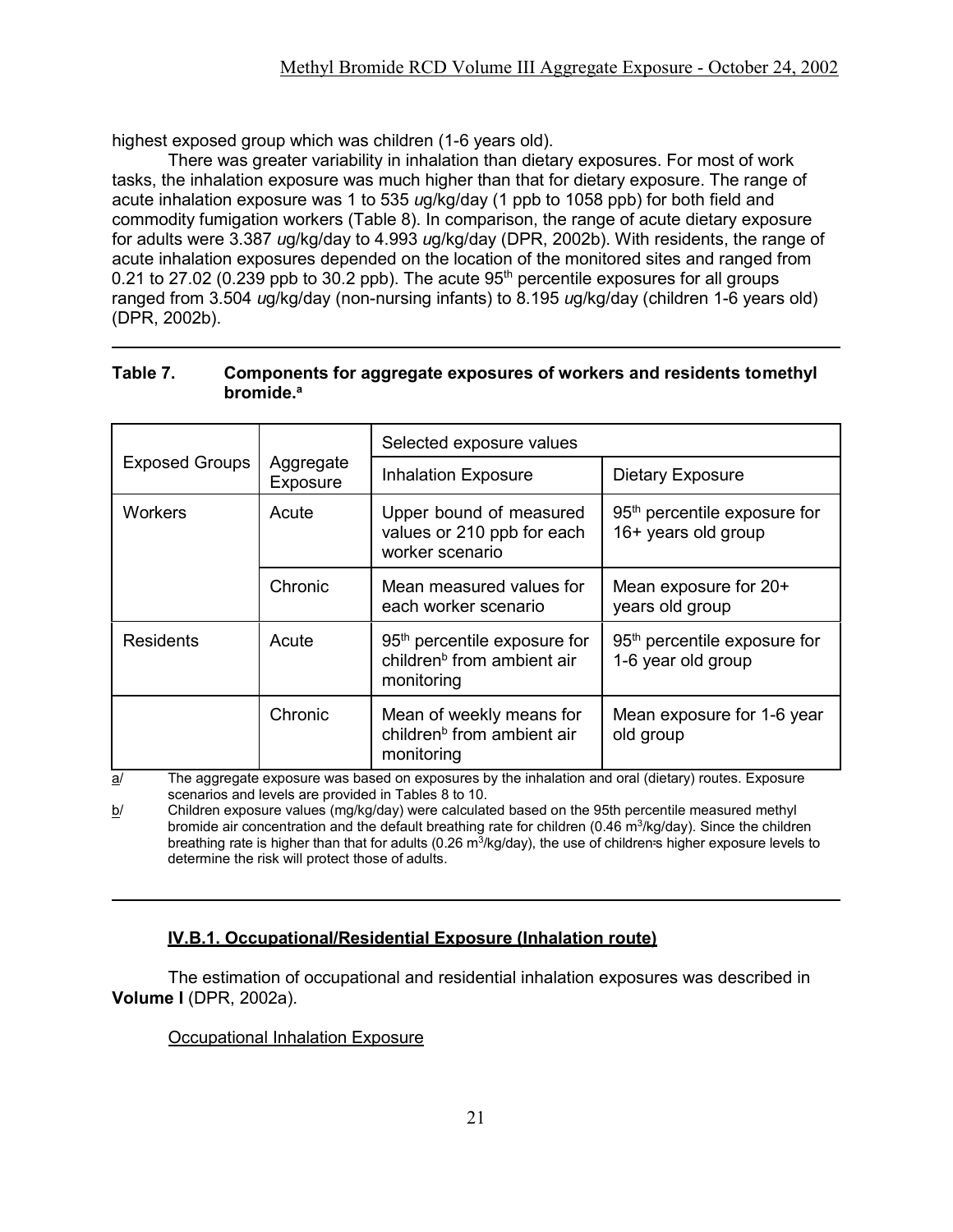highest exposed group which was children (1-6 years old).

There was greater variability in inhalation than dietary exposures. For most of work tasks, the inhalation exposure was much higher than that for dietary exposure. The range of acute inhalation exposure was 1 to 535 *u*g/kg/day (1 ppb to 1058 ppb) for both field and commodity fumigation workers (Table 8). In comparison, the range of acute dietary exposure for adults were 3.387 *u*g/kg/day to 4.993 *u*g/kg/day (DPR, 2002b). With residents, the range of acute inhalation exposures depended on the location of the monitored sites and ranged from 0.21 to 27.02 (0.239 ppb to 30.2 ppb). The acute 95[th] percentile exposures for all groups ranged from 3.504 *u*g/kg/day (non-nursing infants) to 8.195 *u*g/kg/day (children 1-6 years old) (DPR, 2002b).

**Table 7. Components for aggregate exposures of workers and residents tomethyl bromide.[a]**

| Exposed Groups | Aggregate Exposure | Selected exposure values | |
|---|---|---|---|
| | | Inhalation Exposure | Dietary Exposure |
| Workers | Acute | Upper bound of measured values or 210 ppb for each worker scenario | 95[th] percentile exposure for 16+ years old group |
| | Chronic | Mean measured values for each worker scenario | Mean exposure for 20+ years old group |
| Residents | Acute | 95[th] percentile exposure for children[b] from ambient air monitoring | 95[th] percentile exposure for 1-6 year old group |
| | Chronic | Mean of weekly means for children[b] from ambient air monitoring | Mean exposure for 1-6 year old group |

a/ The aggregate exposure was based on exposures by the inhalation and oral (dietary) routes. Exposure scenarios and levels are provided in Tables 8 to 10.

b/ Children exposure values (mg/kg/day) were calculated based on the 95th percentile measured methyl bromide air concentration and the default breathing rate for children (0.46 $m^3$/kg/day). Since the children breathing rate is higher than that for adults (0.26 $m^3$/kg/day), the use of children=s higher exposure levels to determine the risk will protect those of adults.

### IV.B.1. Occupational/Residential Exposure (Inhalation route)

The estimation of occupational and residential inhalation exposures was described in **Volume I** (DPR, 2002a).

Occupational Inhalation Exposure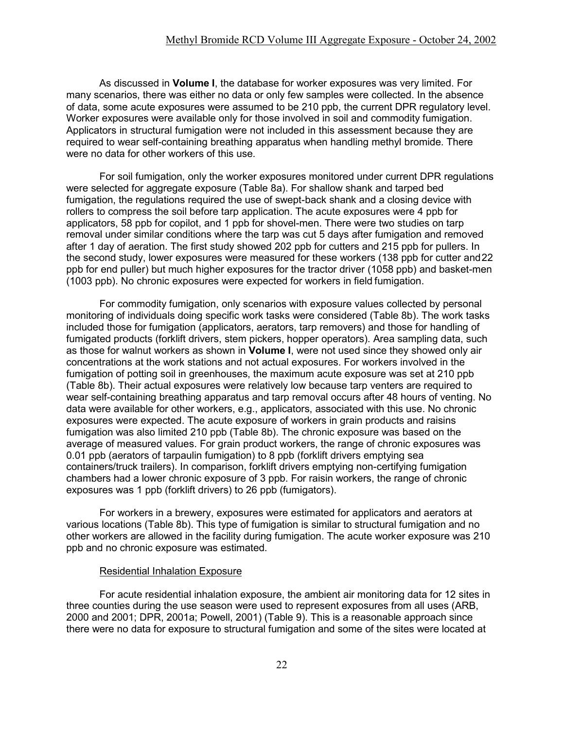As discussed in **Volume I**, the database for worker exposures was very limited. For many scenarios, there was either no data or only few samples were collected. In the absence of data, some acute exposures were assumed to be 210 ppb, the current DPR regulatory level. Worker exposures were available only for those involved in soil and commodity fumigation. Applicators in structural fumigation were not included in this assessment because they are required to wear self-containing breathing apparatus when handling methyl bromide. There were no data for other workers of this use.

For soil fumigation, only the worker exposures monitored under current DPR regulations were selected for aggregate exposure (Table 8a). For shallow shank and tarped bed fumigation, the regulations required the use of swept-back shank and a closing device with rollers to compress the soil before tarp application. The acute exposures were 4 ppb for applicators, 58 ppb for copilot, and 1 ppb for shovel-men. There were two studies on tarp removal under similar conditions where the tarp was cut 5 days after fumigation and removed after 1 day of aeration. The first study showed 202 ppb for cutters and 215 ppb for pullers. In the second study, lower exposures were measured for these workers (138 ppb for cutter and 22 ppb for end puller) but much higher exposures for the tractor driver (1058 ppb) and basket-men (1003 ppb). No chronic exposures were expected for workers in field fumigation.

For commodity fumigation, only scenarios with exposure values collected by personal monitoring of individuals doing specific work tasks were considered (Table 8b). The work tasks included those for fumigation (applicators, aerators, tarp removers) and those for handling of fumigated products (forklift drivers, stem pickers, hopper operators). Area sampling data, such as those for walnut workers as shown in **Volume I**, were not used since they showed only air concentrations at the work stations and not actual exposures. For workers involved in the fumigation of potting soil in greenhouses, the maximum acute exposure was set at 210 ppb (Table 8b). Their actual exposures were relatively low because tarp venters are required to wear self-containing breathing apparatus and tarp removal occurs after 48 hours of venting. No data were available for other workers, e.g., applicators, associated with this use. No chronic exposures were expected. The acute exposure of workers in grain products and raisins fumigation was also limited 210 ppb (Table 8b). The chronic exposure was based on the average of measured values. For grain product workers, the range of chronic exposures was 0.01 ppb (aerators of tarpaulin fumigation) to 8 ppb (forklift drivers emptying sea containers/truck trailers). In comparison, forklift drivers emptying non-certifying fumigation chambers had a lower chronic exposure of 3 ppb. For raisin workers, the range of chronic exposures was 1 ppb (forklift drivers) to 26 ppb (fumigators).

For workers in a brewery, exposures were estimated for applicators and aerators at various locations (Table 8b). This type of fumigation is similar to structural fumigation and no other workers are allowed in the facility during fumigation. The acute worker exposure was 210 ppb and no chronic exposure was estimated.

## Residential Inhalation Exposure

For acute residential inhalation exposure, the ambient air monitoring data for 12 sites in three counties during the use season were used to represent exposures from all uses (ARB, 2000 and 2001; DPR, 2001a; Powell, 2001) (Table 9). This is a reasonable approach since there were no data for exposure to structural fumigation and some of the sites were located at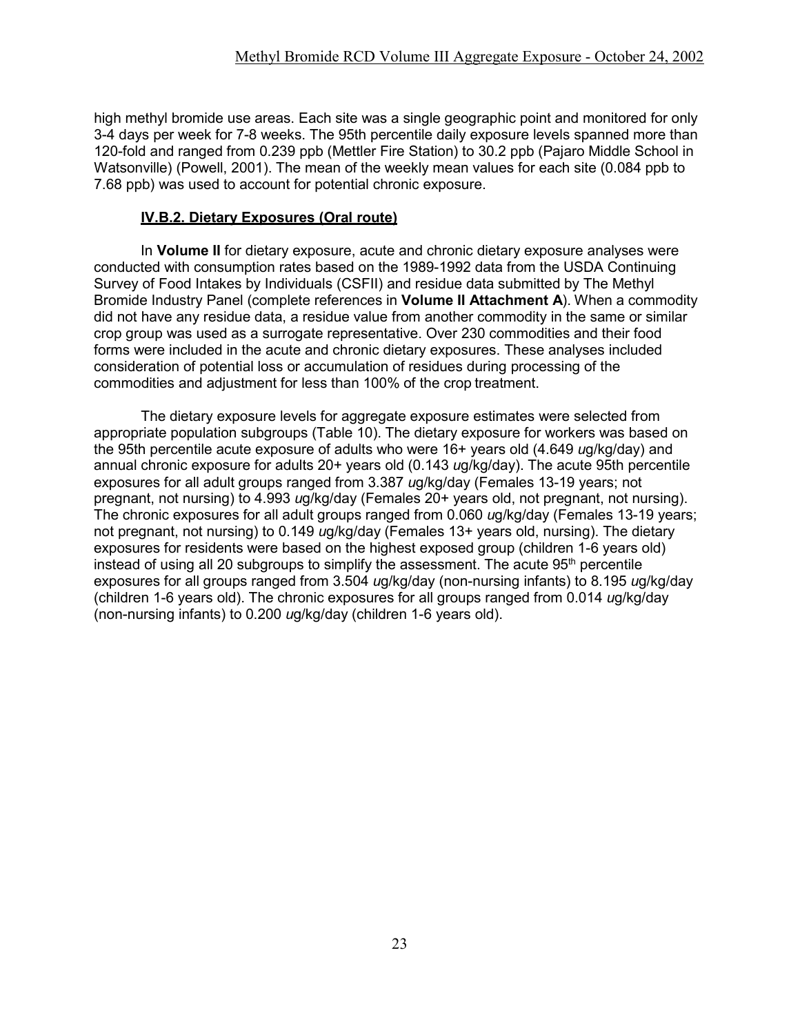high methyl bromide use areas. Each site was a single geographic point and monitored for only 3-4 days per week for 7-8 weeks. The 95th percentile daily exposure levels spanned more than 120-fold and ranged from 0.239 ppb (Mettler Fire Station) to 30.2 ppb (Pajaro Middle School in Watsonville) (Powell, 2001). The mean of the weekly mean values for each site (0.084 ppb to 7.68 ppb) was used to account for potential chronic exposure.

#### IV.B.2. Dietary Exposures (Oral route)

In **Volume II** for dietary exposure, acute and chronic dietary exposure analyses were conducted with consumption rates based on the 1989-1992 data from the USDA Continuing Survey of Food Intakes by Individuals (CSFII) and residue data submitted by The Methyl Bromide Industry Panel (complete references in **Volume II Attachment A**). When a commodity did not have any residue data, a residue value from another commodity in the same or similar crop group was used as a surrogate representative. Over 230 commodities and their food forms were included in the acute and chronic dietary exposures. These analyses included consideration of potential loss or accumulation of residues during processing of the commodities and adjustment for less than 100% of the crop treatment.

The dietary exposure levels for aggregate exposure estimates were selected from appropriate population subgroups (Table 10). The dietary exposure for workers was based on the 95th percentile acute exposure of adults who were 16+ years old (4.649 *u*g/kg/day) and annual chronic exposure for adults 20+ years old (0.143 *u*g/kg/day). The acute 95th percentile exposures for all adult groups ranged from 3.387 *u*g/kg/day (Females 13-19 years; not pregnant, not nursing) to 4.993 *u*g/kg/day (Females 20+ years old, not pregnant, not nursing). The chronic exposures for all adult groups ranged from 0.060 *u*g/kg/day (Females 13-19 years; not pregnant, not nursing) to 0.149 *u*g/kg/day (Females 13+ years old, nursing). The dietary exposures for residents were based on the highest exposed group (children 1-6 years old) instead of using all 20 subgroups to simplify the assessment. The acute 95$^{th}$ percentile exposures for all groups ranged from 3.504 *u*g/kg/day (non-nursing infants) to 8.195 *u*g/kg/day (children 1-6 years old). The chronic exposures for all groups ranged from 0.014 *u*g/kg/day (non-nursing infants) to 0.200 *u*g/kg/day (children 1-6 years old).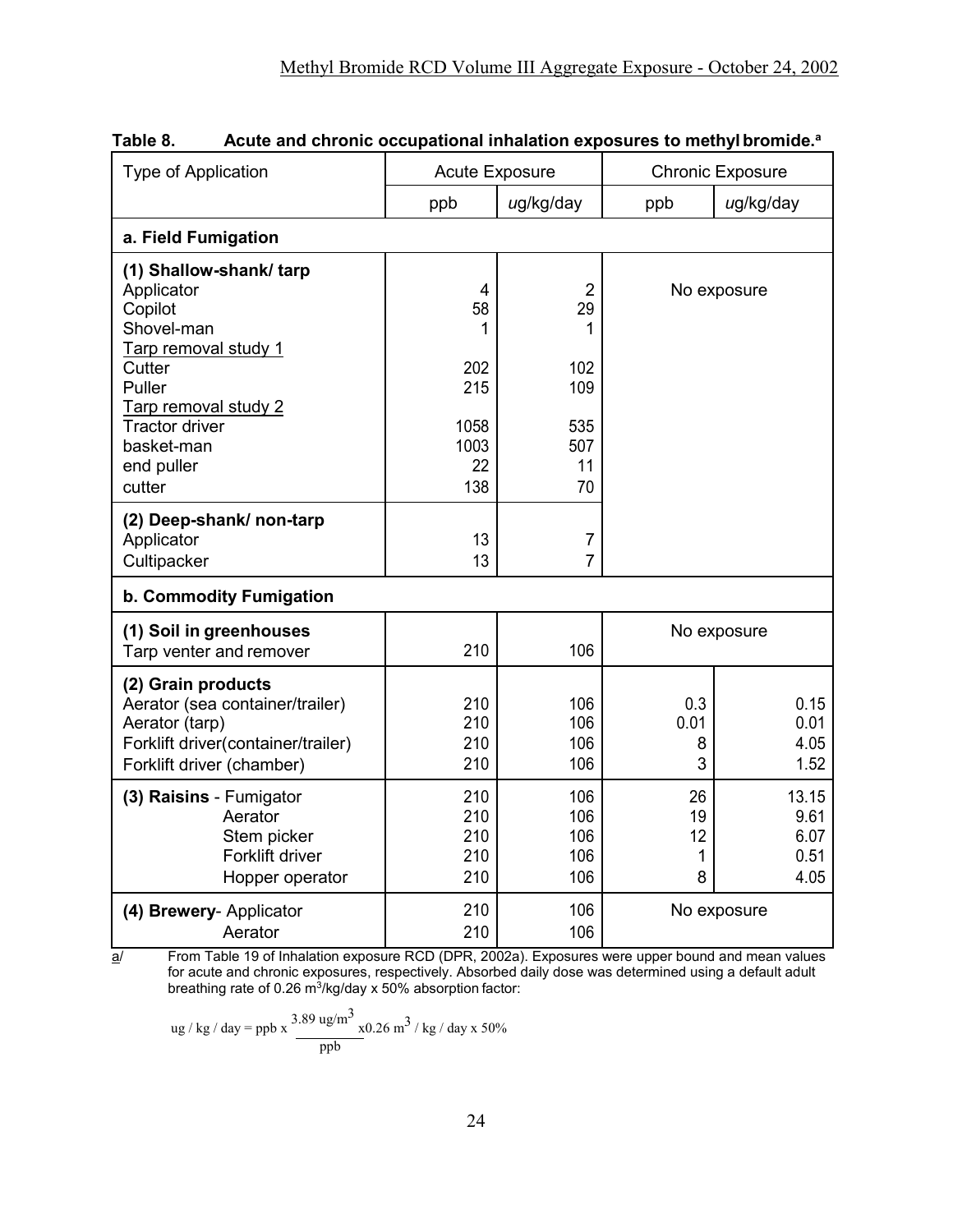**Table 8. Acute and chronic occupational inhalation exposures to methyl bromide.[a]**

| Type of Application | Acute Exposure | | Chronic Exposure | |
|---|---|---|---|---|
| | ppb | *u*g/kg/day | ppb | *u*g/kg/day |
| **a. Field Fumigation** | | | | |
| **(1) Shallow-shank/ tarp** | | | No exposure | |
| Applicator | 4 | 2 | | |
| Copilot | 58 | 29 | | |
| Shovel-man | 1 | 1 | | |
| Tarp removal study 1 | | | | |
| Cutter | 202 | 102 | | |
| Puller | 215 | 109 | | |
| Tarp removal study 2 | | | | |
| Tractor driver | 1058 | 535 | | |
| basket-man | 1003 | 507 | | |
| end puller | 22 | 11 | | |
| cutter | 138 | 70 | | |
| **(2) Deep-shank/ non-tarp** | | | | |
| Applicator | 13 | 7 | | |
| Cultipacker | 13 | 7 | | |
| **b. Commodity Fumigation** | | | | |
| **(1) Soil in greenhouses** | | | No exposure | |
| Tarp venter and remover | 210 | 106 | | |
| **(2) Grain products** | | | | |
| Aerator (sea container/trailer) | 210 | 106 | 0.3 | 0.15 |
| Aerator (tarp) | 210 | 106 | 0.01 | 0.01 |
| Forklift driver(container/trailer) | 210 | 106 | 8 | 4.05 |
| Forklift driver (chamber) | 210 | 106 | 3 | 1.52 |
| **(3) Raisins** - Fumigator | 210 | 106 | 26 | 13.15 |
| Aerator | 210 | 106 | 19 | 9.61 |
| Stem picker | 210 | 106 | 12 | 6.07 |
| Forklift driver | 210 | 106 | 1 | 0.51 |
| Hopper operator | 210 | 106 | 8 | 4.05 |
| **(4) Brewery**- Applicator | 210 | 106 | No exposure | |
| Aerator | 210 | 106 | | |

a/ From Table 19 of Inhalation exposure RCD (DPR, 2002a). Exposures were upper bound and mean values for acute and chronic exposures, respectively. Absorbed daily dose was determined using a default adult breathing rate of 0.26 $m^3$/kg/day x 50% absorption factor:

$$\text{ug / kg / day} = \text{ppb x } \frac{3.89 \text{ ug/m}^3}{\text{ppb}} \text{x} 0.26 \text{ m}^3 \text{ / kg / day x } 50\%$$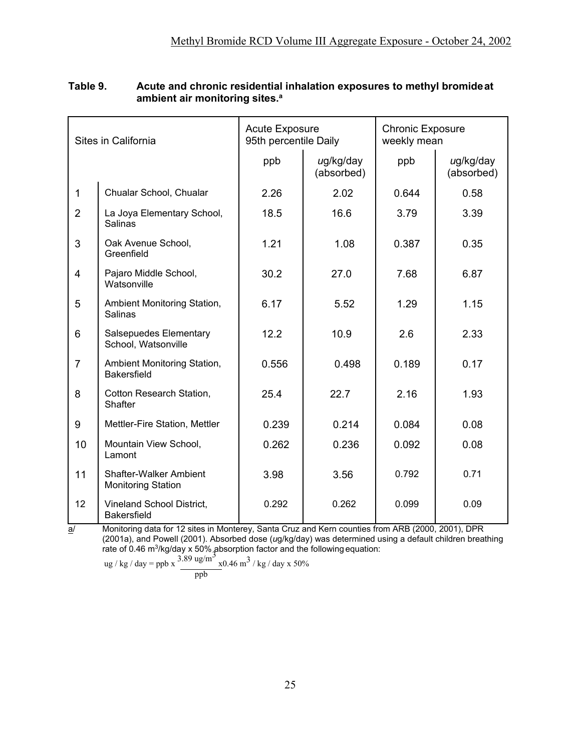**Table 9. Acute and chronic residential inhalation exposures to methyl bromide at ambient air monitoring sites.[a]**

| | Sites in California | Acute Exposure 95th percentile Daily | | Chronic Exposure weekly mean | |
|---|---|---|---|---|---|
| | | ppb | *u*g/kg/day (absorbed) | ppb | *u*g/kg/day (absorbed) |
| 1 | Chualar School, Chualar | 2.26 | 2.02 | 0.644 | 0.58 |
| 2 | La Joya Elementary School, Salinas | 18.5 | 16.6 | 3.79 | 3.39 |
| 3 | Oak Avenue School, Greenfield | 1.21 | 1.08 | 0.387 | 0.35 |
| 4 | Pajaro Middle School, Watsonville | 30.2 | 27.0 | 7.68 | 6.87 |
| 5 | Ambient Monitoring Station, Salinas | 6.17 | 5.52 | 1.29 | 1.15 |
| 6 | Salsepuedes Elementary School, Watsonville | 12.2 | 10.9 | 2.6 | 2.33 |
| 7 | Ambient Monitoring Station, Bakersfield | 0.556 | 0.498 | 0.189 | 0.17 |
| 8 | Cotton Research Station, Shafter | 25.4 | 22.7 | 2.16 | 1.93 |
| 9 | Mettler-Fire Station, Mettler | 0.239 | 0.214 | 0.084 | 0.08 |
| 10 | Mountain View School, Lamont | 0.262 | 0.236 | 0.092 | 0.08 |
| 11 | Shafter-Walker Ambient Monitoring Station | 3.98 | 3.56 | 0.792 | 0.71 |
| 12 | Vineland School District, Bakersfield | 0.292 | 0.262 | 0.099 | 0.09 |

a/ Monitoring data for 12 sites in Monterey, Santa Cruz and Kern counties from ARB (2000, 2001), DPR (2001a), and Powell (2001). Absorbed dose (*u*g/kg/day) was determined using a default children breathing rate of 0.46 $m^3$/kg/day x 50% absorption factor and the following equation:

$$\text{ug / kg / day} = \text{ppb} \times \frac{3.89\ \text{ug/m}^3}{\text{ppb}} \times 0.46\ \text{m}^3\text{ / kg / day} \times 50\%$$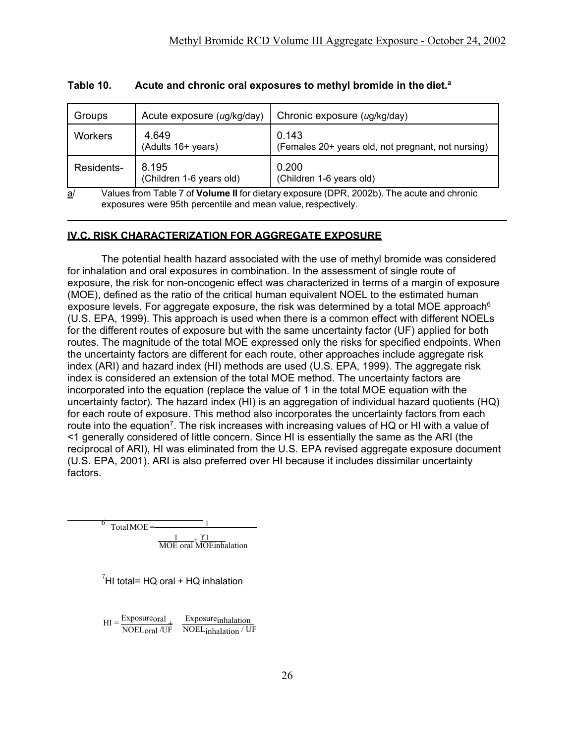**Table 10. Acute and chronic oral exposures to methyl bromide in the diet.[a]**

| Groups | Acute exposure (ug/kg/day) | Chronic exposure (ug/kg/day) |
|---|---|---|
| Workers | 4.649 (Adults 16+ years) | 0.143 (Females 20+ years old, not pregnant, not nursing) |
| Residents- | 8.195 (Children 1-6 years old) | 0.200 (Children 1-6 years old) |

a/ Values from Table 7 of **Volume II** for dietary exposure (DPR, 2002b). The acute and chronic exposures were 95th percentile and mean value, respectively.

## IV.C. RISK CHARACTERIZATION FOR AGGREGATE EXPOSURE

The potential health hazard associated with the use of methyl bromide was considered for inhalation and oral exposures in combination. In the assessment of single route of exposure, the risk for non-oncogenic effect was characterized in terms of a margin of exposure (MOE), defined as the ratio of the critical human equivalent NOEL to the estimated human exposure levels. For aggregate exposure, the risk was determined by a total MOE approach[6] (U.S. EPA, 1999). This approach is used when there is a common effect with different NOELs for the different routes of exposure but with the same uncertainty factor (UF) applied for both routes. The magnitude of the total MOE expressed only the risks for specified endpoints. When the uncertainty factors are different for each route, other approaches include aggregate risk index (ARI) and hazard index (HI) methods are used (U.S. EPA, 1999). The aggregate risk index is considered an extension of the total MOE method. The uncertainty factors are incorporated into the equation (replace the value of 1 in the total MOE equation with the uncertainty factor). The hazard index (HI) is an aggregation of individual hazard quotients (HQ) for each route of exposure. This method also incorporates the uncertainty factors from each route into the equation[7]. The risk increases with increasing values of HQ or HI with a value of <1 generally considered of little concern. Since HI is essentially the same as the ARI (the reciprocal of ARI), HI was eliminated from the U.S. EPA revised aggregate exposure document (U.S. EPA, 2001). ARI is also preferred over HI because it includes dissimilar uncertainty factors.

---

[6] $$\text{Total MOE} = \frac{1}{\frac{1}{\text{MOE oral}} + \frac{1}{\text{MOE inhalation}}}$$

[7] HI total= HQ oral + HQ inhalation

$$HI = \frac{\text{Exposure}_{oral}}{\text{NOEL}_{oral}/UF} + \frac{\text{Exposure}_{inhalation}}{\text{NOEL}_{inhalation}/UF}$$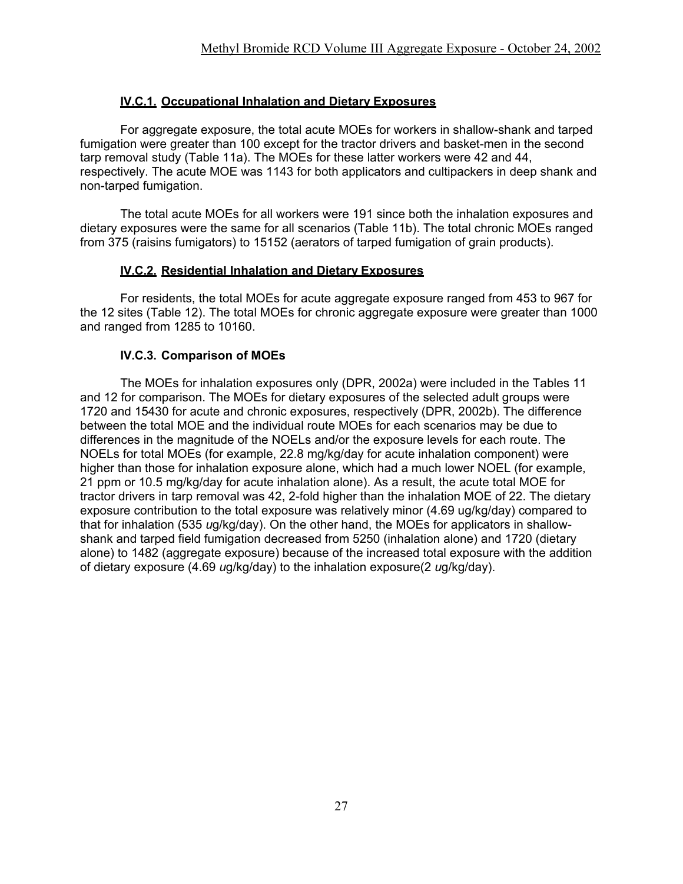### IV.C.1. Occupational Inhalation and Dietary Exposures

For aggregate exposure, the total acute MOEs for workers in shallow-shank and tarped fumigation were greater than 100 except for the tractor drivers and basket-men in the second tarp removal study (Table 11a). The MOEs for these latter workers were 42 and 44, respectively. The acute MOE was 1143 for both applicators and cultipackers in deep shank and non-tarped fumigation.

The total acute MOEs for all workers were 191 since both the inhalation exposures and dietary exposures were the same for all scenarios (Table 11b). The total chronic MOEs ranged from 375 (raisins fumigators) to 15152 (aerators of tarped fumigation of grain products).

### IV.C.2. Residential Inhalation and Dietary Exposures

For residents, the total MOEs for acute aggregate exposure ranged from 453 to 967 for the 12 sites (Table 12). The total MOEs for chronic aggregate exposure were greater than 1000 and ranged from 1285 to 10160.

### IV.C.3. Comparison of MOEs

The MOEs for inhalation exposures only (DPR, 2002a) were included in the Tables 11 and 12 for comparison. The MOEs for dietary exposures of the selected adult groups were 1720 and 15430 for acute and chronic exposures, respectively (DPR, 2002b). The difference between the total MOE and the individual route MOEs for each scenarios may be due to differences in the magnitude of the NOELs and/or the exposure levels for each route. The NOELs for total MOEs (for example, 22.8 mg/kg/day for acute inhalation component) were higher than those for inhalation exposure alone, which had a much lower NOEL (for example, 21 ppm or 10.5 mg/kg/day for acute inhalation alone). As a result, the acute total MOE for tractor drivers in tarp removal was 42, 2-fold higher than the inhalation MOE of 22. The dietary exposure contribution to the total exposure was relatively minor (4.69 ug/kg/day) compared to that for inhalation (535 *u*g/kg/day). On the other hand, the MOEs for applicators in shallow-shank and tarped field fumigation decreased from 5250 (inhalation alone) and 1720 (dietary alone) to 1482 (aggregate exposure) because of the increased total exposure with the addition of dietary exposure (4.69 *u*g/kg/day) to the inhalation exposure(2 *u*g/kg/day).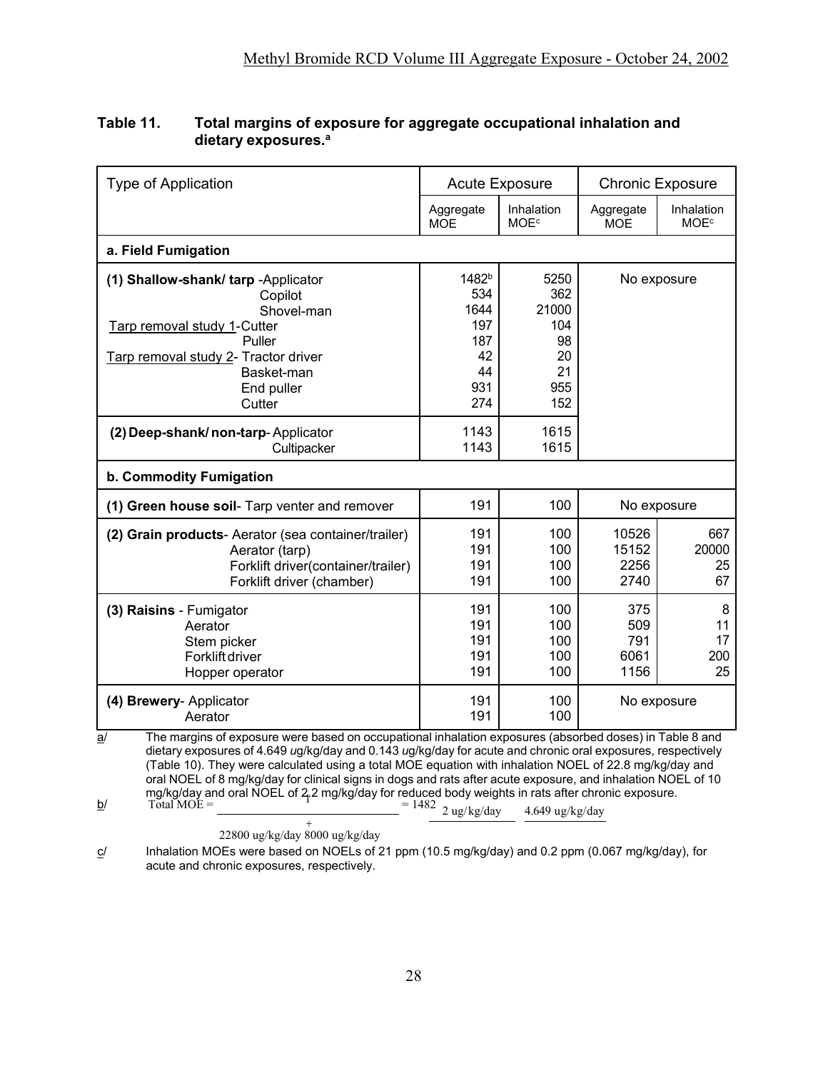## Table 11. Total margins of exposure for aggregate occupational inhalation and dietary exposures.[a]

| Type of Application | Acute Exposure | | Chronic Exposure | |
|---|---|---|---|---|
| | Aggregate MOE | Inhalation MOE[c] | Aggregate MOE | Inhalation MOE[c] |
| **a. Field Fumigation** | | | | |
| **(1) Shallow-shank/ tarp** -Applicator | 1482[b] | 5250 | No exposure | |
| Copilot | 534 | 362 | | |
| Shovel-man | 1644 | 21000 | | |
| Tarp removal study 1-Cutter | 197 | 104 | | |
| Puller | 187 | 98 | | |
| Tarp removal study 2- Tractor driver | 42 | 20 | | |
| Basket-man | 44 | 21 | | |
| End puller | 931 | 955 | | |
| Cutter | 274 | 152 | | |
| **(2) Deep-shank/ non-tarp**- Applicator | 1143 | 1615 | | |
| Cultipacker | 1143 | 1615 | | |
| **b. Commodity Fumigation** | | | | |
| **(1) Green house soil**- Tarp venter and remover | 191 | 100 | No exposure | |
| **(2) Grain products**- Aerator (sea container/trailer) | 191 | 100 | 10526 | 667 |
| Aerator (tarp) | 191 | 100 | 15152 | 20000 |
| Forklift driver(container/trailer) | 191 | 100 | 2256 | 25 |
| Forklift driver (chamber) | 191 | 100 | 2740 | 67 |
| **(3) Raisins** - Fumigator | 191 | 100 | 375 | 8 |
| Aerator | 191 | 100 | 509 | 11 |
| Stem picker | 191 | 100 | 791 | 17 |
| Forklift driver | 191 | 100 | 6061 | 200 |
| Hopper operator | 191 | 100 | 1156 | 25 |
| **(4) Brewery**- Applicator | 191 | 100 | No exposure | |
| Aerator | 191 | 100 | | |

a/ The margins of exposure were based on occupational inhalation exposures (absorbed doses) in Table 8 and dietary exposures of 4.649 *u*g/kg/day and 0.143 *u*g/kg/day for acute and chronic oral exposures, respectively (Table 10). They were calculated using a total MOE equation with inhalation NOEL of 22.8 mg/kg/day and oral NOEL of 8 mg/kg/day for clinical signs in dogs and rats after acute exposure, and inhalation NOEL of 10 mg/kg/day and oral NOEL of 2.2 mg/kg/day for reduced body weights in rats after chronic exposure.

b/ $$\text{Total MOE} = \frac{1}{\frac{2\ \text{ug/kg/day}}{22800\ \text{ug/kg/day}} + \frac{4.649\ \text{ug/kg/day}}{8000\ \text{ug/kg/day}}} = 1482$$

c/ Inhalation MOEs were based on NOELs of 21 ppm (10.5 mg/kg/day) and 0.2 ppm (0.067 mg/kg/day), for acute and chronic exposures, respectively.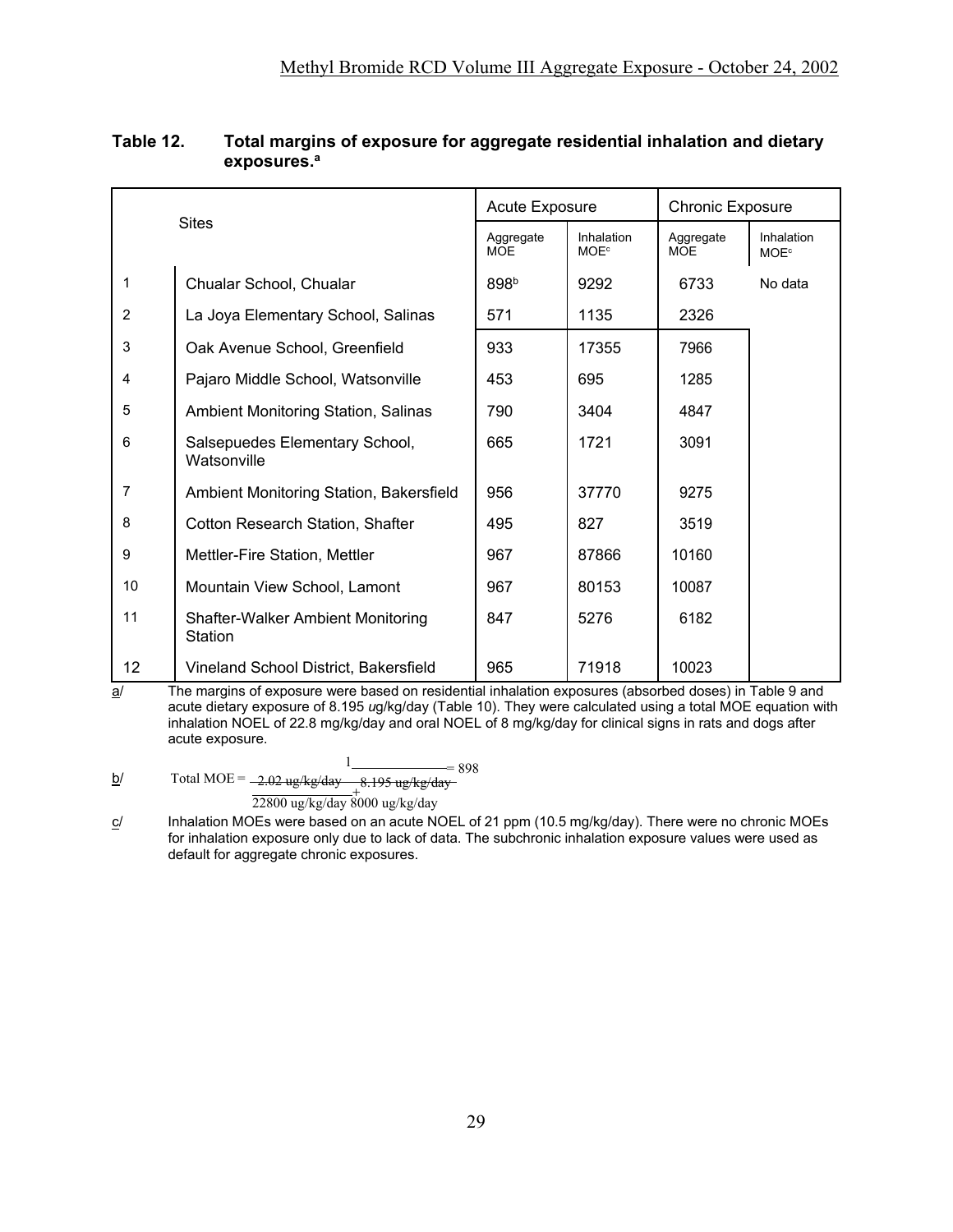**Table 12. Total margins of exposure for aggregate residential inhalation and dietary exposures.[a]**

| | Sites | Acute Exposure | | Chronic Exposure | |
|---|---|---|---|---|---|
| | | Aggregate MOE | Inhalation MOE[c] | Aggregate MOE | Inhalation MOE[c] |
| 1 | Chualar School, Chualar | 898[b] | 9292 | 6733 | No data |
| 2 | La Joya Elementary School, Salinas | 571 | 1135 | 2326 | |
| 3 | Oak Avenue School, Greenfield | 933 | 17355 | 7966 | |
| 4 | Pajaro Middle School, Watsonville | 453 | 695 | 1285 | |
| 5 | Ambient Monitoring Station, Salinas | 790 | 3404 | 4847 | |
| 6 | Salsepuedes Elementary School, Watsonville | 665 | 1721 | 3091 | |
| 7 | Ambient Monitoring Station, Bakersfield | 956 | 37770 | 9275 | |
| 8 | Cotton Research Station, Shafter | 495 | 827 | 3519 | |
| 9 | Mettler-Fire Station, Mettler | 967 | 87866 | 10160 | |
| 10 | Mountain View School, Lamont | 967 | 80153 | 10087 | |
| 11 | Shafter-Walker Ambient Monitoring Station | 847 | 5276 | 6182 | |
| 12 | Vineland School District, Bakersfield | 965 | 71918 | 10023 | |

a/ The margins of exposure were based on residential inhalation exposures (absorbed doses) in Table 9 and acute dietary exposure of 8.195 ug/kg/day (Table 10). They were calculated using a total MOE equation with inhalation NOEL of 22.8 mg/kg/day and oral NOEL of 8 mg/kg/day for clinical signs in rats and dogs after acute exposure.

b/

$$\text{Total MOE} = \frac{1}{\frac{2.02\ \text{ug/kg/day}}{22800\ \text{ug/kg/day}} + \frac{8.195\ \text{ug/kg/day}}{8000\ \text{ug/kg/day}}} = 898$$

c/ Inhalation MOEs were based on an acute NOEL of 21 ppm (10.5 mg/kg/day). There were no chronic MOEs for inhalation exposure only due to lack of data. The subchronic inhalation exposure values were used as default for aggregate chronic exposures.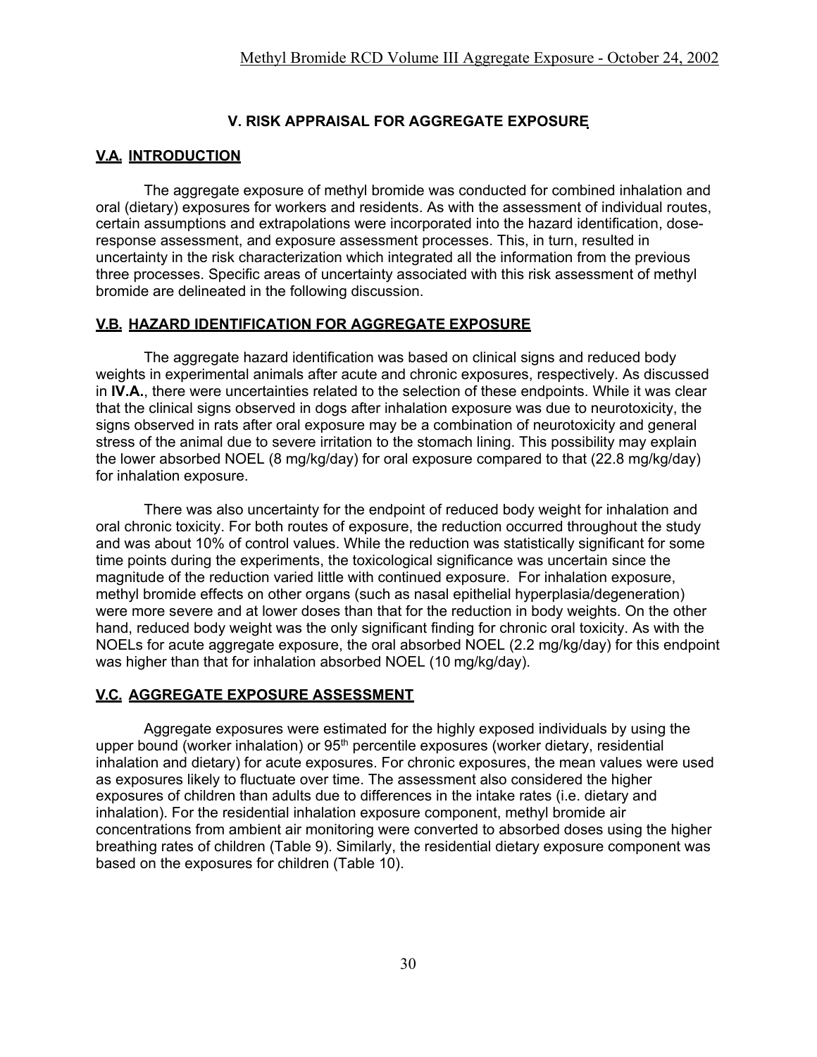## V. RISK APPRAISAL FOR AGGREGATE EXPOSURE

### V.A. INTRODUCTION

The aggregate exposure of methyl bromide was conducted for combined inhalation and oral (dietary) exposures for workers and residents. As with the assessment of individual routes, certain assumptions and extrapolations were incorporated into the hazard identification, dose-response assessment, and exposure assessment processes. This, in turn, resulted in uncertainty in the risk characterization which integrated all the information from the previous three processes. Specific areas of uncertainty associated with this risk assessment of methyl bromide are delineated in the following discussion.

### V.B. HAZARD IDENTIFICATION FOR AGGREGATE EXPOSURE

The aggregate hazard identification was based on clinical signs and reduced body weights in experimental animals after acute and chronic exposures, respectively. As discussed in **IV.A.**, there were uncertainties related to the selection of these endpoints. While it was clear that the clinical signs observed in dogs after inhalation exposure was due to neurotoxicity, the signs observed in rats after oral exposure may be a combination of neurotoxicity and general stress of the animal due to severe irritation to the stomach lining. This possibility may explain the lower absorbed NOEL (8 mg/kg/day) for oral exposure compared to that (22.8 mg/kg/day) for inhalation exposure.

There was also uncertainty for the endpoint of reduced body weight for inhalation and oral chronic toxicity. For both routes of exposure, the reduction occurred throughout the study and was about 10% of control values. While the reduction was statistically significant for some time points during the experiments, the toxicological significance was uncertain since the magnitude of the reduction varied little with continued exposure. For inhalation exposure, methyl bromide effects on other organs (such as nasal epithelial hyperplasia/degeneration) were more severe and at lower doses than that for the reduction in body weights. On the other hand, reduced body weight was the only significant finding for chronic oral toxicity. As with the NOELs for acute aggregate exposure, the oral absorbed NOEL (2.2 mg/kg/day) for this endpoint was higher than that for inhalation absorbed NOEL (10 mg/kg/day).

### V.C. AGGREGATE EXPOSURE ASSESSMENT

Aggregate exposures were estimated for the highly exposed individuals by using the upper bound (worker inhalation) or 95[th] percentile exposures (worker dietary, residential inhalation and dietary) for acute exposures. For chronic exposures, the mean values were used as exposures likely to fluctuate over time. The assessment also considered the higher exposures of children than adults due to differences in the intake rates (i.e. dietary and inhalation). For the residential inhalation exposure component, methyl bromide air concentrations from ambient air monitoring were converted to absorbed doses using the higher breathing rates of children (Table 9). Similarly, the residential dietary exposure component was based on the exposures for children (Table 10).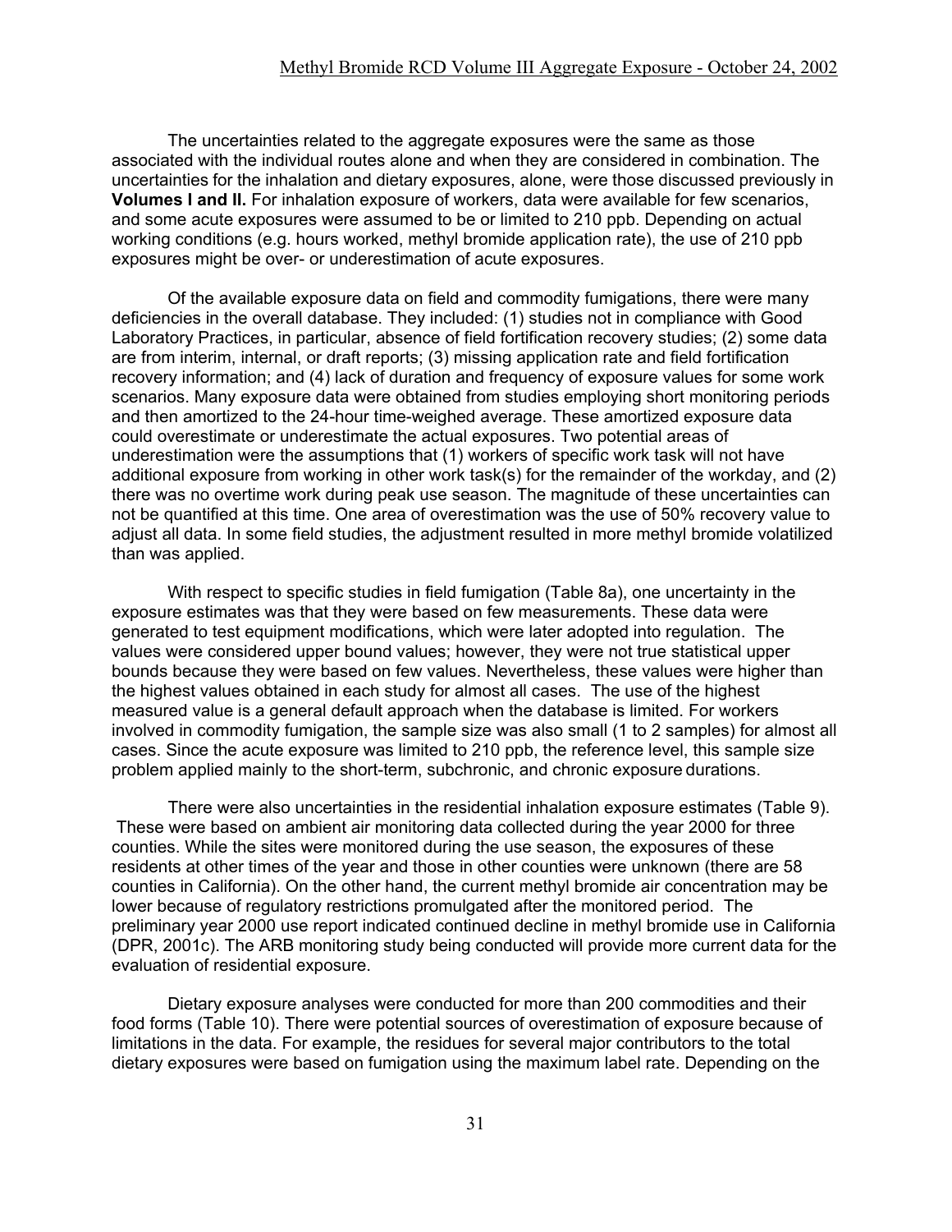The uncertainties related to the aggregate exposures were the same as those associated with the individual routes alone and when they are considered in combination. The uncertainties for the inhalation and dietary exposures, alone, were those discussed previously in **Volumes I and II.** For inhalation exposure of workers, data were available for few scenarios, and some acute exposures were assumed to be or limited to 210 ppb. Depending on actual working conditions (e.g. hours worked, methyl bromide application rate), the use of 210 ppb exposures might be over- or underestimation of acute exposures.

Of the available exposure data on field and commodity fumigations, there were many deficiencies in the overall database. They included: (1) studies not in compliance with Good Laboratory Practices, in particular, absence of field fortification recovery studies; (2) some data are from interim, internal, or draft reports; (3) missing application rate and field fortification recovery information; and (4) lack of duration and frequency of exposure values for some work scenarios. Many exposure data were obtained from studies employing short monitoring periods and then amortized to the 24-hour time-weighed average. These amortized exposure data could overestimate or underestimate the actual exposures. Two potential areas of underestimation were the assumptions that (1) workers of specific work task will not have additional exposure from working in other work task(s) for the remainder of the workday, and (2) there was no overtime work during peak use season. The magnitude of these uncertainties can not be quantified at this time. One area of overestimation was the use of 50% recovery value to adjust all data. In some field studies, the adjustment resulted in more methyl bromide volatilized than was applied.

With respect to specific studies in field fumigation (Table 8a), one uncertainty in the exposure estimates was that they were based on few measurements. These data were generated to test equipment modifications, which were later adopted into regulation. The values were considered upper bound values; however, they were not true statistical upper bounds because they were based on few values. Nevertheless, these values were higher than the highest values obtained in each study for almost all cases. The use of the highest measured value is a general default approach when the database is limited. For workers involved in commodity fumigation, the sample size was also small (1 to 2 samples) for almost all cases. Since the acute exposure was limited to 210 ppb, the reference level, this sample size problem applied mainly to the short-term, subchronic, and chronic exposure durations.

There were also uncertainties in the residential inhalation exposure estimates (Table 9). These were based on ambient air monitoring data collected during the year 2000 for three counties. While the sites were monitored during the use season, the exposures of these residents at other times of the year and those in other counties were unknown (there are 58 counties in California). On the other hand, the current methyl bromide air concentration may be lower because of regulatory restrictions promulgated after the monitored period. The preliminary year 2000 use report indicated continued decline in methyl bromide use in California (DPR, 2001c). The ARB monitoring study being conducted will provide more current data for the evaluation of residential exposure.

Dietary exposure analyses were conducted for more than 200 commodities and their food forms (Table 10). There were potential sources of overestimation of exposure because of limitations in the data. For example, the residues for several major contributors to the total dietary exposures were based on fumigation using the maximum label rate. Depending on the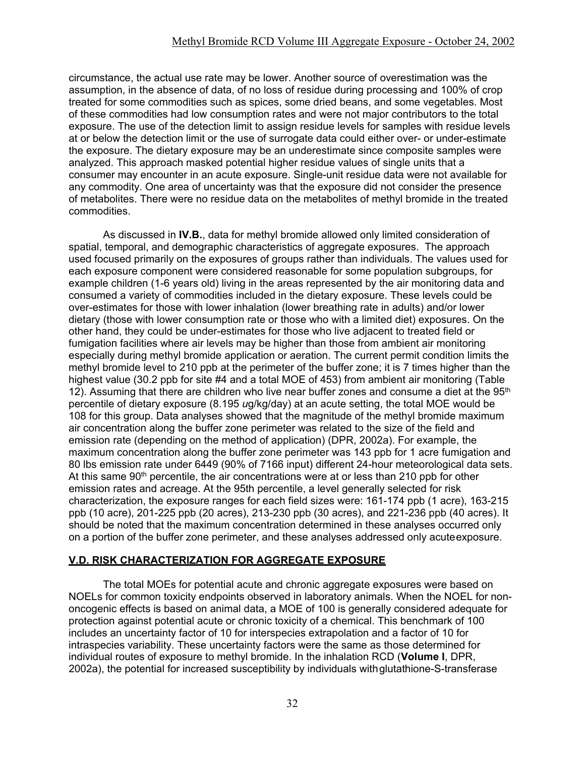circumstance, the actual use rate may be lower. Another source of overestimation was the assumption, in the absence of data, of no loss of residue during processing and 100% of crop treated for some commodities such as spices, some dried beans, and some vegetables. Most of these commodities had low consumption rates and were not major contributors to the total exposure. The use of the detection limit to assign residue levels for samples with residue levels at or below the detection limit or the use of surrogate data could either over- or under-estimate the exposure. The dietary exposure may be an underestimate since composite samples were analyzed. This approach masked potential higher residue values of single units that a consumer may encounter in an acute exposure. Single-unit residue data were not available for any commodity. One area of uncertainty was that the exposure did not consider the presence of metabolites. There were no residue data on the metabolites of methyl bromide in the treated commodities.

As discussed in **IV.B.**, data for methyl bromide allowed only limited consideration of spatial, temporal, and demographic characteristics of aggregate exposures. The approach used focused primarily on the exposures of groups rather than individuals. The values used for each exposure component were considered reasonable for some population subgroups, for example children (1-6 years old) living in the areas represented by the air monitoring data and consumed a variety of commodities included in the dietary exposure. These levels could be over-estimates for those with lower inhalation (lower breathing rate in adults) and/or lower dietary (those with lower consumption rate or those who with a limited diet) exposures. On the other hand, they could be under-estimates for those who live adjacent to treated field or fumigation facilities where air levels may be higher than those from ambient air monitoring especially during methyl bromide application or aeration. The current permit condition limits the methyl bromide level to 210 ppb at the perimeter of the buffer zone; it is 7 times higher than the highest value (30.2 ppb for site #4 and a total MOE of 453) from ambient air monitoring (Table 12). Assuming that there are children who live near buffer zones and consume a diet at the 95th percentile of dietary exposure (8.195 *u*g/kg/day) at an acute setting, the total MOE would be 108 for this group. Data analyses showed that the magnitude of the methyl bromide maximum air concentration along the buffer zone perimeter was related to the size of the field and emission rate (depending on the method of application) (DPR, 2002a). For example, the maximum concentration along the buffer zone perimeter was 143 ppb for 1 acre fumigation and 80 lbs emission rate under 6449 (90% of 7166 input) different 24-hour meteorological data sets. At this same 90th percentile, the air concentrations were at or less than 210 ppb for other emission rates and acreage. At the 95th percentile, a level generally selected for risk characterization, the exposure ranges for each field sizes were: 161-174 ppb (1 acre), 163-215 ppb (10 acre), 201-225 ppb (20 acres), 213-230 ppb (30 acres), and 221-236 ppb (40 acres). It should be noted that the maximum concentration determined in these analyses occurred only on a portion of the buffer zone perimeter, and these analyses addressed only acute exposure.

## V.D. RISK CHARACTERIZATION FOR AGGREGATE EXPOSURE

The total MOEs for potential acute and chronic aggregate exposures were based on NOELs for common toxicity endpoints observed in laboratory animals. When the NOEL for non-oncogenic effects is based on animal data, a MOE of 100 is generally considered adequate for protection against potential acute or chronic toxicity of a chemical. This benchmark of 100 includes an uncertainty factor of 10 for interspecies extrapolation and a factor of 10 for intraspecies variability. These uncertainty factors were the same as those determined for individual routes of exposure to methyl bromide. In the inhalation RCD (**Volume I**, DPR, 2002a), the potential for increased susceptibility by individuals with glutathione-S-transferase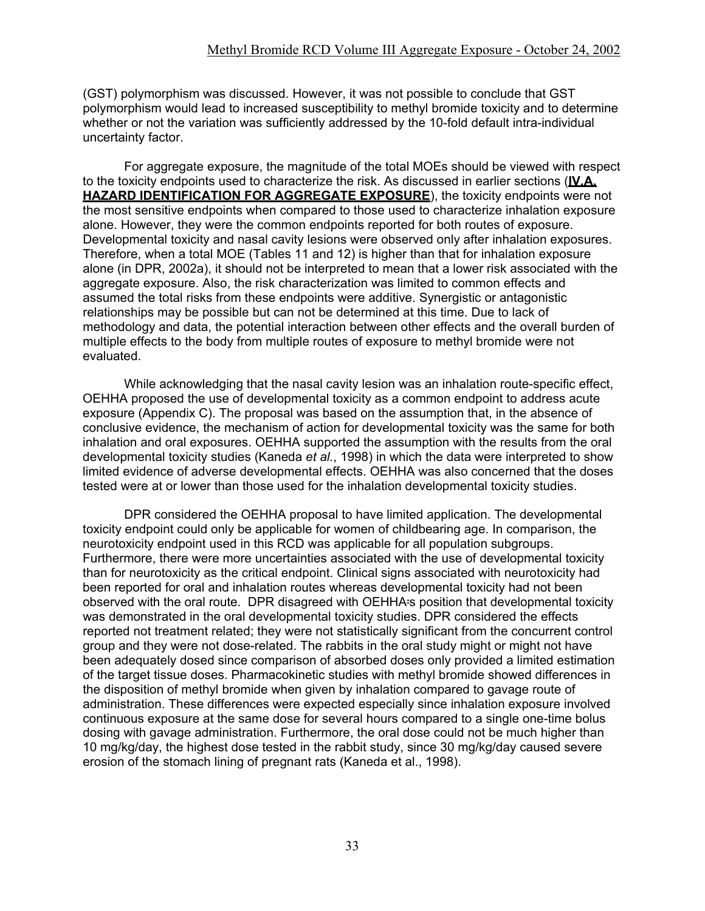(GST) polymorphism was discussed. However, it was not possible to conclude that GST polymorphism would lead to increased susceptibility to methyl bromide toxicity and to determine whether or not the variation was sufficiently addressed by the 10-fold default intra-individual uncertainty factor.

For aggregate exposure, the magnitude of the total MOEs should be viewed with respect to the toxicity endpoints used to characterize the risk. As discussed in earlier sections (**IV.A. HAZARD IDENTIFICATION FOR AGGREGATE EXPOSURE**), the toxicity endpoints were not the most sensitive endpoints when compared to those used to characterize inhalation exposure alone. However, they were the common endpoints reported for both routes of exposure. Developmental toxicity and nasal cavity lesions were observed only after inhalation exposures. Therefore, when a total MOE (Tables 11 and 12) is higher than that for inhalation exposure alone (in DPR, 2002a), it should not be interpreted to mean that a lower risk associated with the aggregate exposure. Also, the risk characterization was limited to common effects and assumed the total risks from these endpoints were additive. Synergistic or antagonistic relationships may be possible but can not be determined at this time. Due to lack of methodology and data, the potential interaction between other effects and the overall burden of multiple effects to the body from multiple routes of exposure to methyl bromide were not evaluated.

While acknowledging that the nasal cavity lesion was an inhalation route-specific effect, OEHHA proposed the use of developmental toxicity as a common endpoint to address acute exposure (Appendix C). The proposal was based on the assumption that, in the absence of conclusive evidence, the mechanism of action for developmental toxicity was the same for both inhalation and oral exposures. OEHHA supported the assumption with the results from the oral developmental toxicity studies (Kaneda *et al.*, 1998) in which the data were interpreted to show limited evidence of adverse developmental effects. OEHHA was also concerned that the doses tested were at or lower than those used for the inhalation developmental toxicity studies.

DPR considered the OEHHA proposal to have limited application. The developmental toxicity endpoint could only be applicable for women of childbearing age. In comparison, the neurotoxicity endpoint used in this RCD was applicable for all population subgroups. Furthermore, there were more uncertainties associated with the use of developmental toxicity than for neurotoxicity as the critical endpoint. Clinical signs associated with neurotoxicity had been reported for oral and inhalation routes whereas developmental toxicity had not been observed with the oral route. DPR disagreed with OEHHA's position that developmental toxicity was demonstrated in the oral developmental toxicity studies. DPR considered the effects reported not treatment related; they were not statistically significant from the concurrent control group and they were not dose-related. The rabbits in the oral study might or might not have been adequately dosed since comparison of absorbed doses only provided a limited estimation of the target tissue doses. Pharmacokinetic studies with methyl bromide showed differences in the disposition of methyl bromide when given by inhalation compared to gavage route of administration. These differences were expected especially since inhalation exposure involved continuous exposure at the same dose for several hours compared to a single one-time bolus dosing with gavage administration. Furthermore, the oral dose could not be much higher than 10 mg/kg/day, the highest dose tested in the rabbit study, since 30 mg/kg/day caused severe erosion of the stomach lining of pregnant rats (Kaneda et al., 1998).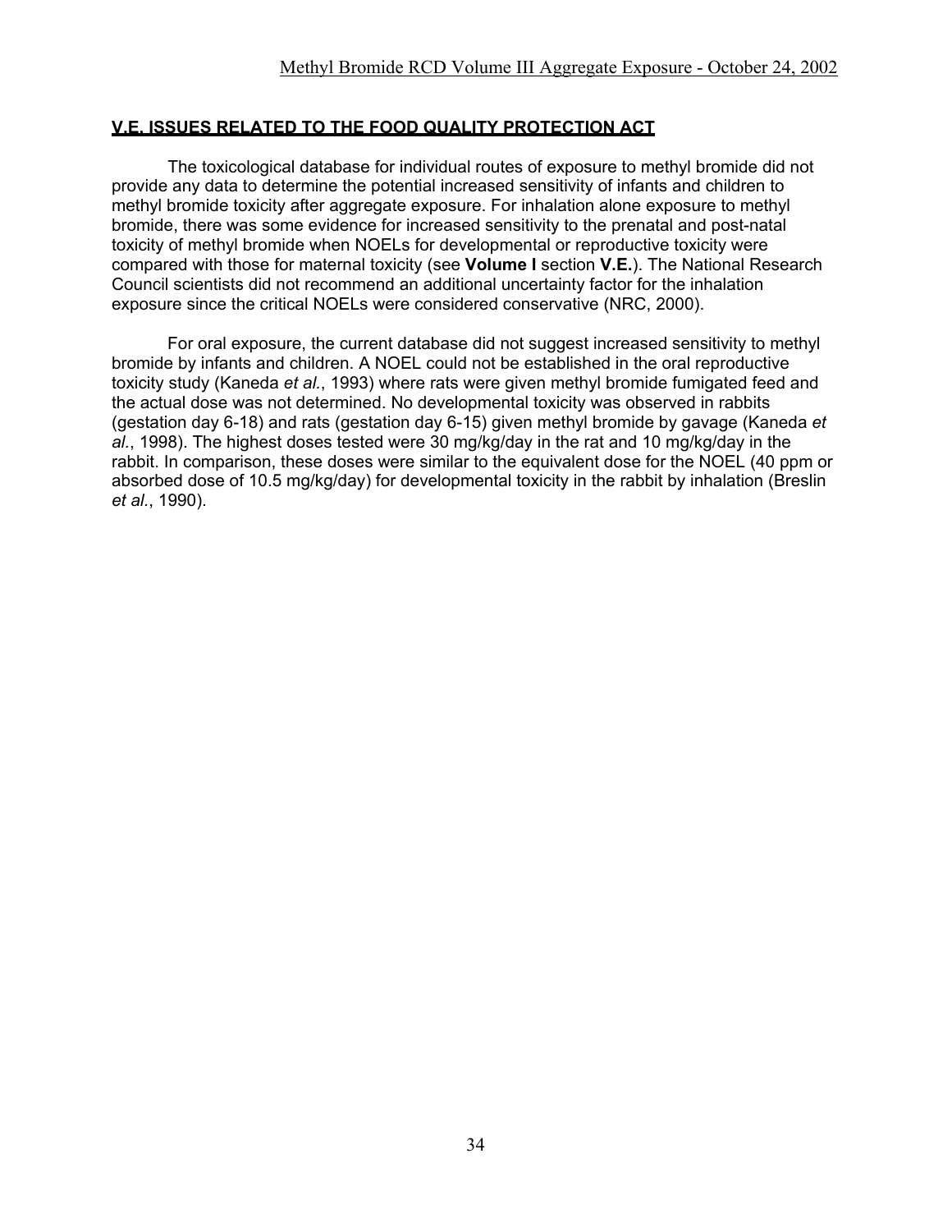## V.E. ISSUES RELATED TO THE FOOD QUALITY PROTECTION ACT

The toxicological database for individual routes of exposure to methyl bromide did not provide any data to determine the potential increased sensitivity of infants and children to methyl bromide toxicity after aggregate exposure. For inhalation alone exposure to methyl bromide, there was some evidence for increased sensitivity to the prenatal and post-natal toxicity of methyl bromide when NOELs for developmental or reproductive toxicity were compared with those for maternal toxicity (see **Volume I** section **V.E.**). The National Research Council scientists did not recommend an additional uncertainty factor for the inhalation exposure since the critical NOELs were considered conservative (NRC, 2000).

For oral exposure, the current database did not suggest increased sensitivity to methyl bromide by infants and children. A NOEL could not be established in the oral reproductive toxicity study (Kaneda *et al.*, 1993) where rats were given methyl bromide fumigated feed and the actual dose was not determined. No developmental toxicity was observed in rabbits (gestation day 6-18) and rats (gestation day 6-15) given methyl bromide by gavage (Kaneda *et al.*, 1998). The highest doses tested were 30 mg/kg/day in the rat and 10 mg/kg/day in the rabbit. In comparison, these doses were similar to the equivalent dose for the NOEL (40 ppm or absorbed dose of 10.5 mg/kg/day) for developmental toxicity in the rabbit by inhalation (Breslin *et al.*, 1990).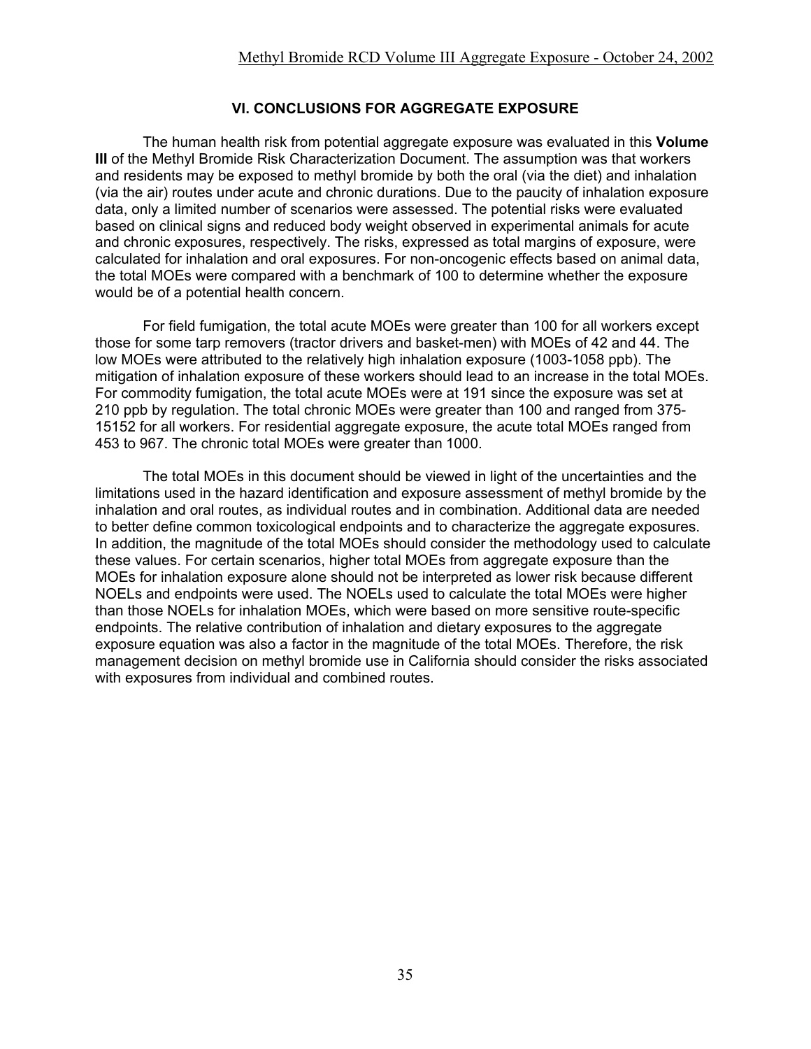## VI. CONCLUSIONS FOR AGGREGATE EXPOSURE

The human health risk from potential aggregate exposure was evaluated in this **Volume III** of the Methyl Bromide Risk Characterization Document. The assumption was that workers and residents may be exposed to methyl bromide by both the oral (via the diet) and inhalation (via the air) routes under acute and chronic durations. Due to the paucity of inhalation exposure data, only a limited number of scenarios were assessed. The potential risks were evaluated based on clinical signs and reduced body weight observed in experimental animals for acute and chronic exposures, respectively. The risks, expressed as total margins of exposure, were calculated for inhalation and oral exposures. For non-oncogenic effects based on animal data, the total MOEs were compared with a benchmark of 100 to determine whether the exposure would be of a potential health concern.

For field fumigation, the total acute MOEs were greater than 100 for all workers except those for some tarp removers (tractor drivers and basket-men) with MOEs of 42 and 44. The low MOEs were attributed to the relatively high inhalation exposure (1003-1058 ppb). The mitigation of inhalation exposure of these workers should lead to an increase in the total MOEs. For commodity fumigation, the total acute MOEs were at 191 since the exposure was set at 210 ppb by regulation. The total chronic MOEs were greater than 100 and ranged from 375-15152 for all workers. For residential aggregate exposure, the acute total MOEs ranged from 453 to 967. The chronic total MOEs were greater than 1000.

The total MOEs in this document should be viewed in light of the uncertainties and the limitations used in the hazard identification and exposure assessment of methyl bromide by the inhalation and oral routes, as individual routes and in combination. Additional data are needed to better define common toxicological endpoints and to characterize the aggregate exposures. In addition, the magnitude of the total MOEs should consider the methodology used to calculate these values. For certain scenarios, higher total MOEs from aggregate exposure than the MOEs for inhalation exposure alone should not be interpreted as lower risk because different NOELs and endpoints were used. The NOELs used to calculate the total MOEs were higher than those NOELs for inhalation MOEs, which were based on more sensitive route-specific endpoints. The relative contribution of inhalation and dietary exposures to the aggregate exposure equation was also a factor in the magnitude of the total MOEs. Therefore, the risk management decision on methyl bromide use in California should consider the risks associated with exposures from individual and combined routes.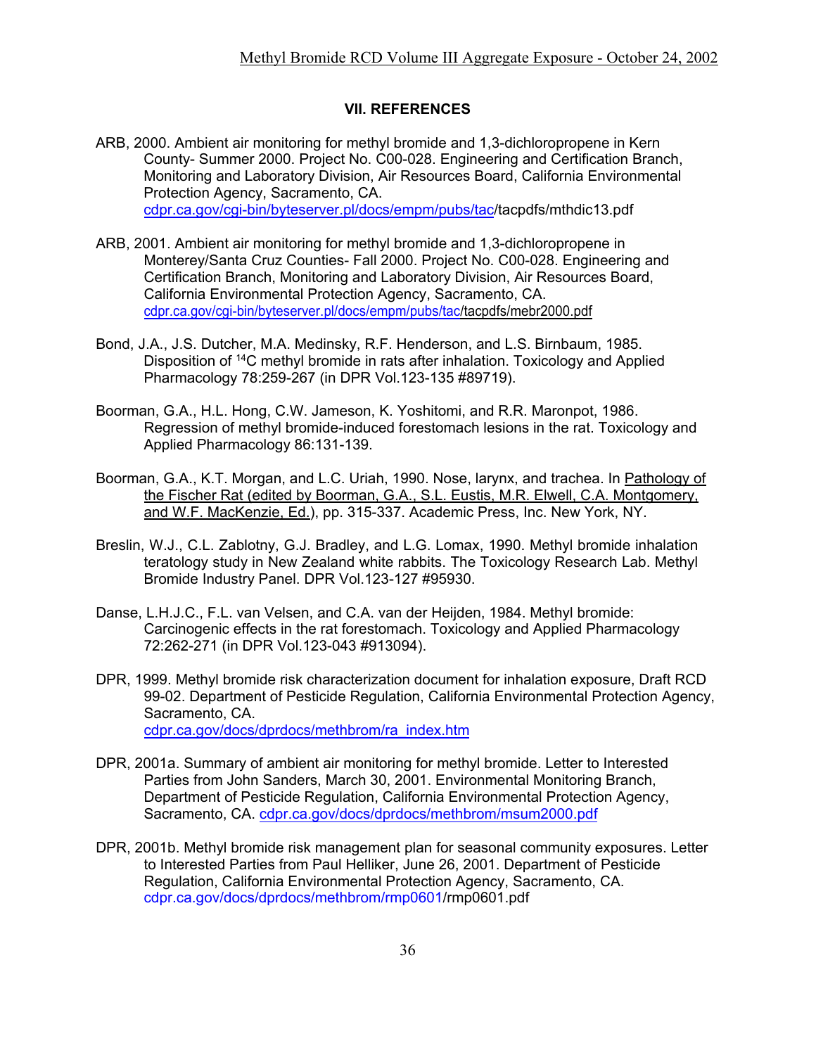## VII. REFERENCES

ARB, 2000. Ambient air monitoring for methyl bromide and 1,3-dichloropropene in Kern County- Summer 2000. Project No. C00-028. Engineering and Certification Branch, Monitoring and Laboratory Division, Air Resources Board, California Environmental Protection Agency, Sacramento, CA. cdpr.ca.gov/cgi-bin/byteserver.pl/docs/empm/pubs/tac/tacpdfs/mthdic13.pdf

ARB, 2001. Ambient air monitoring for methyl bromide and 1,3-dichloropropene in Monterey/Santa Cruz Counties- Fall 2000. Project No. C00-028. Engineering and Certification Branch, Monitoring and Laboratory Division, Air Resources Board, California Environmental Protection Agency, Sacramento, CA. cdpr.ca.gov/cgi-bin/byteserver.pl/docs/empm/pubs/tac/tacpdfs/mebr2000.pdf

Bond, J.A., J.S. Dutcher, M.A. Medinsky, R.F. Henderson, and L.S. Birnbaum, 1985. Disposition of $^{14}$C methyl bromide in rats after inhalation. Toxicology and Applied Pharmacology 78:259-267 (in DPR Vol.123-135 #89719).

Boorman, G.A., H.L. Hong, C.W. Jameson, K. Yoshitomi, and R.R. Maronpot, 1986. Regression of methyl bromide-induced forestomach lesions in the rat. Toxicology and Applied Pharmacology 86:131-139.

Boorman, G.A., K.T. Morgan, and L.C. Uriah, 1990. Nose, larynx, and trachea. In Pathology of the Fischer Rat (edited by Boorman, G.A., S.L. Eustis, M.R. Elwell, C.A. Montgomery, and W.F. MacKenzie, Ed.), pp. 315-337. Academic Press, Inc. New York, NY.

Breslin, W.J., C.L. Zablotny, G.J. Bradley, and L.G. Lomax, 1990. Methyl bromide inhalation teratology study in New Zealand white rabbits. The Toxicology Research Lab. Methyl Bromide Industry Panel. DPR Vol.123-127 #95930.

Danse, L.H.J.C., F.L. van Velsen, and C.A. van der Heijden, 1984. Methyl bromide: Carcinogenic effects in the rat forestomach. Toxicology and Applied Pharmacology 72:262-271 (in DPR Vol.123-043 #913094).

DPR, 1999. Methyl bromide risk characterization document for inhalation exposure, Draft RCD 99-02. Department of Pesticide Regulation, California Environmental Protection Agency, Sacramento, CA. cdpr.ca.gov/docs/dprdocs/methbrom/ra_index.htm

DPR, 2001a. Summary of ambient air monitoring for methyl bromide. Letter to Interested Parties from John Sanders, March 30, 2001. Environmental Monitoring Branch, Department of Pesticide Regulation, California Environmental Protection Agency, Sacramento, CA. cdpr.ca.gov/docs/dprdocs/methbrom/msum2000.pdf

DPR, 2001b. Methyl bromide risk management plan for seasonal community exposures. Letter to Interested Parties from Paul Helliker, June 26, 2001. Department of Pesticide Regulation, California Environmental Protection Agency, Sacramento, CA. cdpr.ca.gov/docs/dprdocs/methbrom/rmp0601/rmp0601.pdf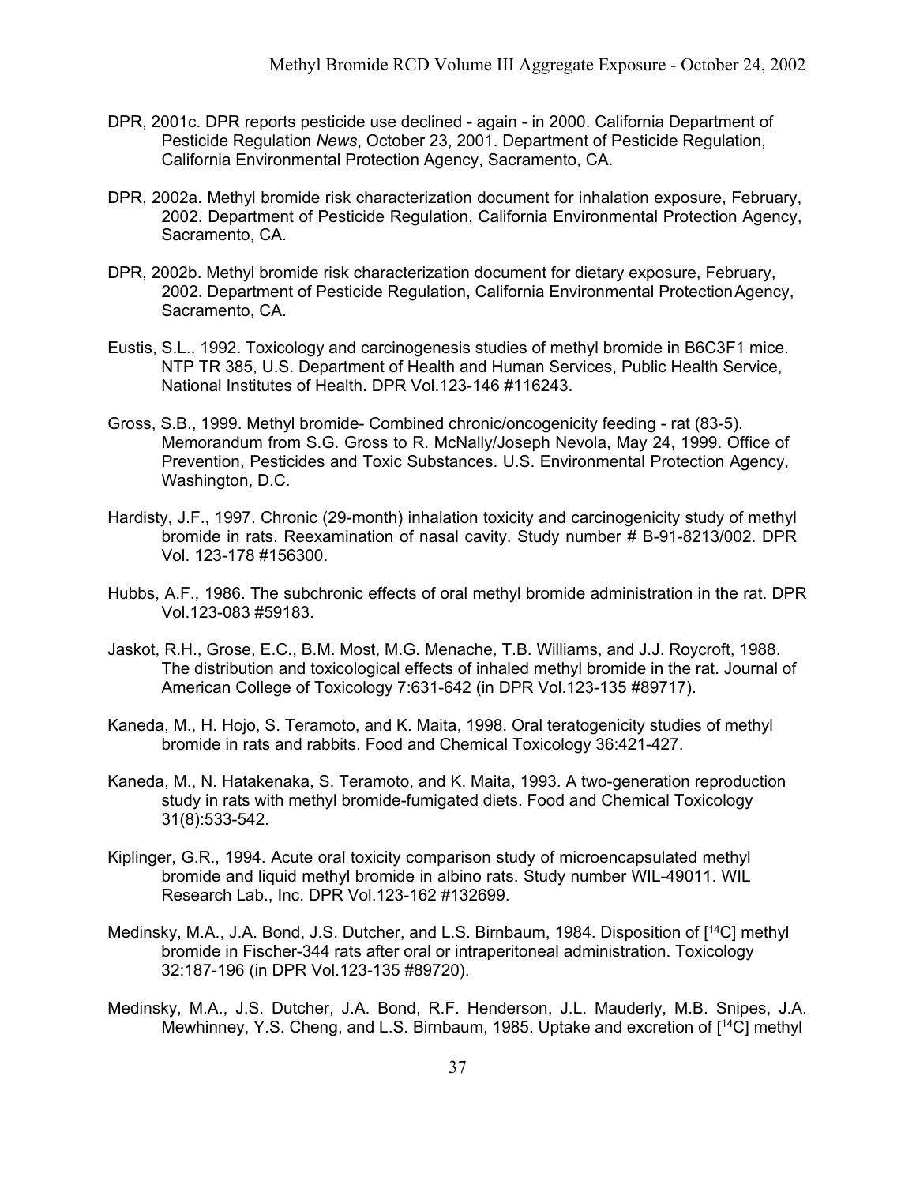DPR, 2001c. DPR reports pesticide use declined - again - in 2000. California Department of Pesticide Regulation *News*, October 23, 2001. Department of Pesticide Regulation, California Environmental Protection Agency, Sacramento, CA.

DPR, 2002a. Methyl bromide risk characterization document for inhalation exposure, February, 2002. Department of Pesticide Regulation, California Environmental Protection Agency, Sacramento, CA.

DPR, 2002b. Methyl bromide risk characterization document for dietary exposure, February, 2002. Department of Pesticide Regulation, California Environmental Protection Agency, Sacramento, CA.

Eustis, S.L., 1992. Toxicology and carcinogenesis studies of methyl bromide in B6C3F1 mice. NTP TR 385, U.S. Department of Health and Human Services, Public Health Service, National Institutes of Health. DPR Vol.123-146 #116243.

Gross, S.B., 1999. Methyl bromide- Combined chronic/oncogenicity feeding - rat (83-5). Memorandum from S.G. Gross to R. McNally/Joseph Nevola, May 24, 1999. Office of Prevention, Pesticides and Toxic Substances. U.S. Environmental Protection Agency, Washington, D.C.

Hardisty, J.F., 1997. Chronic (29-month) inhalation toxicity and carcinogenicity study of methyl bromide in rats. Reexamination of nasal cavity. Study number # B-91-8213/002. DPR Vol. 123-178 #156300.

Hubbs, A.F., 1986. The subchronic effects of oral methyl bromide administration in the rat. DPR Vol.123-083 #59183.

Jaskot, R.H., Grose, E.C., B.M. Most, M.G. Menache, T.B. Williams, and J.J. Roycroft, 1988. The distribution and toxicological effects of inhaled methyl bromide in the rat. Journal of American College of Toxicology 7:631-642 (in DPR Vol.123-135 #89717).

Kaneda, M., H. Hojo, S. Teramoto, and K. Maita, 1998. Oral teratogenicity studies of methyl bromide in rats and rabbits. Food and Chemical Toxicology 36:421-427.

Kaneda, M., N. Hatakenaka, S. Teramoto, and K. Maita, 1993. A two-generation reproduction study in rats with methyl bromide-fumigated diets. Food and Chemical Toxicology 31(8):533-542.

Kiplinger, G.R., 1994. Acute oral toxicity comparison study of microencapsulated methyl bromide and liquid methyl bromide in albino rats. Study number WIL-49011. WIL Research Lab., Inc. DPR Vol.123-162 #132699.

Medinsky, M.A., J.A. Bond, J.S. Dutcher, and L.S. Birnbaum, 1984. Disposition of [$^{14}$C] methyl bromide in Fischer-344 rats after oral or intraperitoneal administration. Toxicology 32:187-196 (in DPR Vol.123-135 #89720).

Medinsky, M.A., J.S. Dutcher, J.A. Bond, R.F. Henderson, J.L. Mauderly, M.B. Snipes, J.A. Mewhinney, Y.S. Cheng, and L.S. Birnbaum, 1985. Uptake and excretion of [$^{14}$C] methyl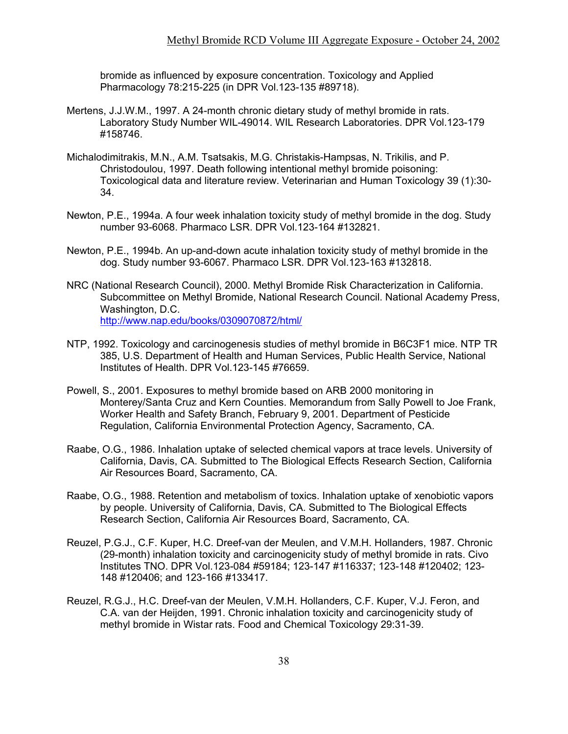bromide as influenced by exposure concentration. Toxicology and Applied Pharmacology 78:215-225 (in DPR Vol.123-135 #89718).

Mertens, J.J.W.M., 1997. A 24-month chronic dietary study of methyl bromide in rats. Laboratory Study Number WIL-49014. WIL Research Laboratories. DPR Vol.123-179 #158746.

Michalodimitrakis, M.N., A.M. Tsatsakis, M.G. Christakis-Hampsas, N. Trikilis, and P. Christodoulou, 1997. Death following intentional methyl bromide poisoning: Toxicological data and literature review. Veterinarian and Human Toxicology 39 (1):30-34.

Newton, P.E., 1994a. A four week inhalation toxicity study of methyl bromide in the dog. Study number 93-6068. Pharmaco LSR. DPR Vol.123-164 #132821.

Newton, P.E., 1994b. An up-and-down acute inhalation toxicity study of methyl bromide in the dog. Study number 93-6067. Pharmaco LSR. DPR Vol.123-163 #132818.

NRC (National Research Council), 2000. Methyl Bromide Risk Characterization in California. Subcommittee on Methyl Bromide, National Research Council. National Academy Press, Washington, D.C. http://www.nap.edu/books/0309070872/html/

NTP, 1992. Toxicology and carcinogenesis studies of methyl bromide in B6C3F1 mice. NTP TR 385, U.S. Department of Health and Human Services, Public Health Service, National Institutes of Health. DPR Vol.123-145 #76659.

Powell, S., 2001. Exposures to methyl bromide based on ARB 2000 monitoring in Monterey/Santa Cruz and Kern Counties. Memorandum from Sally Powell to Joe Frank, Worker Health and Safety Branch, February 9, 2001. Department of Pesticide Regulation, California Environmental Protection Agency, Sacramento, CA.

Raabe, O.G., 1986. Inhalation uptake of selected chemical vapors at trace levels. University of California, Davis, CA. Submitted to The Biological Effects Research Section, California Air Resources Board, Sacramento, CA.

Raabe, O.G., 1988. Retention and metabolism of toxics. Inhalation uptake of xenobiotic vapors by people. University of California, Davis, CA. Submitted to The Biological Effects Research Section, California Air Resources Board, Sacramento, CA.

Reuzel, P.G.J., C.F. Kuper, H.C. Dreef-van der Meulen, and V.M.H. Hollanders, 1987. Chronic (29-month) inhalation toxicity and carcinogenicity study of methyl bromide in rats. Civo Institutes TNO. DPR Vol.123-084 #59184; 123-147 #116337; 123-148 #120402; 123-148 #120406; and 123-166 #133417.

Reuzel, R.G.J., H.C. Dreef-van der Meulen, V.M.H. Hollanders, C.F. Kuper, V.J. Feron, and C.A. van der Heijden, 1991. Chronic inhalation toxicity and carcinogenicity study of methyl bromide in Wistar rats. Food and Chemical Toxicology 29:31-39.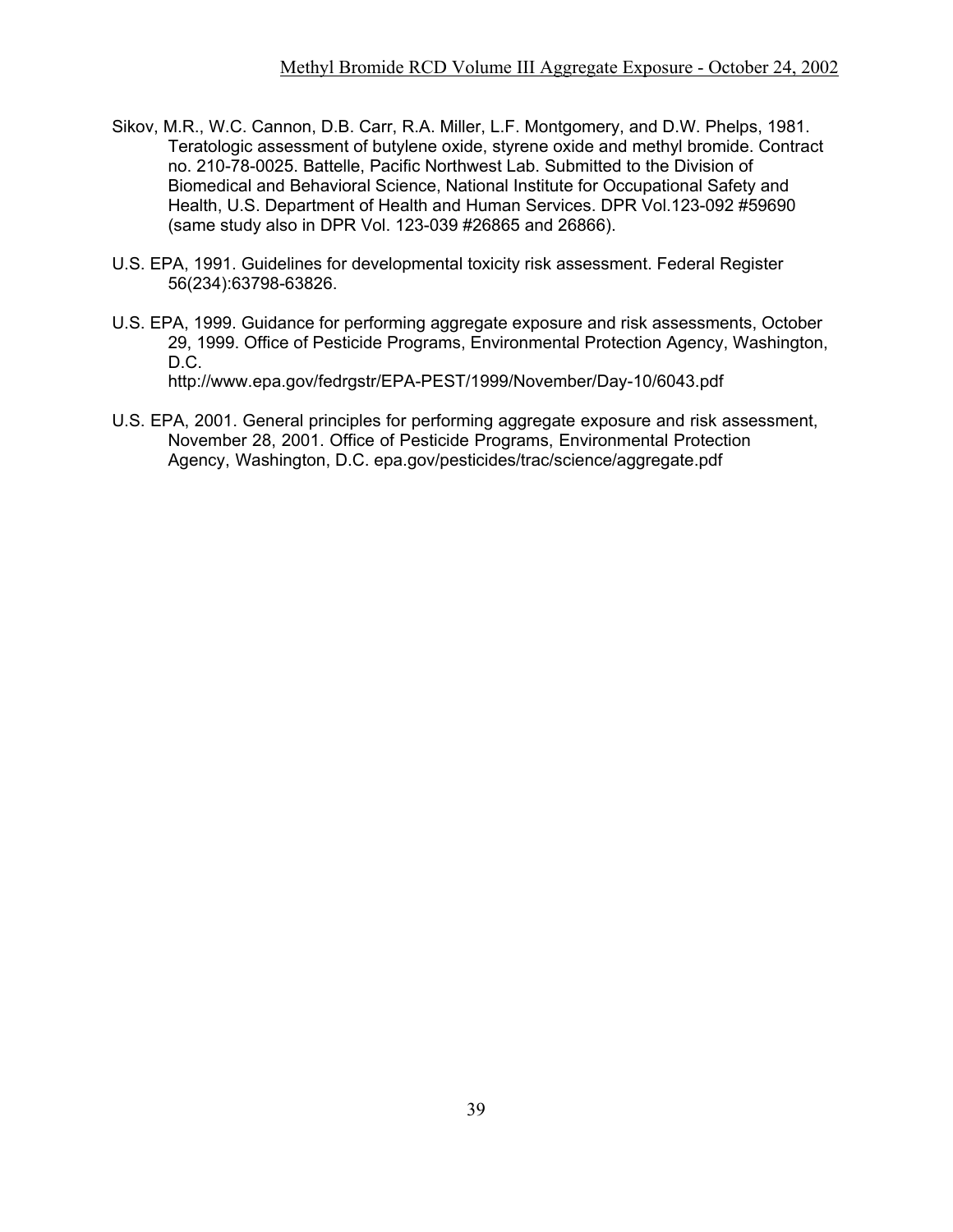Sikov, M.R., W.C. Cannon, D.B. Carr, R.A. Miller, L.F. Montgomery, and D.W. Phelps, 1981. Teratologic assessment of butylene oxide, styrene oxide and methyl bromide. Contract no. 210-78-0025. Battelle, Pacific Northwest Lab. Submitted to the Division of Biomedical and Behavioral Science, National Institute for Occupational Safety and Health, U.S. Department of Health and Human Services. DPR Vol.123-092 #59690 (same study also in DPR Vol. 123-039 #26865 and 26866).

U.S. EPA, 1991. Guidelines for developmental toxicity risk assessment. Federal Register 56(234):63798-63826.

U.S. EPA, 1999. Guidance for performing aggregate exposure and risk assessments, October 29, 1999. Office of Pesticide Programs, Environmental Protection Agency, Washington, D.C. http://www.epa.gov/fedrgstr/EPA-PEST/1999/November/Day-10/6043.pdf

U.S. EPA, 2001. General principles for performing aggregate exposure and risk assessment, November 28, 2001. Office of Pesticide Programs, Environmental Protection Agency, Washington, D.C. epa.gov/pesticides/trac/science/aggregate.pdf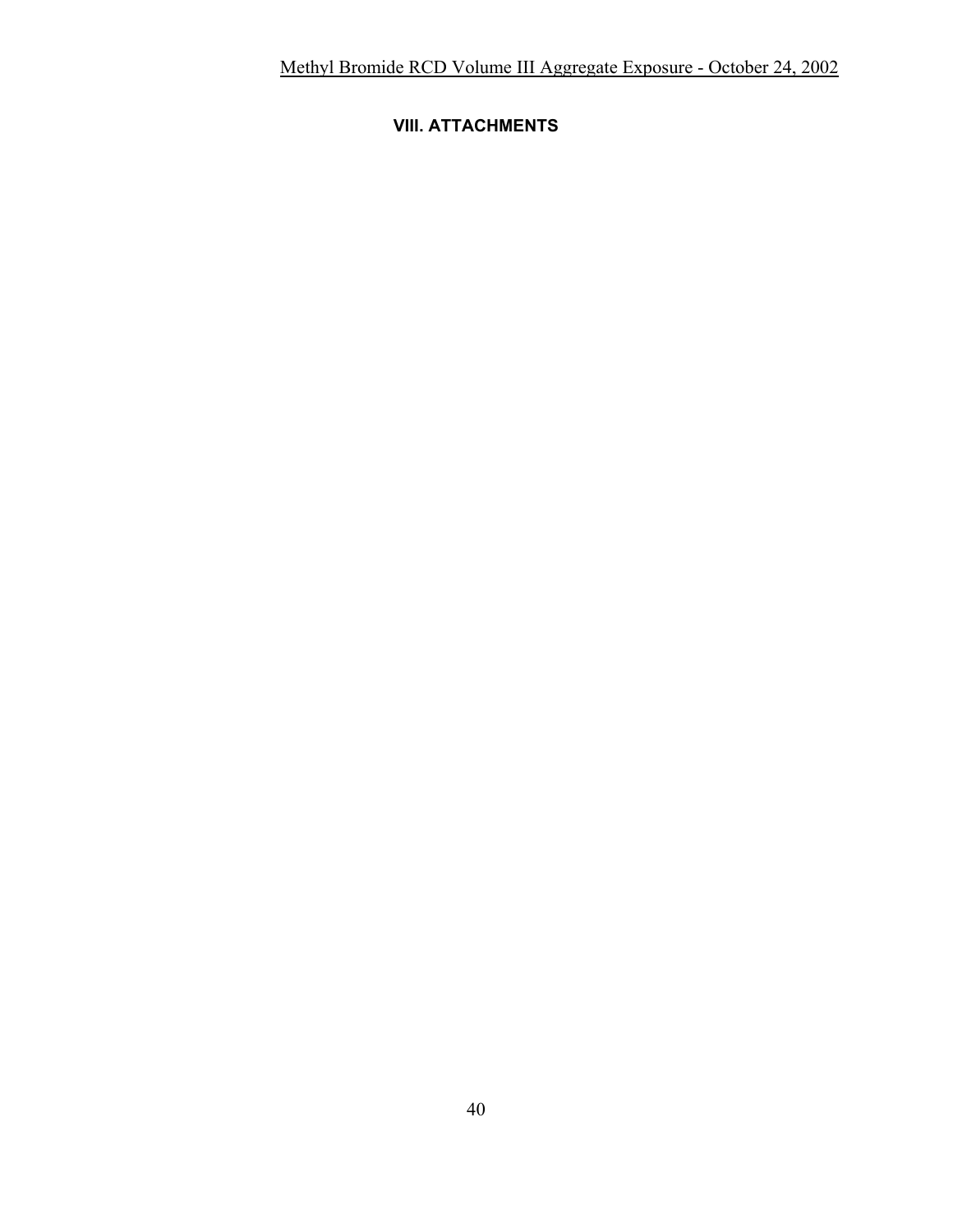## VIII. ATTACHMENTS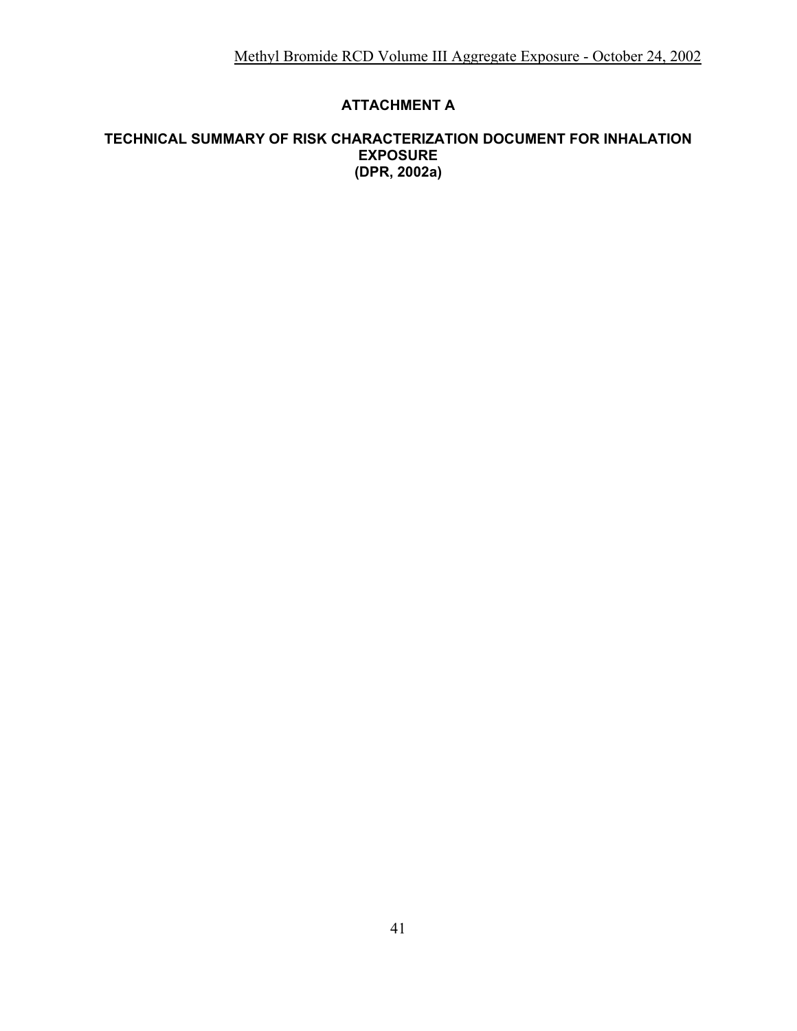## ATTACHMENT A

### TECHNICAL SUMMARY OF RISK CHARACTERIZATION DOCUMENT FOR INHALATION EXPOSURE (DPR, 2002a)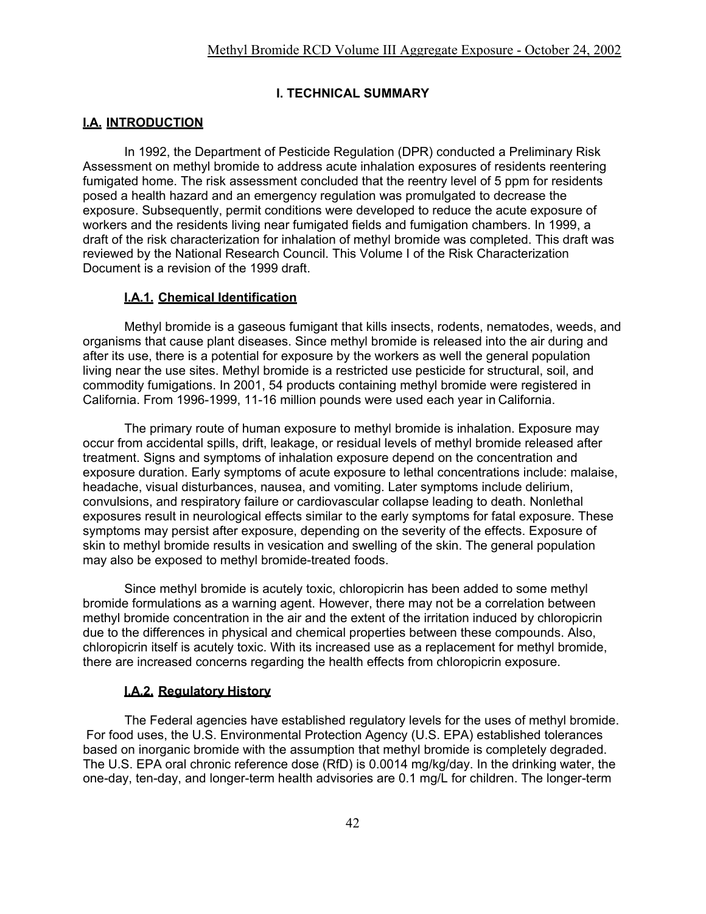# I. TECHNICAL SUMMARY

## I.A. INTRODUCTION

In 1992, the Department of Pesticide Regulation (DPR) conducted a Preliminary Risk Assessment on methyl bromide to address acute inhalation exposures of residents reentering fumigated home. The risk assessment concluded that the reentry level of 5 ppm for residents posed a health hazard and an emergency regulation was promulgated to decrease the exposure. Subsequently, permit conditions were developed to reduce the acute exposure of workers and the residents living near fumigated fields and fumigation chambers. In 1999, a draft of the risk characterization for inhalation of methyl bromide was completed. This draft was reviewed by the National Research Council. This Volume I of the Risk Characterization Document is a revision of the 1999 draft.

### I.A.1. Chemical Identification

Methyl bromide is a gaseous fumigant that kills insects, rodents, nematodes, weeds, and organisms that cause plant diseases. Since methyl bromide is released into the air during and after its use, there is a potential for exposure by the workers as well the general population living near the use sites. Methyl bromide is a restricted use pesticide for structural, soil, and commodity fumigations. In 2001, 54 products containing methyl bromide were registered in California. From 1996-1999, 11-16 million pounds were used each year in California.

The primary route of human exposure to methyl bromide is inhalation. Exposure may occur from accidental spills, drift, leakage, or residual levels of methyl bromide released after treatment. Signs and symptoms of inhalation exposure depend on the concentration and exposure duration. Early symptoms of acute exposure to lethal concentrations include: malaise, headache, visual disturbances, nausea, and vomiting. Later symptoms include delirium, convulsions, and respiratory failure or cardiovascular collapse leading to death. Nonlethal exposures result in neurological effects similar to the early symptoms for fatal exposure. These symptoms may persist after exposure, depending on the severity of the effects. Exposure of skin to methyl bromide results in vesication and swelling of the skin. The general population may also be exposed to methyl bromide-treated foods.

Since methyl bromide is acutely toxic, chloropicrin has been added to some methyl bromide formulations as a warning agent. However, there may not be a correlation between methyl bromide concentration in the air and the extent of the irritation induced by chloropicrin due to the differences in physical and chemical properties between these compounds. Also, chloropicrin itself is acutely toxic. With its increased use as a replacement for methyl bromide, there are increased concerns regarding the health effects from chloropicrin exposure.

### I.A.2. Regulatory History

The Federal agencies have established regulatory levels for the uses of methyl bromide. For food uses, the U.S. Environmental Protection Agency (U.S. EPA) established tolerances based on inorganic bromide with the assumption that methyl bromide is completely degraded. The U.S. EPA oral chronic reference dose (RfD) is 0.0014 mg/kg/day. In the drinking water, the one-day, ten-day, and longer-term health advisories are 0.1 mg/L for children. The longer-term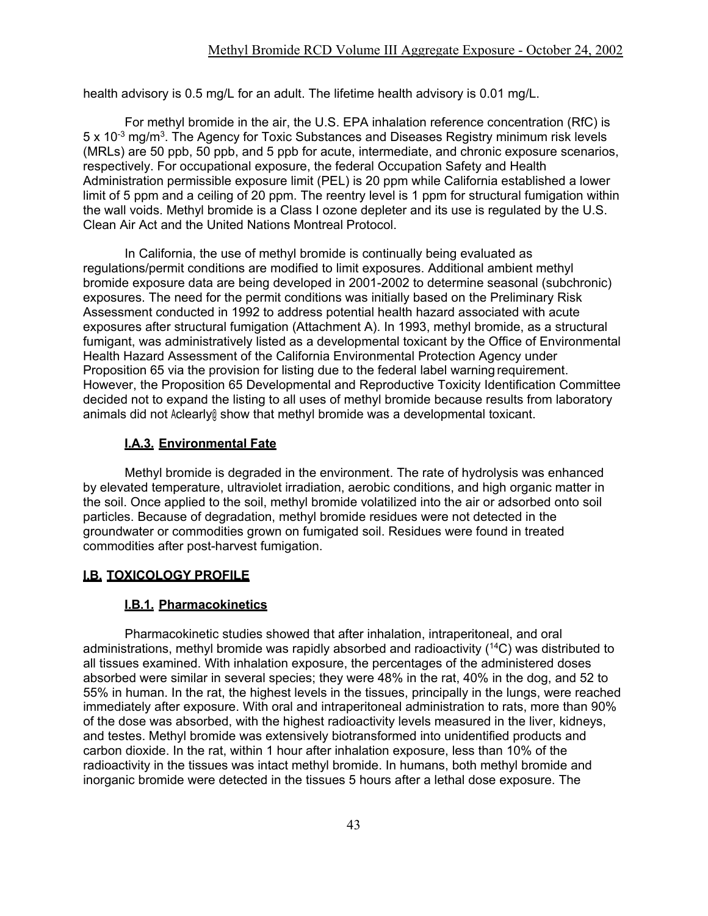health advisory is 0.5 mg/L for an adult. The lifetime health advisory is 0.01 mg/L.

For methyl bromide in the air, the U.S. EPA inhalation reference concentration (RfC) is $5 \times 10^{-3}$ mg/m$^3$. The Agency for Toxic Substances and Diseases Registry minimum risk levels (MRLs) are 50 ppb, 50 ppb, and 5 ppb for acute, intermediate, and chronic exposure scenarios, respectively. For occupational exposure, the federal Occupation Safety and Health Administration permissible exposure limit (PEL) is 20 ppm while California established a lower limit of 5 ppm and a ceiling of 20 ppm. The reentry level is 1 ppm for structural fumigation within the wall voids. Methyl bromide is a Class I ozone depleter and its use is regulated by the U.S. Clean Air Act and the United Nations Montreal Protocol.

In California, the use of methyl bromide is continually being evaluated as regulations/permit conditions are modified to limit exposures. Additional ambient methyl bromide exposure data are being developed in 2001-2002 to determine seasonal (subchronic) exposures. The need for the permit conditions was initially based on the Preliminary Risk Assessment conducted in 1992 to address potential health hazard associated with acute exposures after structural fumigation (Attachment A). In 1993, methyl bromide, as a structural fumigant, was administratively listed as a developmental toxicant by the Office of Environmental Health Hazard Assessment of the California Environmental Protection Agency under Proposition 65 via the provision for listing due to the federal label warning requirement. However, the Proposition 65 Developmental and Reproductive Toxicity Identification Committee decided not to expand the listing to all uses of methyl bromide because results from laboratory animals did not Aclearly@ show that methyl bromide was a developmental toxicant.

### I.A.3. Environmental Fate

Methyl bromide is degraded in the environment. The rate of hydrolysis was enhanced by elevated temperature, ultraviolet irradiation, aerobic conditions, and high organic matter in the soil. Once applied to the soil, methyl bromide volatilized into the air or adsorbed onto soil particles. Because of degradation, methyl bromide residues were not detected in the groundwater or commodities grown on fumigated soil. Residues were found in treated commodities after post-harvest fumigation.

## I.B. TOXICOLOGY PROFILE

### I.B.1. Pharmacokinetics

Pharmacokinetic studies showed that after inhalation, intraperitoneal, and oral administrations, methyl bromide was rapidly absorbed and radioactivity ($^{14}C$) was distributed to all tissues examined. With inhalation exposure, the percentages of the administered doses absorbed were similar in several species; they were 48% in the rat, 40% in the dog, and 52 to 55% in human. In the rat, the highest levels in the tissues, principally in the lungs, were reached immediately after exposure. With oral and intraperitoneal administration to rats, more than 90% of the dose was absorbed, with the highest radioactivity levels measured in the liver, kidneys, and testes. Methyl bromide was extensively biotransformed into unidentified products and carbon dioxide. In the rat, within 1 hour after inhalation exposure, less than 10% of the radioactivity in the tissues was intact methyl bromide. In humans, both methyl bromide and inorganic bromide were detected in the tissues 5 hours after a lethal dose exposure. The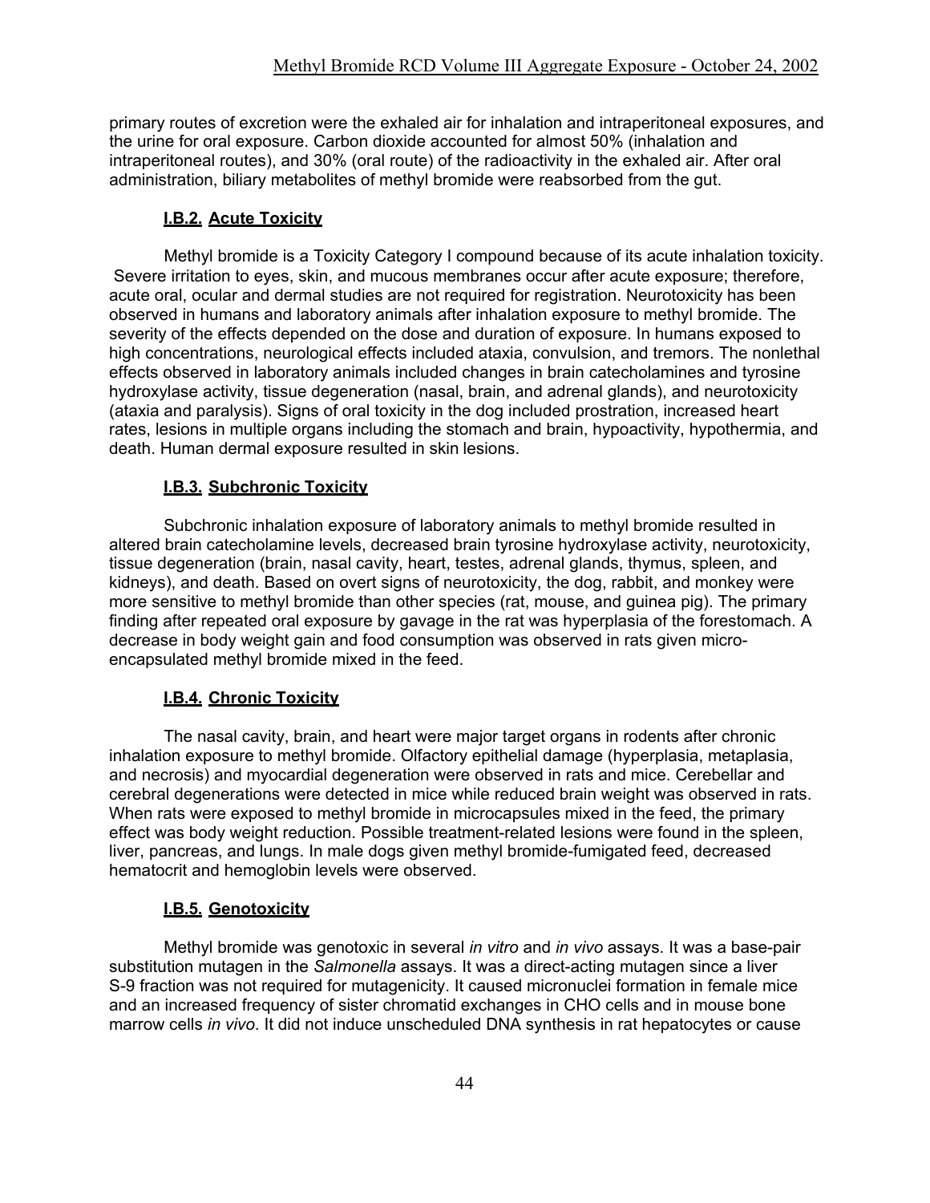primary routes of excretion were the exhaled air for inhalation and intraperitoneal exposures, and the urine for oral exposure. Carbon dioxide accounted for almost 50% (inhalation and intraperitoneal routes), and 30% (oral route) of the radioactivity in the exhaled air. After oral administration, biliary metabolites of methyl bromide were reabsorbed from the gut.

### I.B.2. Acute Toxicity

Methyl bromide is a Toxicity Category I compound because of its acute inhalation toxicity. Severe irritation to eyes, skin, and mucous membranes occur after acute exposure; therefore, acute oral, ocular and dermal studies are not required for registration. Neurotoxicity has been observed in humans and laboratory animals after inhalation exposure to methyl bromide. The severity of the effects depended on the dose and duration of exposure. In humans exposed to high concentrations, neurological effects included ataxia, convulsion, and tremors. The nonlethal effects observed in laboratory animals included changes in brain catecholamines and tyrosine hydroxylase activity, tissue degeneration (nasal, brain, and adrenal glands), and neurotoxicity (ataxia and paralysis). Signs of oral toxicity in the dog included prostration, increased heart rates, lesions in multiple organs including the stomach and brain, hypoactivity, hypothermia, and death. Human dermal exposure resulted in skin lesions.

### I.B.3. Subchronic Toxicity

Subchronic inhalation exposure of laboratory animals to methyl bromide resulted in altered brain catecholamine levels, decreased brain tyrosine hydroxylase activity, neurotoxicity, tissue degeneration (brain, nasal cavity, heart, testes, adrenal glands, thymus, spleen, and kidneys), and death. Based on overt signs of neurotoxicity, the dog, rabbit, and monkey were more sensitive to methyl bromide than other species (rat, mouse, and guinea pig). The primary finding after repeated oral exposure by gavage in the rat was hyperplasia of the forestomach. A decrease in body weight gain and food consumption was observed in rats given micro-encapsulated methyl bromide mixed in the feed.

### I.B.4. Chronic Toxicity

The nasal cavity, brain, and heart were major target organs in rodents after chronic inhalation exposure to methyl bromide. Olfactory epithelial damage (hyperplasia, metaplasia, and necrosis) and myocardial degeneration were observed in rats and mice. Cerebellar and cerebral degenerations were detected in mice while reduced brain weight was observed in rats. When rats were exposed to methyl bromide in microcapsules mixed in the feed, the primary effect was body weight reduction. Possible treatment-related lesions were found in the spleen, liver, pancreas, and lungs. In male dogs given methyl bromide-fumigated feed, decreased hematocrit and hemoglobin levels were observed.

### I.B.5. Genotoxicity

Methyl bromide was genotoxic in several *in vitro* and *in vivo* assays. It was a base-pair substitution mutagen in the *Salmonella* assays. It was a direct-acting mutagen since a liver S-9 fraction was not required for mutagenicity. It caused micronuclei formation in female mice and an increased frequency of sister chromatid exchanges in CHO cells and in mouse bone marrow cells *in vivo*. It did not induce unscheduled DNA synthesis in rat hepatocytes or cause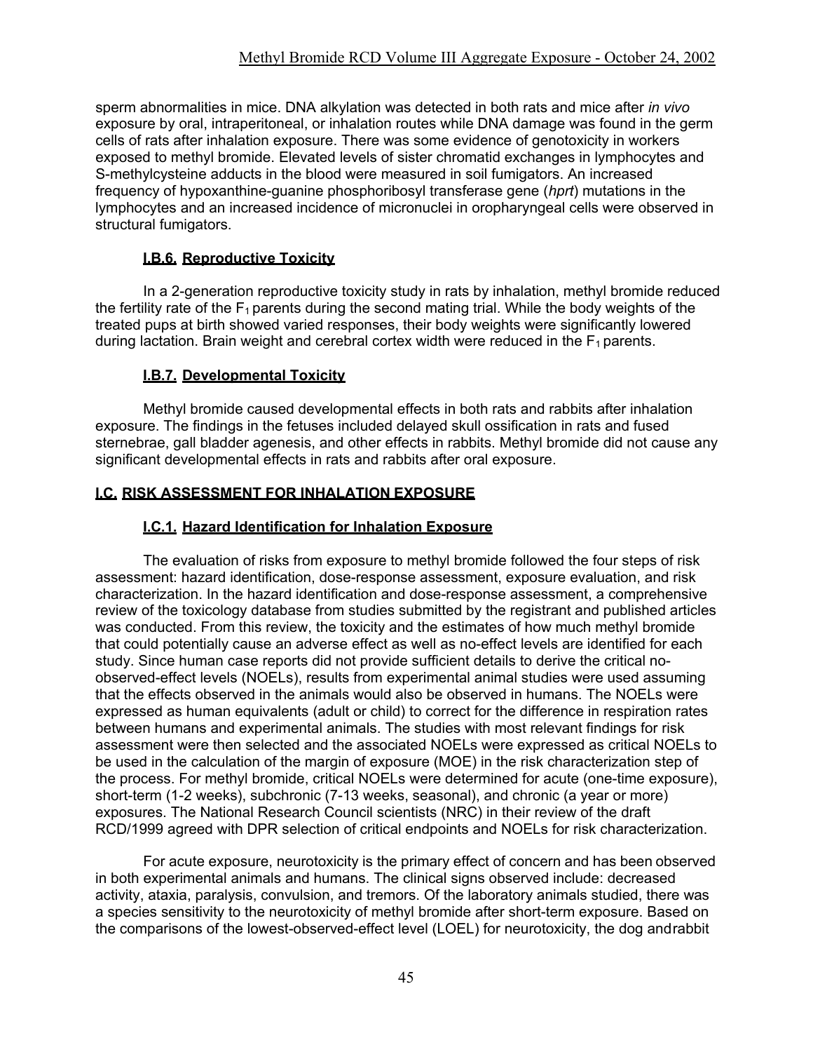sperm abnormalities in mice. DNA alkylation was detected in both rats and mice after *in vivo* exposure by oral, intraperitoneal, or inhalation routes while DNA damage was found in the germ cells of rats after inhalation exposure. There was some evidence of genotoxicity in workers exposed to methyl bromide. Elevated levels of sister chromatid exchanges in lymphocytes and S-methylcysteine adducts in the blood were measured in soil fumigators. An increased frequency of hypoxanthine-guanine phosphoribosyl transferase gene (*hprt*) mutations in the lymphocytes and an increased incidence of micronuclei in oropharyngeal cells were observed in structural fumigators.

### I.B.6. Reproductive Toxicity

In a 2-generation reproductive toxicity study in rats by inhalation, methyl bromide reduced the fertility rate of the $F_1$ parents during the second mating trial. While the body weights of the treated pups at birth showed varied responses, their body weights were significantly lowered during lactation. Brain weight and cerebral cortex width were reduced in the $F_1$ parents.

### I.B.7. Developmental Toxicity

Methyl bromide caused developmental effects in both rats and rabbits after inhalation exposure. The findings in the fetuses included delayed skull ossification in rats and fused sternebrae, gall bladder agenesis, and other effects in rabbits. Methyl bromide did not cause any significant developmental effects in rats and rabbits after oral exposure.

## I.C. RISK ASSESSMENT FOR INHALATION EXPOSURE

### I.C.1. Hazard Identification for Inhalation Exposure

The evaluation of risks from exposure to methyl bromide followed the four steps of risk assessment: hazard identification, dose-response assessment, exposure evaluation, and risk characterization. In the hazard identification and dose-response assessment, a comprehensive review of the toxicology database from studies submitted by the registrant and published articles was conducted. From this review, the toxicity and the estimates of how much methyl bromide that could potentially cause an adverse effect as well as no-effect levels are identified for each study. Since human case reports did not provide sufficient details to derive the critical no-observed-effect levels (NOELs), results from experimental animal studies were used assuming that the effects observed in the animals would also be observed in humans. The NOELs were expressed as human equivalents (adult or child) to correct for the difference in respiration rates between humans and experimental animals. The studies with most relevant findings for risk assessment were then selected and the associated NOELs were expressed as critical NOELs to be used in the calculation of the margin of exposure (MOE) in the risk characterization step of the process. For methyl bromide, critical NOELs were determined for acute (one-time exposure), short-term (1-2 weeks), subchronic (7-13 weeks, seasonal), and chronic (a year or more) exposures. The National Research Council scientists (NRC) in their review of the draft RCD/1999 agreed with DPR selection of critical endpoints and NOELs for risk characterization.

For acute exposure, neurotoxicity is the primary effect of concern and has been observed in both experimental animals and humans. The clinical signs observed include: decreased activity, ataxia, paralysis, convulsion, and tremors. Of the laboratory animals studied, there was a species sensitivity to the neurotoxicity of methyl bromide after short-term exposure. Based on the comparisons of the lowest-observed-effect level (LOEL) for neurotoxicity, the dog and rabbit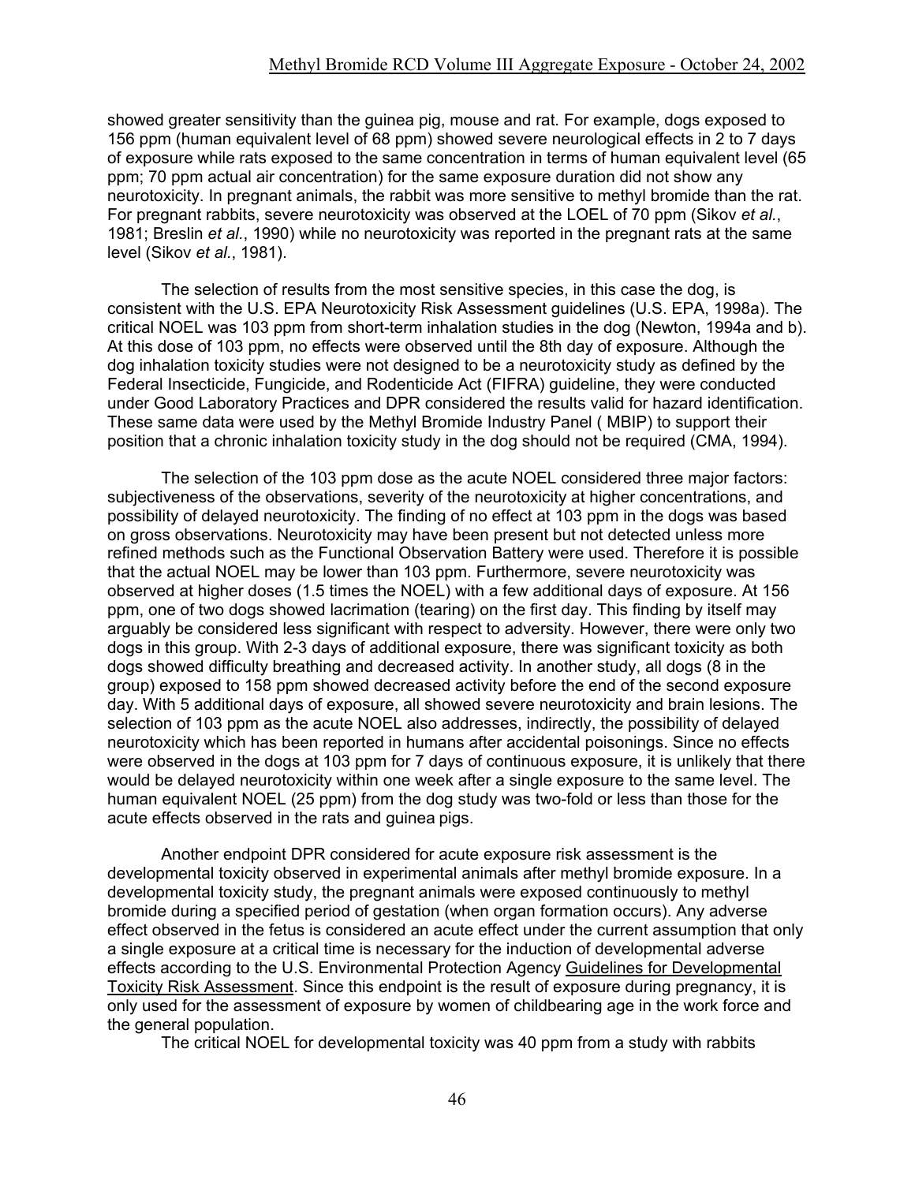showed greater sensitivity than the guinea pig, mouse and rat. For example, dogs exposed to 156 ppm (human equivalent level of 68 ppm) showed severe neurological effects in 2 to 7 days of exposure while rats exposed to the same concentration in terms of human equivalent level (65 ppm; 70 ppm actual air concentration) for the same exposure duration did not show any neurotoxicity. In pregnant animals, the rabbit was more sensitive to methyl bromide than the rat. For pregnant rabbits, severe neurotoxicity was observed at the LOEL of 70 ppm (Sikov *et al.*, 1981; Breslin *et al.*, 1990) while no neurotoxicity was reported in the pregnant rats at the same level (Sikov *et al.*, 1981).

The selection of results from the most sensitive species, in this case the dog, is consistent with the U.S. EPA Neurotoxicity Risk Assessment guidelines (U.S. EPA, 1998a). The critical NOEL was 103 ppm from short-term inhalation studies in the dog (Newton, 1994a and b). At this dose of 103 ppm, no effects were observed until the 8th day of exposure. Although the dog inhalation toxicity studies were not designed to be a neurotoxicity study as defined by the Federal Insecticide, Fungicide, and Rodenticide Act (FIFRA) guideline, they were conducted under Good Laboratory Practices and DPR considered the results valid for hazard identification. These same data were used by the Methyl Bromide Industry Panel ( MBIP) to support their position that a chronic inhalation toxicity study in the dog should not be required (CMA, 1994).

The selection of the 103 ppm dose as the acute NOEL considered three major factors: subjectiveness of the observations, severity of the neurotoxicity at higher concentrations, and possibility of delayed neurotoxicity. The finding of no effect at 103 ppm in the dogs was based on gross observations. Neurotoxicity may have been present but not detected unless more refined methods such as the Functional Observation Battery were used. Therefore it is possible that the actual NOEL may be lower than 103 ppm. Furthermore, severe neurotoxicity was observed at higher doses (1.5 times the NOEL) with a few additional days of exposure. At 156 ppm, one of two dogs showed lacrimation (tearing) on the first day. This finding by itself may arguably be considered less significant with respect to adversity. However, there were only two dogs in this group. With 2-3 days of additional exposure, there was significant toxicity as both dogs showed difficulty breathing and decreased activity. In another study, all dogs (8 in the group) exposed to 158 ppm showed decreased activity before the end of the second exposure day. With 5 additional days of exposure, all showed severe neurotoxicity and brain lesions. The selection of 103 ppm as the acute NOEL also addresses, indirectly, the possibility of delayed neurotoxicity which has been reported in humans after accidental poisonings. Since no effects were observed in the dogs at 103 ppm for 7 days of continuous exposure, it is unlikely that there would be delayed neurotoxicity within one week after a single exposure to the same level. The human equivalent NOEL (25 ppm) from the dog study was two-fold or less than those for the acute effects observed in the rats and guinea pigs.

Another endpoint DPR considered for acute exposure risk assessment is the developmental toxicity observed in experimental animals after methyl bromide exposure. In a developmental toxicity study, the pregnant animals were exposed continuously to methyl bromide during a specified period of gestation (when organ formation occurs). Any adverse effect observed in the fetus is considered an acute effect under the current assumption that only a single exposure at a critical time is necessary for the induction of developmental adverse effects according to the U.S. Environmental Protection Agency Guidelines for Developmental Toxicity Risk Assessment. Since this endpoint is the result of exposure during pregnancy, it is only used for the assessment of exposure by women of childbearing age in the work force and the general population.

The critical NOEL for developmental toxicity was 40 ppm from a study with rabbits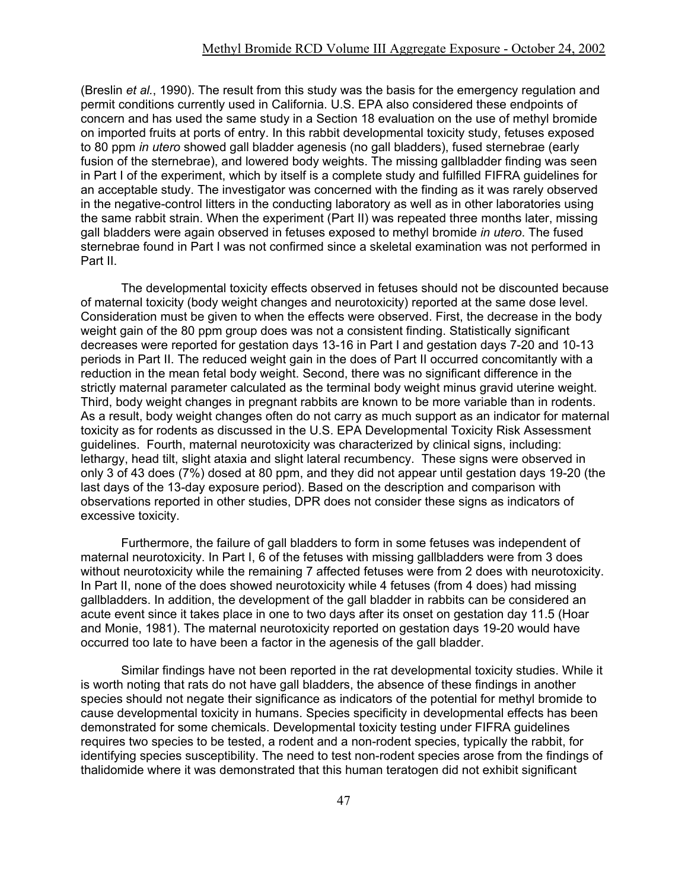(Breslin *et al.*, 1990). The result from this study was the basis for the emergency regulation and permit conditions currently used in California. U.S. EPA also considered these endpoints of concern and has used the same study in a Section 18 evaluation on the use of methyl bromide on imported fruits at ports of entry. In this rabbit developmental toxicity study, fetuses exposed to 80 ppm *in utero* showed gall bladder agenesis (no gall bladders), fused sternebrae (early fusion of the sternebrae), and lowered body weights. The missing gallbladder finding was seen in Part I of the experiment, which by itself is a complete study and fulfilled FIFRA guidelines for an acceptable study. The investigator was concerned with the finding as it was rarely observed in the negative-control litters in the conducting laboratory as well as in other laboratories using the same rabbit strain. When the experiment (Part II) was repeated three months later, missing gall bladders were again observed in fetuses exposed to methyl bromide *in utero*. The fused sternebrae found in Part I was not confirmed since a skeletal examination was not performed in Part II.

The developmental toxicity effects observed in fetuses should not be discounted because of maternal toxicity (body weight changes and neurotoxicity) reported at the same dose level. Consideration must be given to when the effects were observed. First, the decrease in the body weight gain of the 80 ppm group does was not a consistent finding. Statistically significant decreases were reported for gestation days 13-16 in Part I and gestation days 7-20 and 10-13 periods in Part II. The reduced weight gain in the does of Part II occurred concomitantly with a reduction in the mean fetal body weight. Second, there was no significant difference in the strictly maternal parameter calculated as the terminal body weight minus gravid uterine weight. Third, body weight changes in pregnant rabbits are known to be more variable than in rodents. As a result, body weight changes often do not carry as much support as an indicator for maternal toxicity as for rodents as discussed in the U.S. EPA Developmental Toxicity Risk Assessment guidelines. Fourth, maternal neurotoxicity was characterized by clinical signs, including: lethargy, head tilt, slight ataxia and slight lateral recumbency. These signs were observed in only 3 of 43 does (7%) dosed at 80 ppm, and they did not appear until gestation days 19-20 (the last days of the 13-day exposure period). Based on the description and comparison with observations reported in other studies, DPR does not consider these signs as indicators of excessive toxicity.

Furthermore, the failure of gall bladders to form in some fetuses was independent of maternal neurotoxicity. In Part I, 6 of the fetuses with missing gallbladders were from 3 does without neurotoxicity while the remaining 7 affected fetuses were from 2 does with neurotoxicity. In Part II, none of the does showed neurotoxicity while 4 fetuses (from 4 does) had missing gallbladders. In addition, the development of the gall bladder in rabbits can be considered an acute event since it takes place in one to two days after its onset on gestation day 11.5 (Hoar and Monie, 1981). The maternal neurotoxicity reported on gestation days 19-20 would have occurred too late to have been a factor in the agenesis of the gall bladder.

Similar findings have not been reported in the rat developmental toxicity studies. While it is worth noting that rats do not have gall bladders, the absence of these findings in another species should not negate their significance as indicators of the potential for methyl bromide to cause developmental toxicity in humans. Species specificity in developmental effects has been demonstrated for some chemicals. Developmental toxicity testing under FIFRA guidelines requires two species to be tested, a rodent and a non-rodent species, typically the rabbit, for identifying species susceptibility. The need to test non-rodent species arose from the findings of thalidomide where it was demonstrated that this human teratogen did not exhibit significant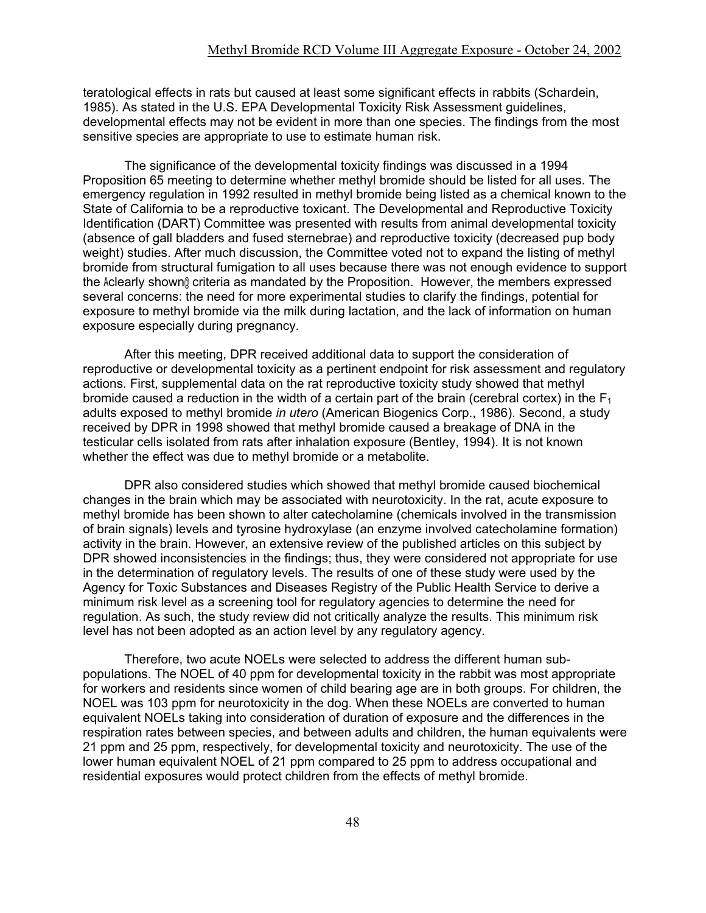teratological effects in rats but caused at least some significant effects in rabbits (Schardein, 1985). As stated in the U.S. EPA Developmental Toxicity Risk Assessment guidelines, developmental effects may not be evident in more than one species. The findings from the most sensitive species are appropriate to use to estimate human risk.

The significance of the developmental toxicity findings was discussed in a 1994 Proposition 65 meeting to determine whether methyl bromide should be listed for all uses. The emergency regulation in 1992 resulted in methyl bromide being listed as a chemical known to the State of California to be a reproductive toxicant. The Developmental and Reproductive Toxicity Identification (DART) Committee was presented with results from animal developmental toxicity (absence of gall bladders and fused sternebrae) and reproductive toxicity (decreased pup body weight) studies. After much discussion, the Committee voted not to expand the listing of methyl bromide from structural fumigation to all uses because there was not enough evidence to support the "clearly shown" criteria as mandated by the Proposition. However, the members expressed several concerns: the need for more experimental studies to clarify the findings, potential for exposure to methyl bromide via the milk during lactation, and the lack of information on human exposure especially during pregnancy.

After this meeting, DPR received additional data to support the consideration of reproductive or developmental toxicity as a pertinent endpoint for risk assessment and regulatory actions. First, supplemental data on the rat reproductive toxicity study showed that methyl bromide caused a reduction in the width of a certain part of the brain (cerebral cortex) in the $F_1$ adults exposed to methyl bromide *in utero* (American Biogenics Corp., 1986). Second, a study received by DPR in 1998 showed that methyl bromide caused a breakage of DNA in the testicular cells isolated from rats after inhalation exposure (Bentley, 1994). It is not known whether the effect was due to methyl bromide or a metabolite.

DPR also considered studies which showed that methyl bromide caused biochemical changes in the brain which may be associated with neurotoxicity. In the rat, acute exposure to methyl bromide has been shown to alter catecholamine (chemicals involved in the transmission of brain signals) levels and tyrosine hydroxylase (an enzyme involved catecholamine formation) activity in the brain. However, an extensive review of the published articles on this subject by DPR showed inconsistencies in the findings; thus, they were considered not appropriate for use in the determination of regulatory levels. The results of one of these study were used by the Agency for Toxic Substances and Diseases Registry of the Public Health Service to derive a minimum risk level as a screening tool for regulatory agencies to determine the need for regulation. As such, the study review did not critically analyze the results. This minimum risk level has not been adopted as an action level by any regulatory agency.

Therefore, two acute NOELs were selected to address the different human sub-populations. The NOEL of 40 ppm for developmental toxicity in the rabbit was most appropriate for workers and residents since women of child bearing age are in both groups. For children, the NOEL was 103 ppm for neurotoxicity in the dog. When these NOELs are converted to human equivalent NOELs taking into consideration of duration of exposure and the differences in the respiration rates between species, and between adults and children, the human equivalents were 21 ppm and 25 ppm, respectively, for developmental toxicity and neurotoxicity. The use of the lower human equivalent NOEL of 21 ppm compared to 25 ppm to address occupational and residential exposures would protect children from the effects of methyl bromide.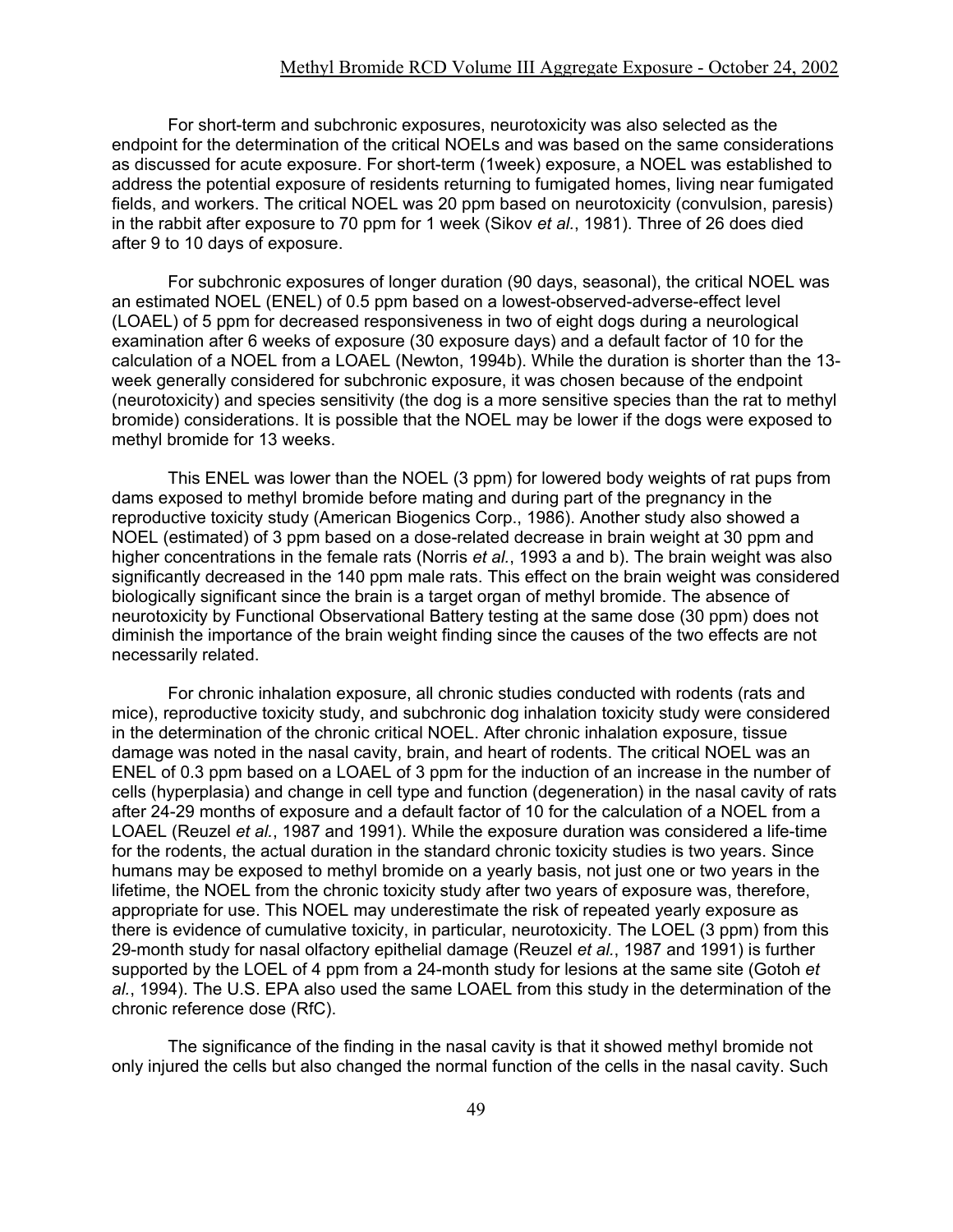For short-term and subchronic exposures, neurotoxicity was also selected as the endpoint for the determination of the critical NOELs and was based on the same considerations as discussed for acute exposure. For short-term (1week) exposure, a NOEL was established to address the potential exposure of residents returning to fumigated homes, living near fumigated fields, and workers. The critical NOEL was 20 ppm based on neurotoxicity (convulsion, paresis) in the rabbit after exposure to 70 ppm for 1 week (Sikov *et al.*, 1981). Three of 26 does died after 9 to 10 days of exposure.

For subchronic exposures of longer duration (90 days, seasonal), the critical NOEL was an estimated NOEL (ENEL) of 0.5 ppm based on a lowest-observed-adverse-effect level (LOAEL) of 5 ppm for decreased responsiveness in two of eight dogs during a neurological examination after 6 weeks of exposure (30 exposure days) and a default factor of 10 for the calculation of a NOEL from a LOAEL (Newton, 1994b). While the duration is shorter than the 13-week generally considered for subchronic exposure, it was chosen because of the endpoint (neurotoxicity) and species sensitivity (the dog is a more sensitive species than the rat to methyl bromide) considerations. It is possible that the NOEL may be lower if the dogs were exposed to methyl bromide for 13 weeks.

This ENEL was lower than the NOEL (3 ppm) for lowered body weights of rat pups from dams exposed to methyl bromide before mating and during part of the pregnancy in the reproductive toxicity study (American Biogenics Corp., 1986). Another study also showed a NOEL (estimated) of 3 ppm based on a dose-related decrease in brain weight at 30 ppm and higher concentrations in the female rats (Norris *et al.*, 1993 a and b). The brain weight was also significantly decreased in the 140 ppm male rats. This effect on the brain weight was considered biologically significant since the brain is a target organ of methyl bromide. The absence of neurotoxicity by Functional Observational Battery testing at the same dose (30 ppm) does not diminish the importance of the brain weight finding since the causes of the two effects are not necessarily related.

For chronic inhalation exposure, all chronic studies conducted with rodents (rats and mice), reproductive toxicity study, and subchronic dog inhalation toxicity study were considered in the determination of the chronic critical NOEL. After chronic inhalation exposure, tissue damage was noted in the nasal cavity, brain, and heart of rodents. The critical NOEL was an ENEL of 0.3 ppm based on a LOAEL of 3 ppm for the induction of an increase in the number of cells (hyperplasia) and change in cell type and function (degeneration) in the nasal cavity of rats after 24-29 months of exposure and a default factor of 10 for the calculation of a NOEL from a LOAEL (Reuzel *et al.*, 1987 and 1991). While the exposure duration was considered a life-time for the rodents, the actual duration in the standard chronic toxicity studies is two years. Since humans may be exposed to methyl bromide on a yearly basis, not just one or two years in the lifetime, the NOEL from the chronic toxicity study after two years of exposure was, therefore, appropriate for use. This NOEL may underestimate the risk of repeated yearly exposure as there is evidence of cumulative toxicity, in particular, neurotoxicity. The LOEL (3 ppm) from this 29-month study for nasal olfactory epithelial damage (Reuzel *et al.*, 1987 and 1991) is further supported by the LOEL of 4 ppm from a 24-month study for lesions at the same site (Gotoh *et al.*, 1994). The U.S. EPA also used the same LOAEL from this study in the determination of the chronic reference dose (RfC).

The significance of the finding in the nasal cavity is that it showed methyl bromide not only injured the cells but also changed the normal function of the cells in the nasal cavity. Such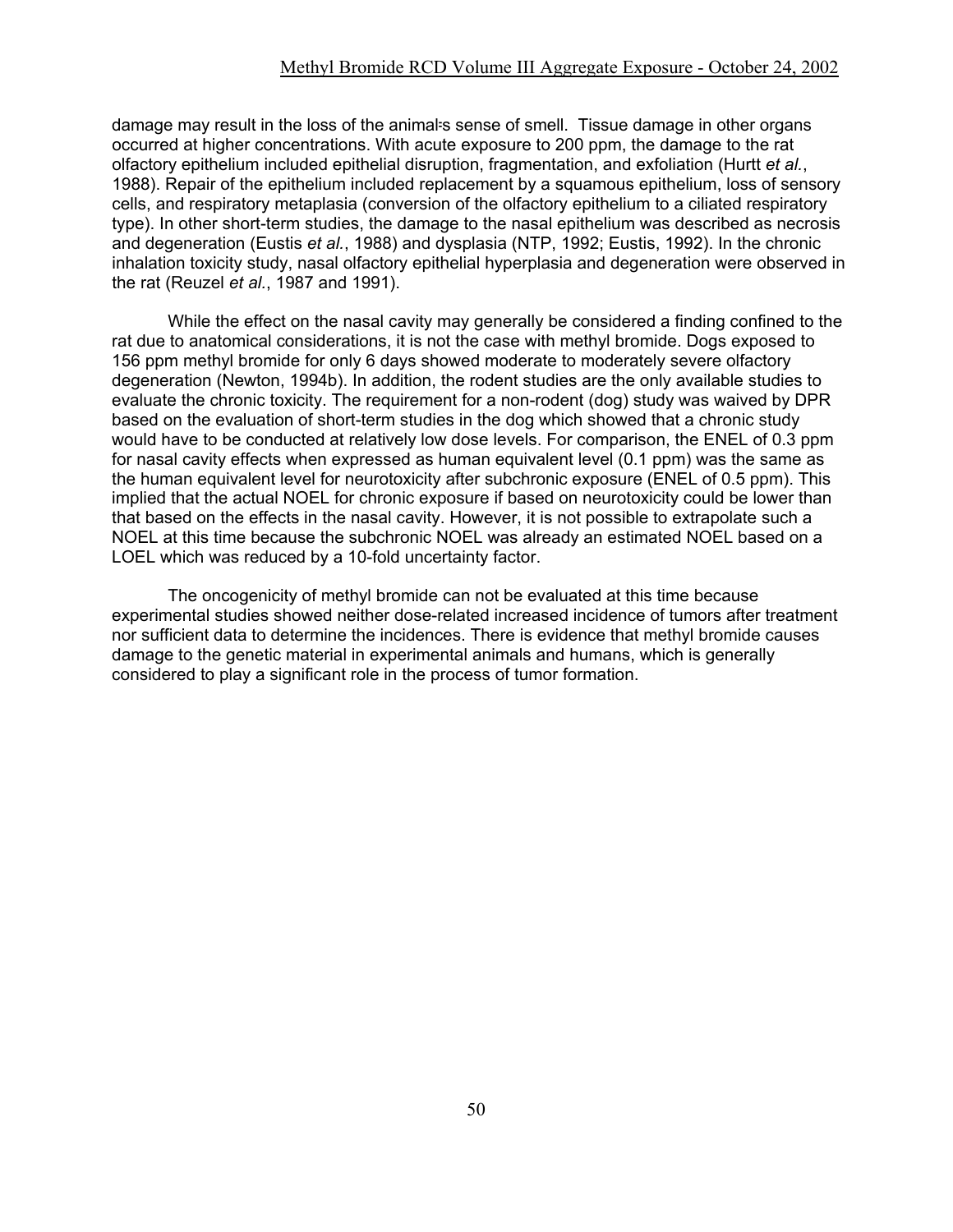damage may result in the loss of the animal=s sense of smell. Tissue damage in other organs occurred at higher concentrations. With acute exposure to 200 ppm, the damage to the rat olfactory epithelium included epithelial disruption, fragmentation, and exfoliation (Hurtt *et al.*, 1988). Repair of the epithelium included replacement by a squamous epithelium, loss of sensory cells, and respiratory metaplasia (conversion of the olfactory epithelium to a ciliated respiratory type). In other short-term studies, the damage to the nasal epithelium was described as necrosis and degeneration (Eustis *et al.*, 1988) and dysplasia (NTP, 1992; Eustis, 1992). In the chronic inhalation toxicity study, nasal olfactory epithelial hyperplasia and degeneration were observed in the rat (Reuzel *et al.*, 1987 and 1991).

While the effect on the nasal cavity may generally be considered a finding confined to the rat due to anatomical considerations, it is not the case with methyl bromide. Dogs exposed to 156 ppm methyl bromide for only 6 days showed moderate to moderately severe olfactory degeneration (Newton, 1994b). In addition, the rodent studies are the only available studies to evaluate the chronic toxicity. The requirement for a non-rodent (dog) study was waived by DPR based on the evaluation of short-term studies in the dog which showed that a chronic study would have to be conducted at relatively low dose levels. For comparison, the ENEL of 0.3 ppm for nasal cavity effects when expressed as human equivalent level (0.1 ppm) was the same as the human equivalent level for neurotoxicity after subchronic exposure (ENEL of 0.5 ppm). This implied that the actual NOEL for chronic exposure if based on neurotoxicity could be lower than that based on the effects in the nasal cavity. However, it is not possible to extrapolate such a NOEL at this time because the subchronic NOEL was already an estimated NOEL based on a LOEL which was reduced by a 10-fold uncertainty factor.

The oncogenicity of methyl bromide can not be evaluated at this time because experimental studies showed neither dose-related increased incidence of tumors after treatment nor sufficient data to determine the incidences. There is evidence that methyl bromide causes damage to the genetic material in experimental animals and humans, which is generally considered to play a significant role in the process of tumor formation.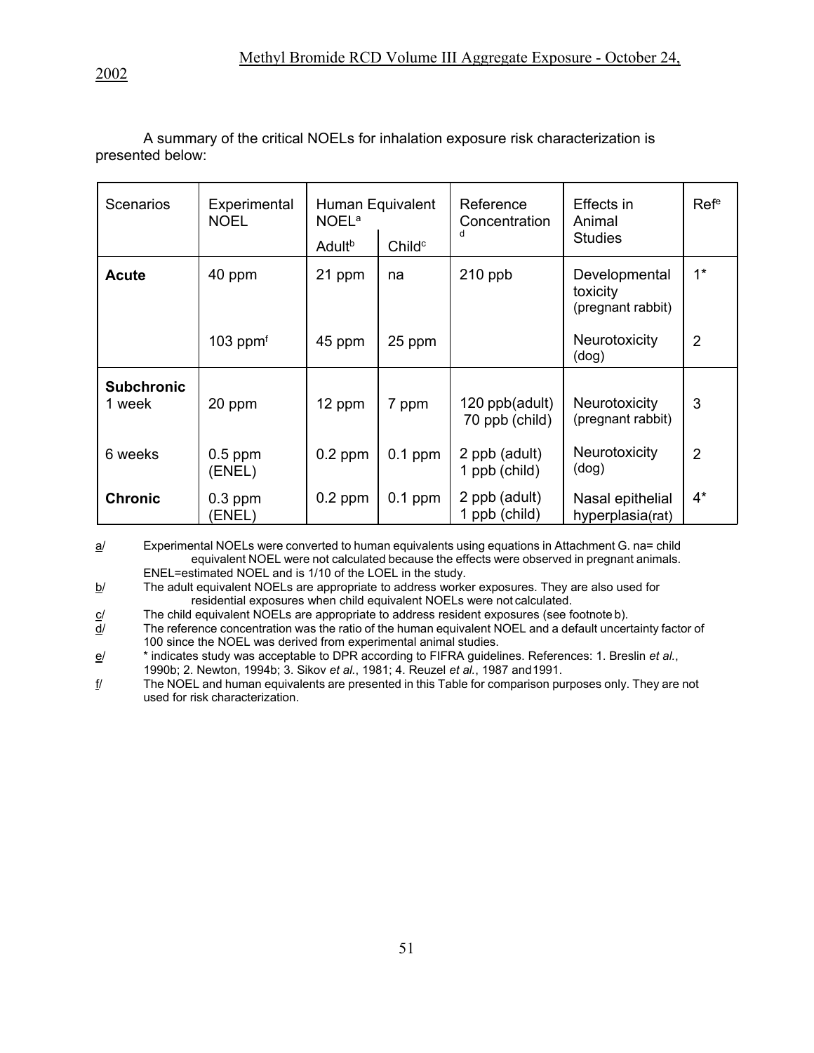A summary of the critical NOELs for inhalation exposure risk characterization is presented below:

| Scenarios | Experimental NOEL | Human Equivalent NOEL[a] | | Reference Concentration[d] | Effects in Animal Studies | Ref[e] |
|---|---|---|---|---|---|---|
| | | Adult[b] | Child[c] | | | |
| **Acute** | 40 ppm | 21 ppm | na | 210 ppb | Developmental toxicity (pregnant rabbit) | 1* |
| | 103 ppm[f] | 45 ppm | 25 ppm | | Neurotoxicity (dog) | 2 |
| **Subchronic** 1 week | 20 ppm | 12 ppm | 7 ppm | 120 ppb(adult) 70 ppb (child) | Neurotoxicity (pregnant rabbit) | 3 |
| 6 weeks | 0.5 ppm (ENEL) | 0.2 ppm | 0.1 ppm | 2 ppb (adult) 1 ppb (child) | Neurotoxicity (dog) | 2 |
| **Chronic** | 0.3 ppm (ENEL) | 0.2 ppm | 0.1 ppm | 2 ppb (adult) 1 ppb (child) | Nasal epithelial hyperplasia(rat) | 4* |

a/ Experimental NOELs were converted to human equivalents using equations in Attachment G. na= child equivalent NOEL were not calculated because the effects were observed in pregnant animals. ENEL=estimated NOEL and is 1/10 of the LOEL in the study.

b/ The adult equivalent NOELs are appropriate to address worker exposures. They are also used for residential exposures when child equivalent NOELs were not calculated.

c/ The child equivalent NOELs are appropriate to address resident exposures (see footnote b).

d/ The reference concentration was the ratio of the human equivalent NOEL and a default uncertainty factor of 100 since the NOEL was derived from experimental animal studies.

e/ * indicates study was acceptable to DPR according to FIFRA guidelines. References: 1. Breslin *et al.*, 1990b; 2. Newton, 1994b; 3. Sikov *et al.*, 1981; 4. Reuzel *et al.*, 1987 and1991.

f/ The NOEL and human equivalents are presented in this Table for comparison purposes only. They are not used for risk characterization.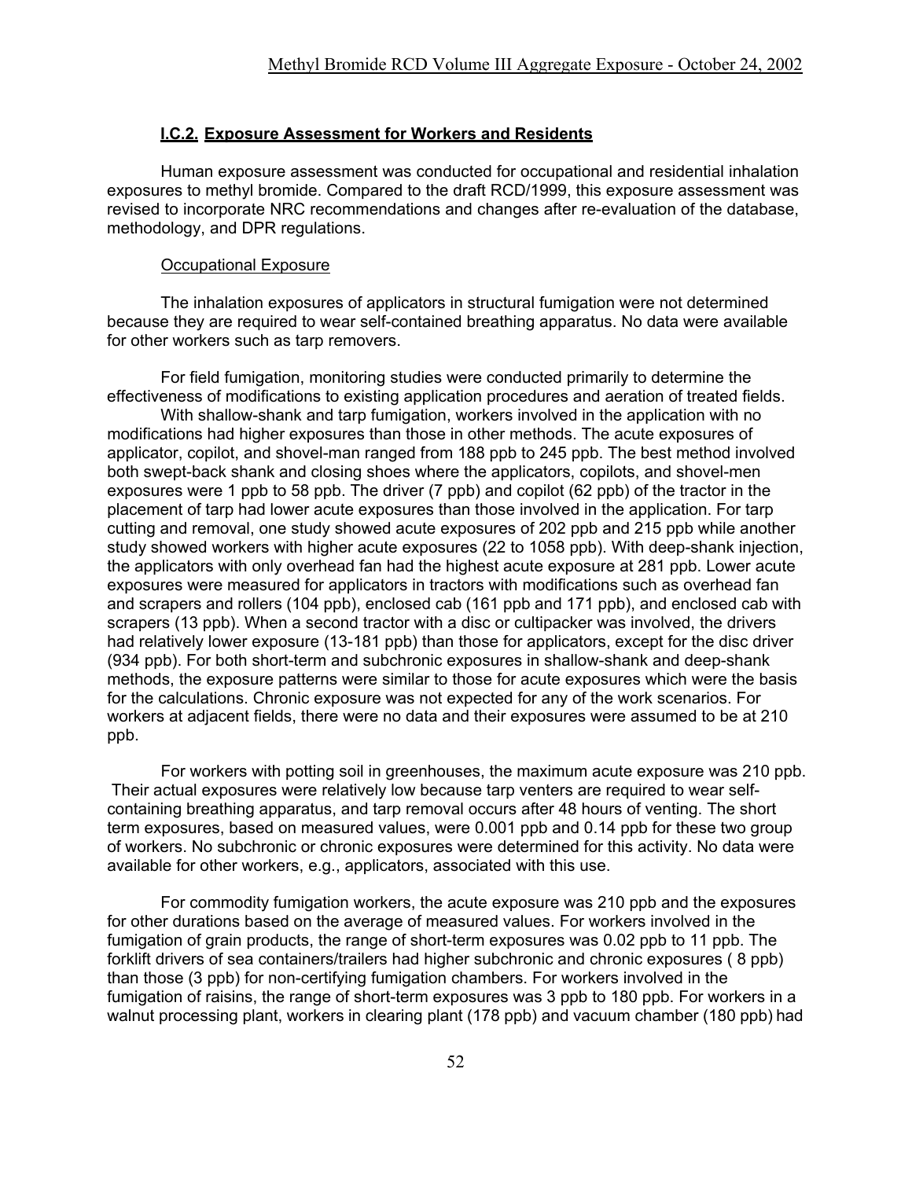### I.C.2. Exposure Assessment for Workers and Residents

Human exposure assessment was conducted for occupational and residential inhalation exposures to methyl bromide. Compared to the draft RCD/1999, this exposure assessment was revised to incorporate NRC recommendations and changes after re-evaluation of the database, methodology, and DPR regulations.

Occupational Exposure

The inhalation exposures of applicators in structural fumigation were not determined because they are required to wear self-contained breathing apparatus. No data were available for other workers such as tarp removers.

For field fumigation, monitoring studies were conducted primarily to determine the effectiveness of modifications to existing application procedures and aeration of treated fields.

With shallow-shank and tarp fumigation, workers involved in the application with no modifications had higher exposures than those in other methods. The acute exposures of applicator, copilot, and shovel-man ranged from 188 ppb to 245 ppb. The best method involved both swept-back shank and closing shoes where the applicators, copilots, and shovel-men exposures were 1 ppb to 58 ppb. The driver (7 ppb) and copilot (62 ppb) of the tractor in the placement of tarp had lower acute exposures than those involved in the application. For tarp cutting and removal, one study showed acute exposures of 202 ppb and 215 ppb while another study showed workers with higher acute exposures (22 to 1058 ppb). With deep-shank injection, the applicators with only overhead fan had the highest acute exposure at 281 ppb. Lower acute exposures were measured for applicators in tractors with modifications such as overhead fan and scrapers and rollers (104 ppb), enclosed cab (161 ppb and 171 ppb), and enclosed cab with scrapers (13 ppb). When a second tractor with a disc or cultipacker was involved, the drivers had relatively lower exposure (13-181 ppb) than those for applicators, except for the disc driver (934 ppb). For both short-term and subchronic exposures in shallow-shank and deep-shank methods, the exposure patterns were similar to those for acute exposures which were the basis for the calculations. Chronic exposure was not expected for any of the work scenarios. For workers at adjacent fields, there were no data and their exposures were assumed to be at 210 ppb.

For workers with potting soil in greenhouses, the maximum acute exposure was 210 ppb. Their actual exposures were relatively low because tarp venters are required to wear self-containing breathing apparatus, and tarp removal occurs after 48 hours of venting. The short term exposures, based on measured values, were 0.001 ppb and 0.14 ppb for these two group of workers. No subchronic or chronic exposures were determined for this activity. No data were available for other workers, e.g., applicators, associated with this use.

For commodity fumigation workers, the acute exposure was 210 ppb and the exposures for other durations based on the average of measured values. For workers involved in the fumigation of grain products, the range of short-term exposures was 0.02 ppb to 11 ppb. The forklift drivers of sea containers/trailers had higher subchronic and chronic exposures ( 8 ppb) than those (3 ppb) for non-certifying fumigation chambers. For workers involved in the fumigation of raisins, the range of short-term exposures was 3 ppb to 180 ppb. For workers in a walnut processing plant, workers in clearing plant (178 ppb) and vacuum chamber (180 ppb) had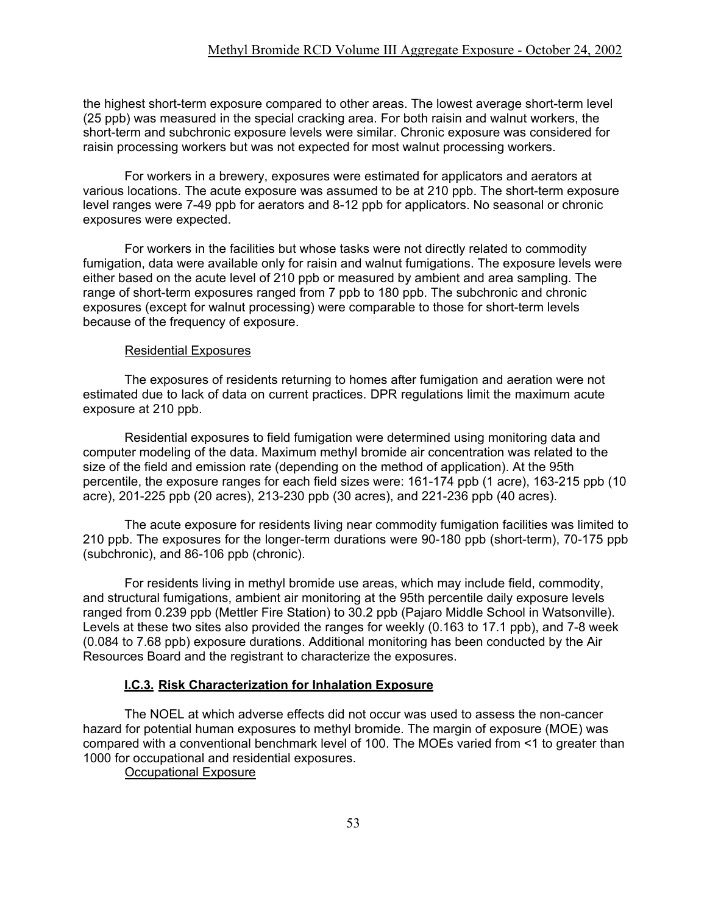the highest short-term exposure compared to other areas. The lowest average short-term level (25 ppb) was measured in the special cracking area. For both raisin and walnut workers, the short-term and subchronic exposure levels were similar. Chronic exposure was considered for raisin processing workers but was not expected for most walnut processing workers.

For workers in a brewery, exposures were estimated for applicators and aerators at various locations. The acute exposure was assumed to be at 210 ppb. The short-term exposure level ranges were 7-49 ppb for aerators and 8-12 ppb for applicators. No seasonal or chronic exposures were expected.

For workers in the facilities but whose tasks were not directly related to commodity fumigation, data were available only for raisin and walnut fumigations. The exposure levels were either based on the acute level of 210 ppb or measured by ambient and area sampling. The range of short-term exposures ranged from 7 ppb to 180 ppb. The subchronic and chronic exposures (except for walnut processing) were comparable to those for short-term levels because of the frequency of exposure.

Residential Exposures

The exposures of residents returning to homes after fumigation and aeration were not estimated due to lack of data on current practices. DPR regulations limit the maximum acute exposure at 210 ppb.

Residential exposures to field fumigation were determined using monitoring data and computer modeling of the data. Maximum methyl bromide air concentration was related to the size of the field and emission rate (depending on the method of application). At the 95th percentile, the exposure ranges for each field sizes were: 161-174 ppb (1 acre), 163-215 ppb (10 acre), 201-225 ppb (20 acres), 213-230 ppb (30 acres), and 221-236 ppb (40 acres).

The acute exposure for residents living near commodity fumigation facilities was limited to 210 ppb. The exposures for the longer-term durations were 90-180 ppb (short-term), 70-175 ppb (subchronic), and 86-106 ppb (chronic).

For residents living in methyl bromide use areas, which may include field, commodity, and structural fumigations, ambient air monitoring at the 95th percentile daily exposure levels ranged from 0.239 ppb (Mettler Fire Station) to 30.2 ppb (Pajaro Middle School in Watsonville). Levels at these two sites also provided the ranges for weekly (0.163 to 17.1 ppb), and 7-8 week (0.084 to 7.68 ppb) exposure durations. Additional monitoring has been conducted by the Air Resources Board and the registrant to characterize the exposures.

### I.C.3. Risk Characterization for Inhalation Exposure

The NOEL at which adverse effects did not occur was used to assess the non-cancer hazard for potential human exposures to methyl bromide. The margin of exposure (MOE) was compared with a conventional benchmark level of 100. The MOEs varied from <1 to greater than 1000 for occupational and residential exposures.

Occupational Exposure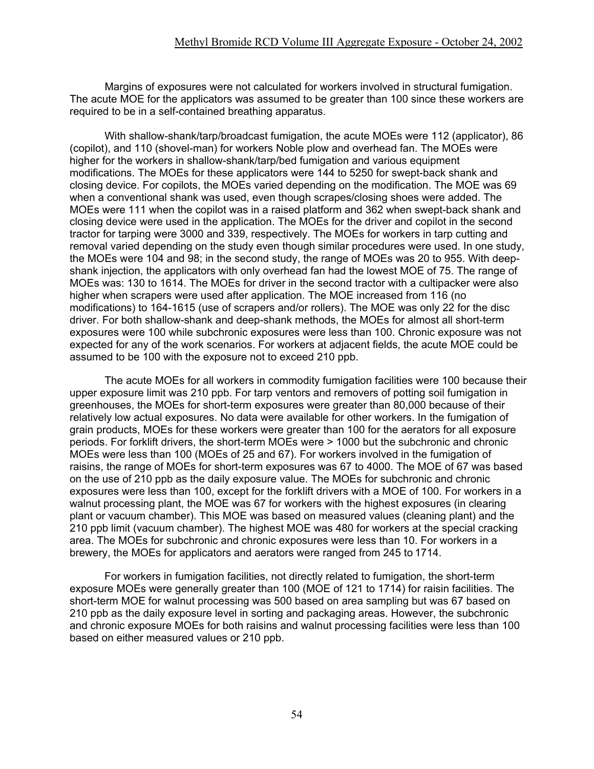Margins of exposures were not calculated for workers involved in structural fumigation. The acute MOE for the applicators was assumed to be greater than 100 since these workers are required to be in a self-contained breathing apparatus.

With shallow-shank/tarp/broadcast fumigation, the acute MOEs were 112 (applicator), 86 (copilot), and 110 (shovel-man) for workers Noble plow and overhead fan. The MOEs were higher for the workers in shallow-shank/tarp/bed fumigation and various equipment modifications. The MOEs for these applicators were 144 to 5250 for swept-back shank and closing device. For copilots, the MOEs varied depending on the modification. The MOE was 69 when a conventional shank was used, even though scrapes/closing shoes were added. The MOEs were 111 when the copilot was in a raised platform and 362 when swept-back shank and closing device were used in the application. The MOEs for the driver and copilot in the second tractor for tarping were 3000 and 339, respectively. The MOEs for workers in tarp cutting and removal varied depending on the study even though similar procedures were used. In one study, the MOEs were 104 and 98; in the second study, the range of MOEs was 20 to 955. With deep-shank injection, the applicators with only overhead fan had the lowest MOE of 75. The range of MOEs was: 130 to 1614. The MOEs for driver in the second tractor with a cultipacker were also higher when scrapers were used after application. The MOE increased from 116 (no modifications) to 164-1615 (use of scrapers and/or rollers). The MOE was only 22 for the disc driver. For both shallow-shank and deep-shank methods, the MOEs for almost all short-term exposures were 100 while subchronic exposures were less than 100. Chronic exposure was not expected for any of the work scenarios. For workers at adjacent fields, the acute MOE could be assumed to be 100 with the exposure not to exceed 210 ppb.

The acute MOEs for all workers in commodity fumigation facilities were 100 because their upper exposure limit was 210 ppb. For tarp ventors and removers of potting soil fumigation in greenhouses, the MOEs for short-term exposures were greater than 80,000 because of their relatively low actual exposures. No data were available for other workers. In the fumigation of grain products, MOEs for these workers were greater than 100 for the aerators for all exposure periods. For forklift drivers, the short-term MOEs were > 1000 but the subchronic and chronic MOEs were less than 100 (MOEs of 25 and 67). For workers involved in the fumigation of raisins, the range of MOEs for short-term exposures was 67 to 4000. The MOE of 67 was based on the use of 210 ppb as the daily exposure value. The MOEs for subchronic and chronic exposures were less than 100, except for the forklift drivers with a MOE of 100. For workers in a walnut processing plant, the MOE was 67 for workers with the highest exposures (in clearing plant or vacuum chamber). This MOE was based on measured values (cleaning plant) and the 210 ppb limit (vacuum chamber). The highest MOE was 480 for workers at the special cracking area. The MOEs for subchronic and chronic exposures were less than 10. For workers in a brewery, the MOEs for applicators and aerators were ranged from 245 to 1714.

For workers in fumigation facilities, not directly related to fumigation, the short-term exposure MOEs were generally greater than 100 (MOE of 121 to 1714) for raisin facilities. The short-term MOE for walnut processing was 500 based on area sampling but was 67 based on 210 ppb as the daily exposure level in sorting and packaging areas. However, the subchronic and chronic exposure MOEs for both raisins and walnut processing facilities were less than 100 based on either measured values or 210 ppb.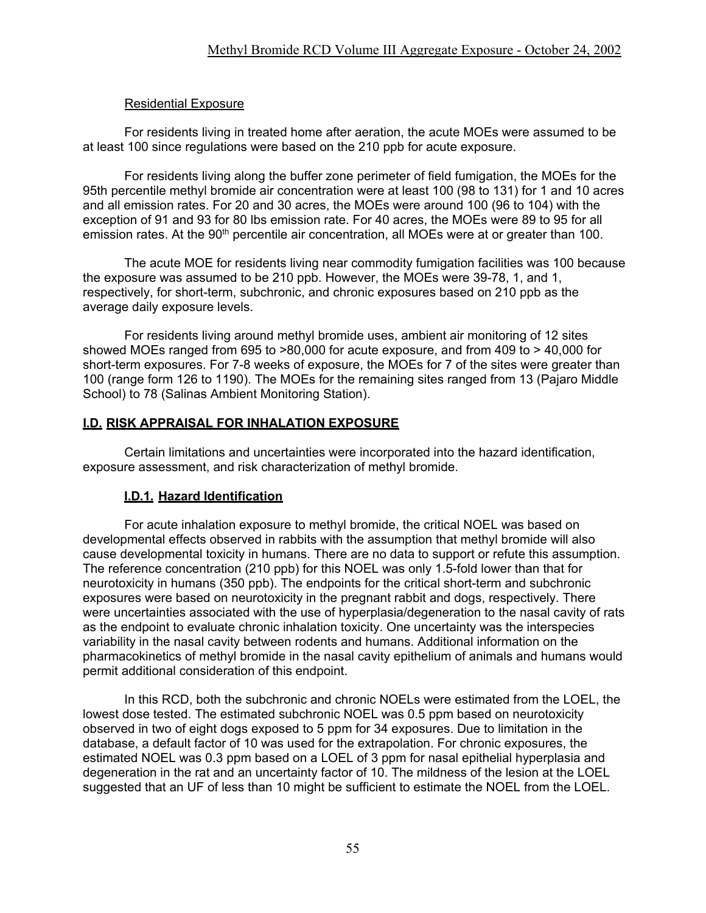Residential Exposure

For residents living in treated home after aeration, the acute MOEs were assumed to be at least 100 since regulations were based on the 210 ppb for acute exposure.

For residents living along the buffer zone perimeter of field fumigation, the MOEs for the 95th percentile methyl bromide air concentration were at least 100 (98 to 131) for 1 and 10 acres and all emission rates. For 20 and 30 acres, the MOEs were around 100 (96 to 104) with the exception of 91 and 93 for 80 lbs emission rate. For 40 acres, the MOEs were 89 to 95 for all emission rates. At the 90th percentile air concentration, all MOEs were at or greater than 100.

The acute MOE for residents living near commodity fumigation facilities was 100 because the exposure was assumed to be 210 ppb. However, the MOEs were 39-78, 1, and 1, respectively, for short-term, subchronic, and chronic exposures based on 210 ppb as the average daily exposure levels.

For residents living around methyl bromide uses, ambient air monitoring of 12 sites showed MOEs ranged from 695 to >80,000 for acute exposure, and from 409 to > 40,000 for short-term exposures. For 7-8 weeks of exposure, the MOEs for 7 of the sites were greater than 100 (range form 126 to 1190). The MOEs for the remaining sites ranged from 13 (Pajaro Middle School) to 78 (Salinas Ambient Monitoring Station).

## I.D. RISK APPRAISAL FOR INHALATION EXPOSURE

Certain limitations and uncertainties were incorporated into the hazard identification, exposure assessment, and risk characterization of methyl bromide.

### I.D.1. Hazard Identification

For acute inhalation exposure to methyl bromide, the critical NOEL was based on developmental effects observed in rabbits with the assumption that methyl bromide will also cause developmental toxicity in humans. There are no data to support or refute this assumption. The reference concentration (210 ppb) for this NOEL was only 1.5-fold lower than that for neurotoxicity in humans (350 ppb). The endpoints for the critical short-term and subchronic exposures were based on neurotoxicity in the pregnant rabbit and dogs, respectively. There were uncertainties associated with the use of hyperplasia/degeneration to the nasal cavity of rats as the endpoint to evaluate chronic inhalation toxicity. One uncertainty was the interspecies variability in the nasal cavity between rodents and humans. Additional information on the pharmacokinetics of methyl bromide in the nasal cavity epithelium of animals and humans would permit additional consideration of this endpoint.

In this RCD, both the subchronic and chronic NOELs were estimated from the LOEL, the lowest dose tested. The estimated subchronic NOEL was 0.5 ppm based on neurotoxicity observed in two of eight dogs exposed to 5 ppm for 34 exposures. Due to limitation in the database, a default factor of 10 was used for the extrapolation. For chronic exposures, the estimated NOEL was 0.3 ppm based on a LOEL of 3 ppm for nasal epithelial hyperplasia and degeneration in the rat and an uncertainty factor of 10. The mildness of the lesion at the LOEL suggested that an UF of less than 10 might be sufficient to estimate the NOEL from the LOEL.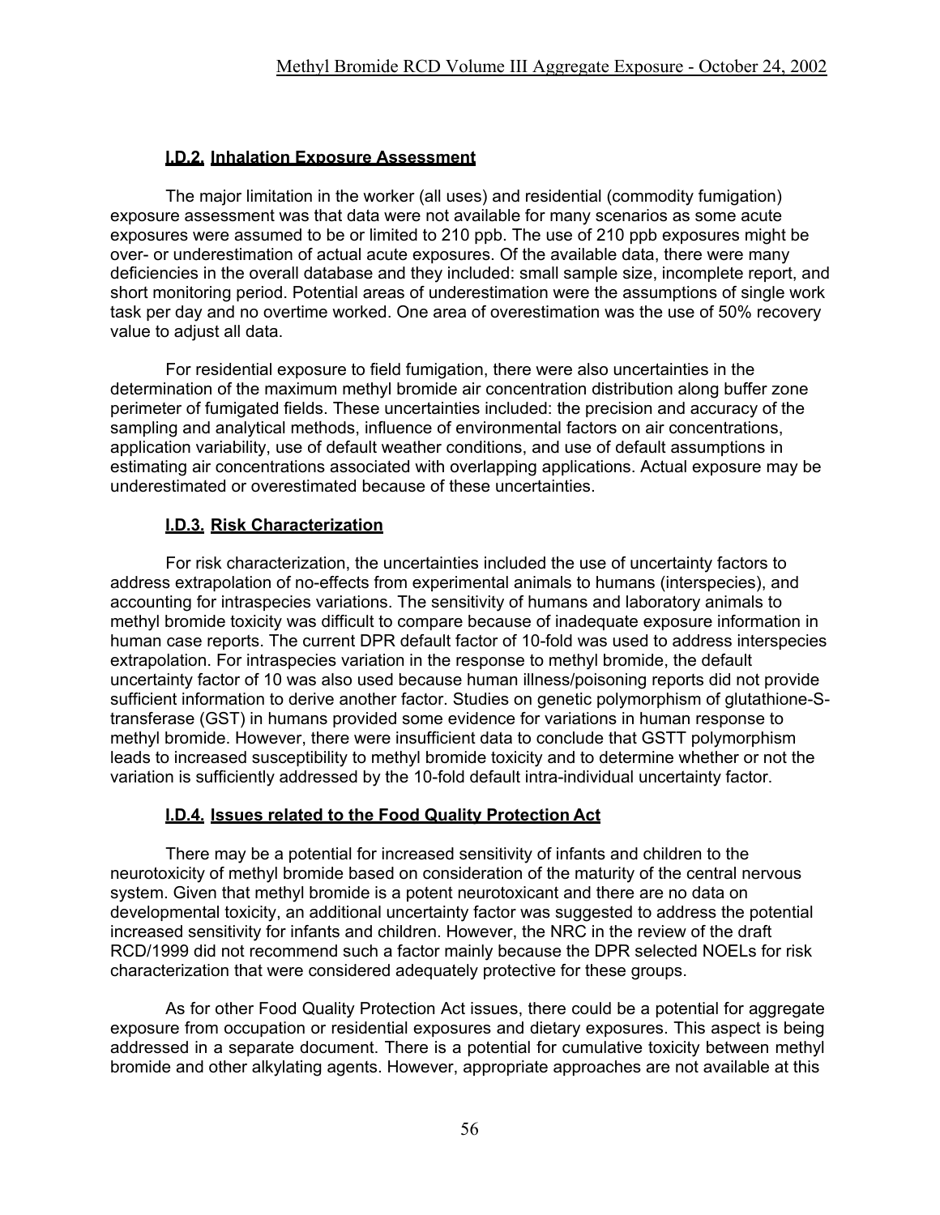### I.D.2. Inhalation Exposure Assessment

The major limitation in the worker (all uses) and residential (commodity fumigation) exposure assessment was that data were not available for many scenarios as some acute exposures were assumed to be or limited to 210 ppb. The use of 210 ppb exposures might be over- or underestimation of actual acute exposures. Of the available data, there were many deficiencies in the overall database and they included: small sample size, incomplete report, and short monitoring period. Potential areas of underestimation were the assumptions of single work task per day and no overtime worked. One area of overestimation was the use of 50% recovery value to adjust all data.

For residential exposure to field fumigation, there were also uncertainties in the determination of the maximum methyl bromide air concentration distribution along buffer zone perimeter of fumigated fields. These uncertainties included: the precision and accuracy of the sampling and analytical methods, influence of environmental factors on air concentrations, application variability, use of default weather conditions, and use of default assumptions in estimating air concentrations associated with overlapping applications. Actual exposure may be underestimated or overestimated because of these uncertainties.

### I.D.3. Risk Characterization

For risk characterization, the uncertainties included the use of uncertainty factors to address extrapolation of no-effects from experimental animals to humans (interspecies), and accounting for intraspecies variations. The sensitivity of humans and laboratory animals to methyl bromide toxicity was difficult to compare because of inadequate exposure information in human case reports. The current DPR default factor of 10-fold was used to address interspecies extrapolation. For intraspecies variation in the response to methyl bromide, the default uncertainty factor of 10 was also used because human illness/poisoning reports did not provide sufficient information to derive another factor. Studies on genetic polymorphism of glutathione-S-transferase (GST) in humans provided some evidence for variations in human response to methyl bromide. However, there were insufficient data to conclude that GSTT polymorphism leads to increased susceptibility to methyl bromide toxicity and to determine whether or not the variation is sufficiently addressed by the 10-fold default intra-individual uncertainty factor.

### I.D.4. Issues related to the Food Quality Protection Act

There may be a potential for increased sensitivity of infants and children to the neurotoxicity of methyl bromide based on consideration of the maturity of the central nervous system. Given that methyl bromide is a potent neurotoxicant and there are no data on developmental toxicity, an additional uncertainty factor was suggested to address the potential increased sensitivity for infants and children. However, the NRC in the review of the draft RCD/1999 did not recommend such a factor mainly because the DPR selected NOELs for risk characterization that were considered adequately protective for these groups.

As for other Food Quality Protection Act issues, there could be a potential for aggregate exposure from occupation or residential exposures and dietary exposures. This aspect is being addressed in a separate document. There is a potential for cumulative toxicity between methyl bromide and other alkylating agents. However, appropriate approaches are not available at this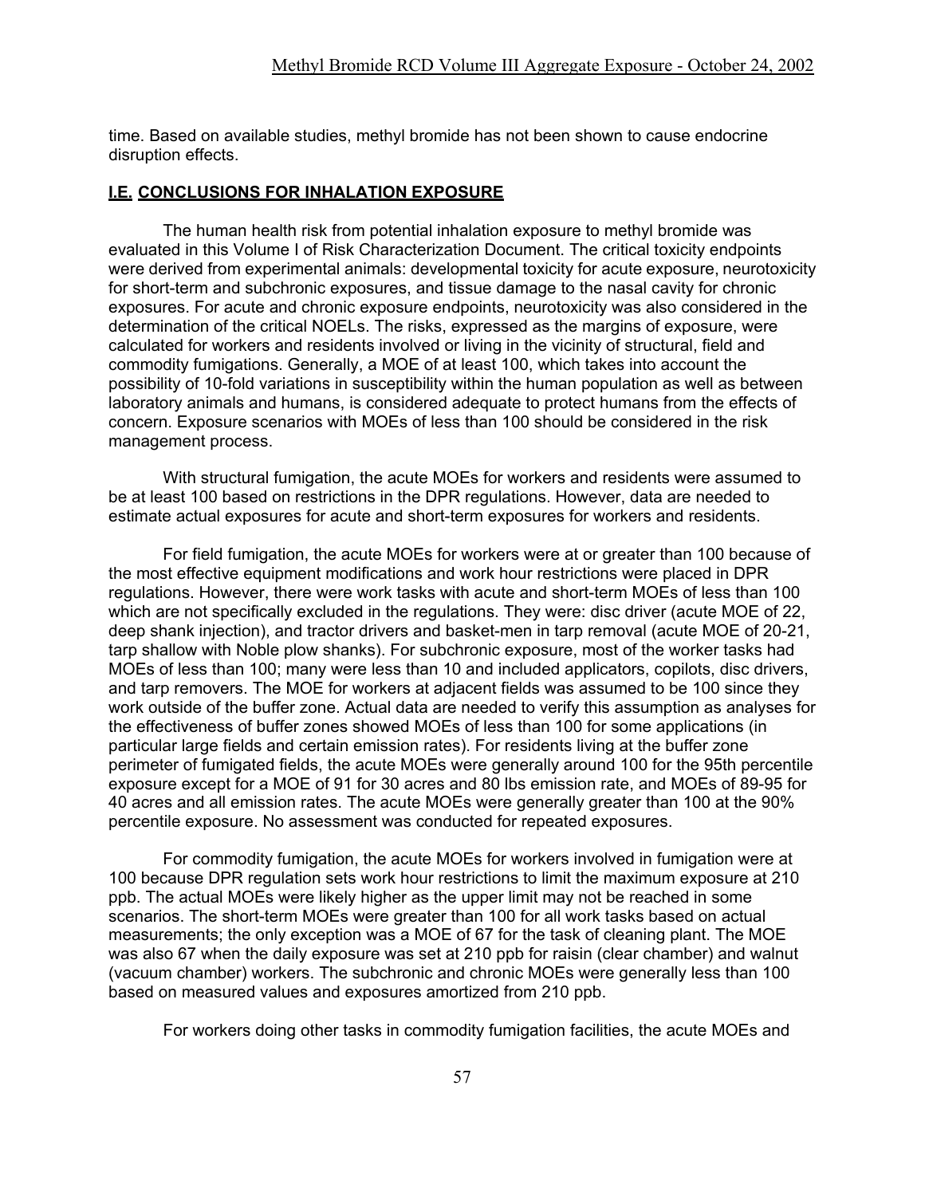time. Based on available studies, methyl bromide has not been shown to cause endocrine disruption effects.

## I.E. CONCLUSIONS FOR INHALATION EXPOSURE

The human health risk from potential inhalation exposure to methyl bromide was evaluated in this Volume I of Risk Characterization Document. The critical toxicity endpoints were derived from experimental animals: developmental toxicity for acute exposure, neurotoxicity for short-term and subchronic exposures, and tissue damage to the nasal cavity for chronic exposures. For acute and chronic exposure endpoints, neurotoxicity was also considered in the determination of the critical NOELs. The risks, expressed as the margins of exposure, were calculated for workers and residents involved or living in the vicinity of structural, field and commodity fumigations. Generally, a MOE of at least 100, which takes into account the possibility of 10-fold variations in susceptibility within the human population as well as between laboratory animals and humans, is considered adequate to protect humans from the effects of concern. Exposure scenarios with MOEs of less than 100 should be considered in the risk management process.

With structural fumigation, the acute MOEs for workers and residents were assumed to be at least 100 based on restrictions in the DPR regulations. However, data are needed to estimate actual exposures for acute and short-term exposures for workers and residents.

For field fumigation, the acute MOEs for workers were at or greater than 100 because of the most effective equipment modifications and work hour restrictions were placed in DPR regulations. However, there were work tasks with acute and short-term MOEs of less than 100 which are not specifically excluded in the regulations. They were: disc driver (acute MOE of 22, deep shank injection), and tractor drivers and basket-men in tarp removal (acute MOE of 20-21, tarp shallow with Noble plow shanks). For subchronic exposure, most of the worker tasks had MOEs of less than 100; many were less than 10 and included applicators, copilots, disc drivers, and tarp removers. The MOE for workers at adjacent fields was assumed to be 100 since they work outside of the buffer zone. Actual data are needed to verify this assumption as analyses for the effectiveness of buffer zones showed MOEs of less than 100 for some applications (in particular large fields and certain emission rates). For residents living at the buffer zone perimeter of fumigated fields, the acute MOEs were generally around 100 for the 95th percentile exposure except for a MOE of 91 for 30 acres and 80 lbs emission rate, and MOEs of 89-95 for 40 acres and all emission rates. The acute MOEs were generally greater than 100 at the 90% percentile exposure. No assessment was conducted for repeated exposures.

For commodity fumigation, the acute MOEs for workers involved in fumigation were at 100 because DPR regulation sets work hour restrictions to limit the maximum exposure at 210 ppb. The actual MOEs were likely higher as the upper limit may not be reached in some scenarios. The short-term MOEs were greater than 100 for all work tasks based on actual measurements; the only exception was a MOE of 67 for the task of cleaning plant. The MOE was also 67 when the daily exposure was set at 210 ppb for raisin (clear chamber) and walnut (vacuum chamber) workers. The subchronic and chronic MOEs were generally less than 100 based on measured values and exposures amortized from 210 ppb.

For workers doing other tasks in commodity fumigation facilities, the acute MOEs and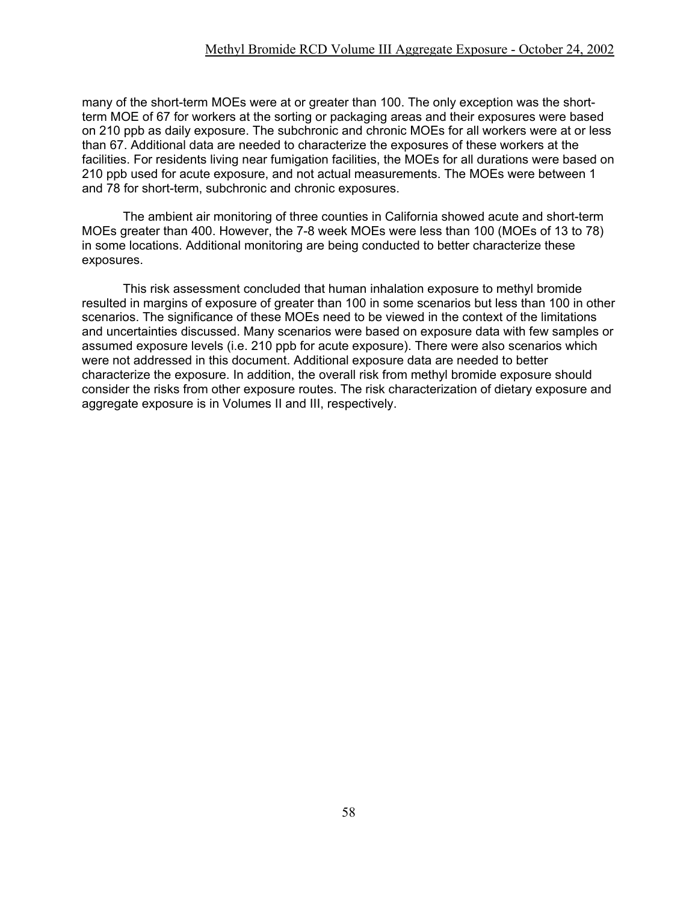many of the short-term MOEs were at or greater than 100. The only exception was the short-term MOE of 67 for workers at the sorting or packaging areas and their exposures were based on 210 ppb as daily exposure. The subchronic and chronic MOEs for all workers were at or less than 67. Additional data are needed to characterize the exposures of these workers at the facilities. For residents living near fumigation facilities, the MOEs for all durations were based on 210 ppb used for acute exposure, and not actual measurements. The MOEs were between 1 and 78 for short-term, subchronic and chronic exposures.

The ambient air monitoring of three counties in California showed acute and short-term MOEs greater than 400. However, the 7-8 week MOEs were less than 100 (MOEs of 13 to 78) in some locations. Additional monitoring are being conducted to better characterize these exposures.

This risk assessment concluded that human inhalation exposure to methyl bromide resulted in margins of exposure of greater than 100 in some scenarios but less than 100 in other scenarios. The significance of these MOEs need to be viewed in the context of the limitations and uncertainties discussed. Many scenarios were based on exposure data with few samples or assumed exposure levels (i.e. 210 ppb for acute exposure). There were also scenarios which were not addressed in this document. Additional exposure data are needed to better characterize the exposure. In addition, the overall risk from methyl bromide exposure should consider the risks from other exposure routes. The risk characterization of dietary exposure and aggregate exposure is in Volumes II and III, respectively.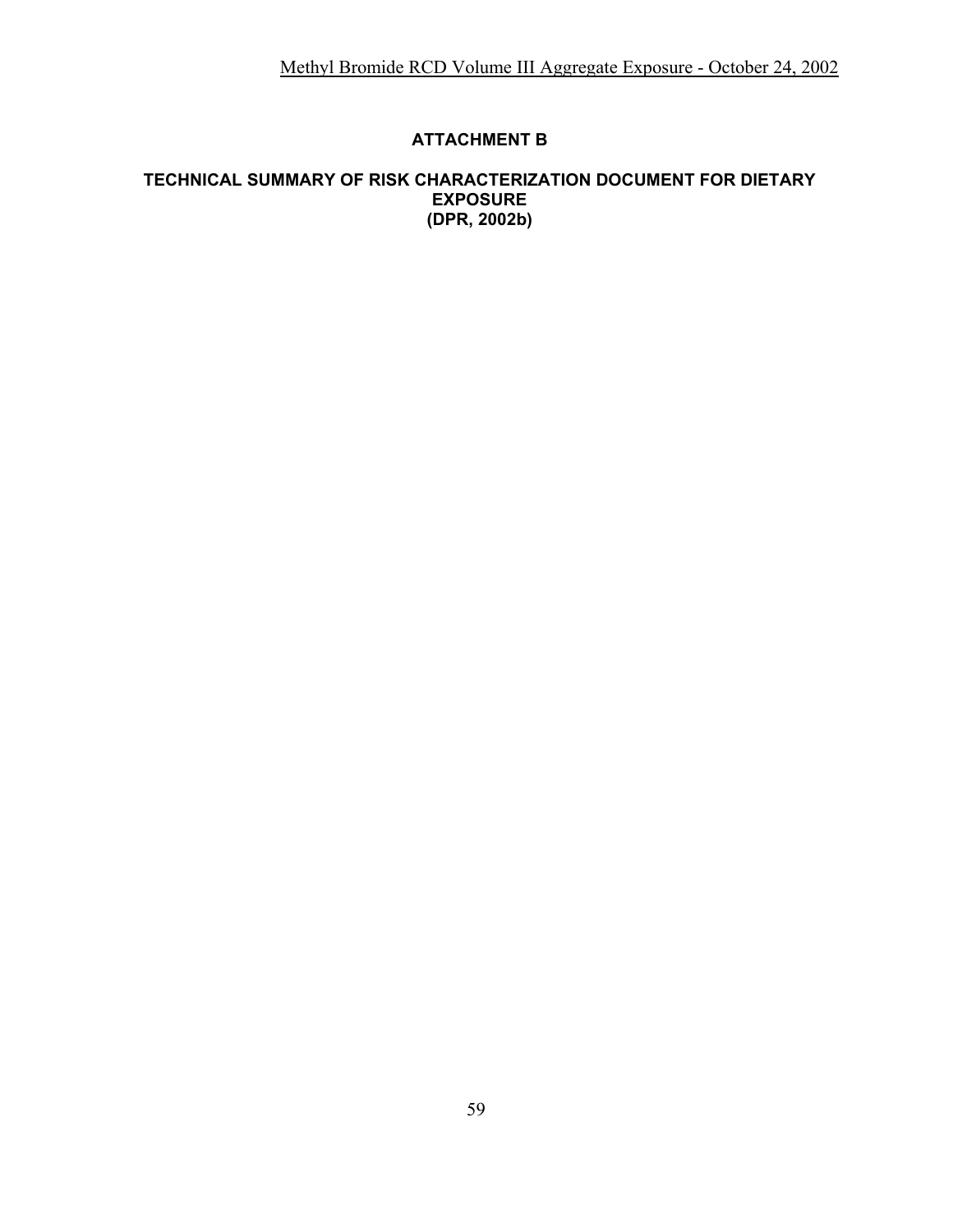## ATTACHMENT B

### TECHNICAL SUMMARY OF RISK CHARACTERIZATION DOCUMENT FOR DIETARY EXPOSURE (DPR, 2002b)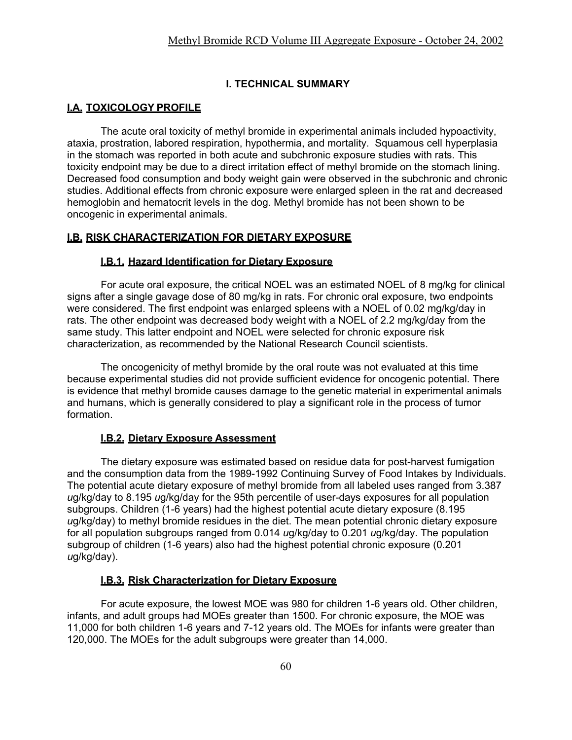# I. TECHNICAL SUMMARY

## I.A. TOXICOLOGY PROFILE

The acute oral toxicity of methyl bromide in experimental animals included hypoactivity, ataxia, prostration, labored respiration, hypothermia, and mortality. Squamous cell hyperplasia in the stomach was reported in both acute and subchronic exposure studies with rats. This toxicity endpoint may be due to a direct irritation effect of methyl bromide on the stomach lining. Decreased food consumption and body weight gain were observed in the subchronic and chronic studies. Additional effects from chronic exposure were enlarged spleen in the rat and decreased hemoglobin and hematocrit levels in the dog. Methyl bromide has not been shown to be oncogenic in experimental animals.

## I.B. RISK CHARACTERIZATION FOR DIETARY EXPOSURE

### I.B.1. Hazard Identification for Dietary Exposure

For acute oral exposure, the critical NOEL was an estimated NOEL of 8 mg/kg for clinical signs after a single gavage dose of 80 mg/kg in rats. For chronic oral exposure, two endpoints were considered. The first endpoint was enlarged spleens with a NOEL of 0.02 mg/kg/day in rats. The other endpoint was decreased body weight with a NOEL of 2.2 mg/kg/day from the same study. This latter endpoint and NOEL were selected for chronic exposure risk characterization, as recommended by the National Research Council scientists.

The oncogenicity of methyl bromide by the oral route was not evaluated at this time because experimental studies did not provide sufficient evidence for oncogenic potential. There is evidence that methyl bromide causes damage to the genetic material in experimental animals and humans, which is generally considered to play a significant role in the process of tumor formation.

### I.B.2. Dietary Exposure Assessment

The dietary exposure was estimated based on residue data for post-harvest fumigation and the consumption data from the 1989-1992 Continuing Survey of Food Intakes by Individuals. The potential acute dietary exposure of methyl bromide from all labeled uses ranged from 3.387 *u*g/kg/day to 8.195 *u*g/kg/day for the 95th percentile of user-days exposures for all population subgroups. Children (1-6 years) had the highest potential acute dietary exposure (8.195 *u*g/kg/day) to methyl bromide residues in the diet. The mean potential chronic dietary exposure for all population subgroups ranged from 0.014 *u*g/kg/day to 0.201 *u*g/kg/day. The population subgroup of children (1-6 years) also had the highest potential chronic exposure (0.201 *u*g/kg/day).

### I.B.3. Risk Characterization for Dietary Exposure

For acute exposure, the lowest MOE was 980 for children 1-6 years old. Other children, infants, and adult groups had MOEs greater than 1500. For chronic exposure, the MOE was 11,000 for both children 1-6 years and 7-12 years old. The MOEs for infants were greater than 120,000. The MOEs for the adult subgroups were greater than 14,000.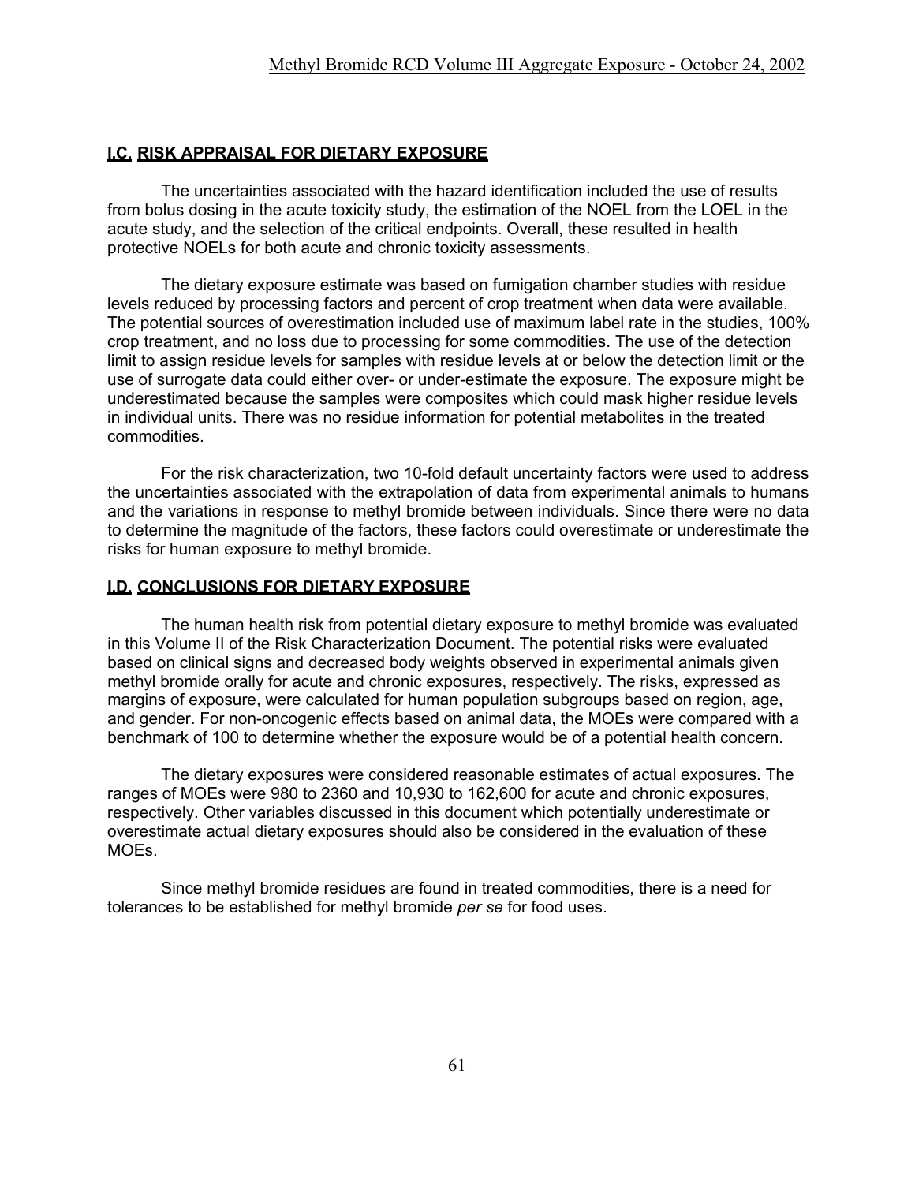## I.C. RISK APPRAISAL FOR DIETARY EXPOSURE

The uncertainties associated with the hazard identification included the use of results from bolus dosing in the acute toxicity study, the estimation of the NOEL from the LOEL in the acute study, and the selection of the critical endpoints. Overall, these resulted in health protective NOELs for both acute and chronic toxicity assessments.

The dietary exposure estimate was based on fumigation chamber studies with residue levels reduced by processing factors and percent of crop treatment when data were available. The potential sources of overestimation included use of maximum label rate in the studies, 100% crop treatment, and no loss due to processing for some commodities. The use of the detection limit to assign residue levels for samples with residue levels at or below the detection limit or the use of surrogate data could either over- or under-estimate the exposure. The exposure might be underestimated because the samples were composites which could mask higher residue levels in individual units. There was no residue information for potential metabolites in the treated commodities.

For the risk characterization, two 10-fold default uncertainty factors were used to address the uncertainties associated with the extrapolation of data from experimental animals to humans and the variations in response to methyl bromide between individuals. Since there were no data to determine the magnitude of the factors, these factors could overestimate or underestimate the risks for human exposure to methyl bromide.

## I.D. CONCLUSIONS FOR DIETARY EXPOSURE

The human health risk from potential dietary exposure to methyl bromide was evaluated in this Volume II of the Risk Characterization Document. The potential risks were evaluated based on clinical signs and decreased body weights observed in experimental animals given methyl bromide orally for acute and chronic exposures, respectively. The risks, expressed as margins of exposure, were calculated for human population subgroups based on region, age, and gender. For non-oncogenic effects based on animal data, the MOEs were compared with a benchmark of 100 to determine whether the exposure would be of a potential health concern.

The dietary exposures were considered reasonable estimates of actual exposures. The ranges of MOEs were 980 to 2360 and 10,930 to 162,600 for acute and chronic exposures, respectively. Other variables discussed in this document which potentially underestimate or overestimate actual dietary exposures should also be considered in the evaluation of these MOEs.

Since methyl bromide residues are found in treated commodities, there is a need for tolerances to be established for methyl bromide *per se* for food uses.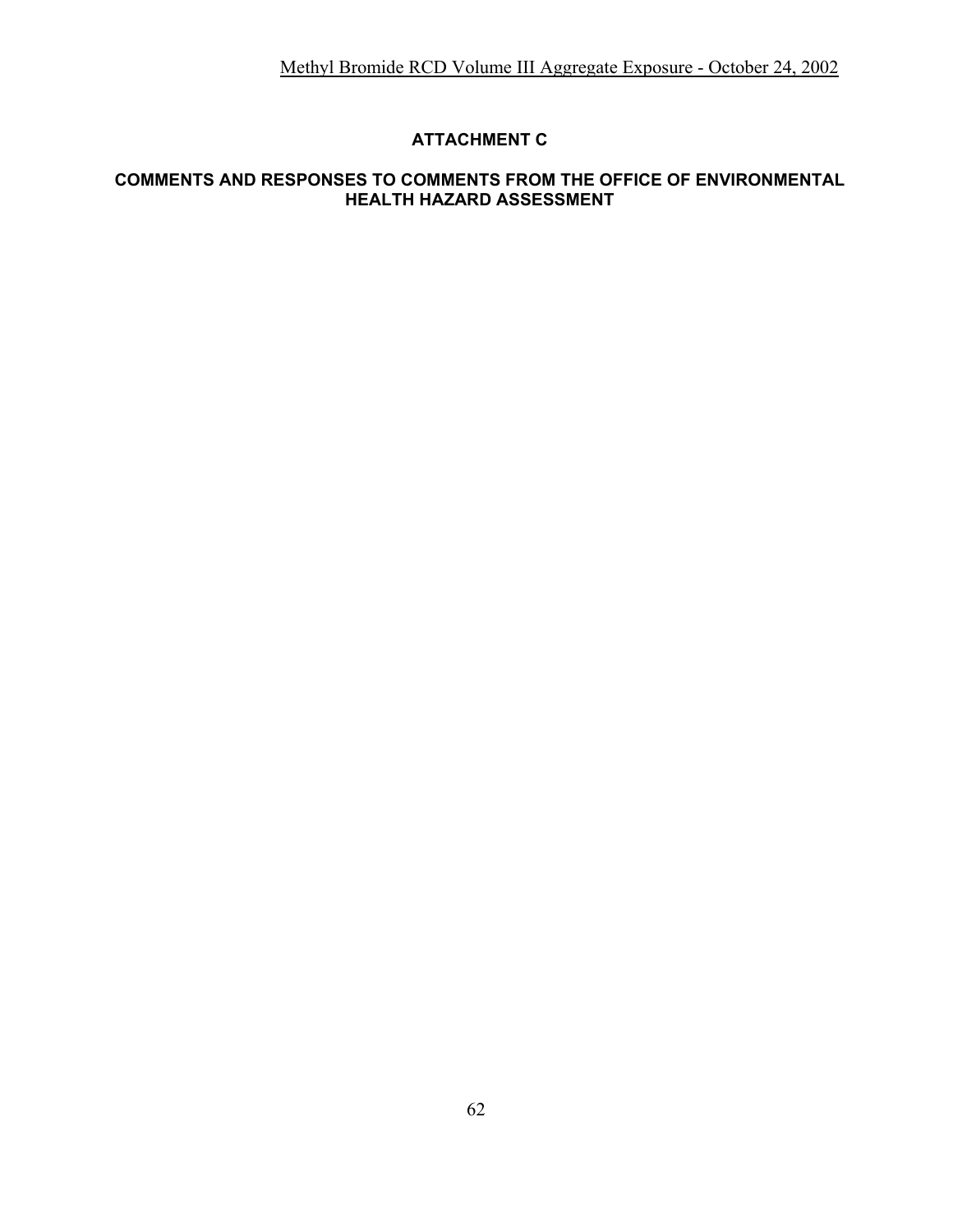## ATTACHMENT C

## COMMENTS AND RESPONSES TO COMMENTS FROM THE OFFICE OF ENVIRONMENTAL HEALTH HAZARD ASSESSMENT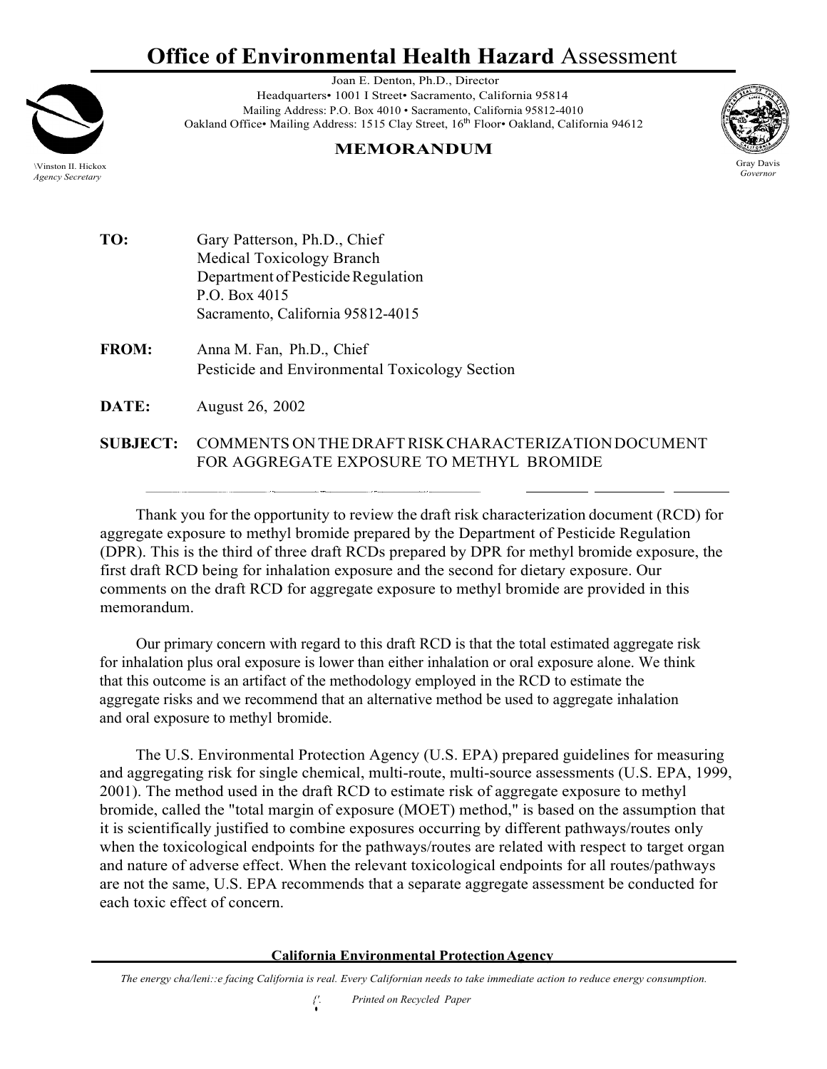# Office of Environmental Health Hazard Assessment

Joan E. Denton, Ph.D., Director
Headquarters• 1001 I Street• Sacramento, California 95814
Mailing Address: P.O. Box 4010 • Sacramento, California 95812-4010
Oakland Office• Mailing Address: 1515 Clay Street, 16th Floor• Oakland, California 94612

Winston H. Hickox
*Agency Secretary*

Gray Davis
*Governor*

**MEMORANDUM**

**TO:** Gary Patterson, Ph.D., Chief
Medical Toxicology Branch
Department of Pesticide Regulation
P.O. Box 4015
Sacramento, California 95812-4015

**FROM:** Anna M. Fan, Ph.D., Chief
Pesticide and Environmental Toxicology Section

**DATE:** August 26, 2002

**SUBJECT:** COMMENTS ON THE DRAFT RISK CHARACTERIZATION DOCUMENT FOR AGGREGATE EXPOSURE TO METHYL BROMIDE

Thank you for the opportunity to review the draft risk characterization document (RCD) for aggregate exposure to methyl bromide prepared by the Department of Pesticide Regulation (DPR). This is the third of three draft RCDs prepared by DPR for methyl bromide exposure, the first draft RCD being for inhalation exposure and the second for dietary exposure. Our comments on the draft RCD for aggregate exposure to methyl bromide are provided in this memorandum.

Our primary concern with regard to this draft RCD is that the total estimated aggregate risk for inhalation plus oral exposure is lower than either inhalation or oral exposure alone. We think that this outcome is an artifact of the methodology employed in the RCD to estimate the aggregate risks and we recommend that an alternative method be used to aggregate inhalation and oral exposure to methyl bromide.

The U.S. Environmental Protection Agency (U.S. EPA) prepared guidelines for measuring and aggregating risk for single chemical, multi-route, multi-source assessments (U.S. EPA, 1999, 2001). The method used in the draft RCD to estimate risk of aggregate exposure to methyl bromide, called the "total margin of exposure (MOET) method," is based on the assumption that it is scientifically justified to combine exposures occurring by different pathways/routes only when the toxicological endpoints for the pathways/routes are related with respect to target organ and nature of adverse effect. When the relevant toxicological endpoints for all routes/pathways are not the same, U.S. EPA recommends that a separate aggregate assessment be conducted for each toxic effect of concern.

**California Environmental Protection Agency**

*The energy challenge facing California is real. Every Californian needs to take immediate action to reduce energy consumption.*

*Printed on Recycled Paper*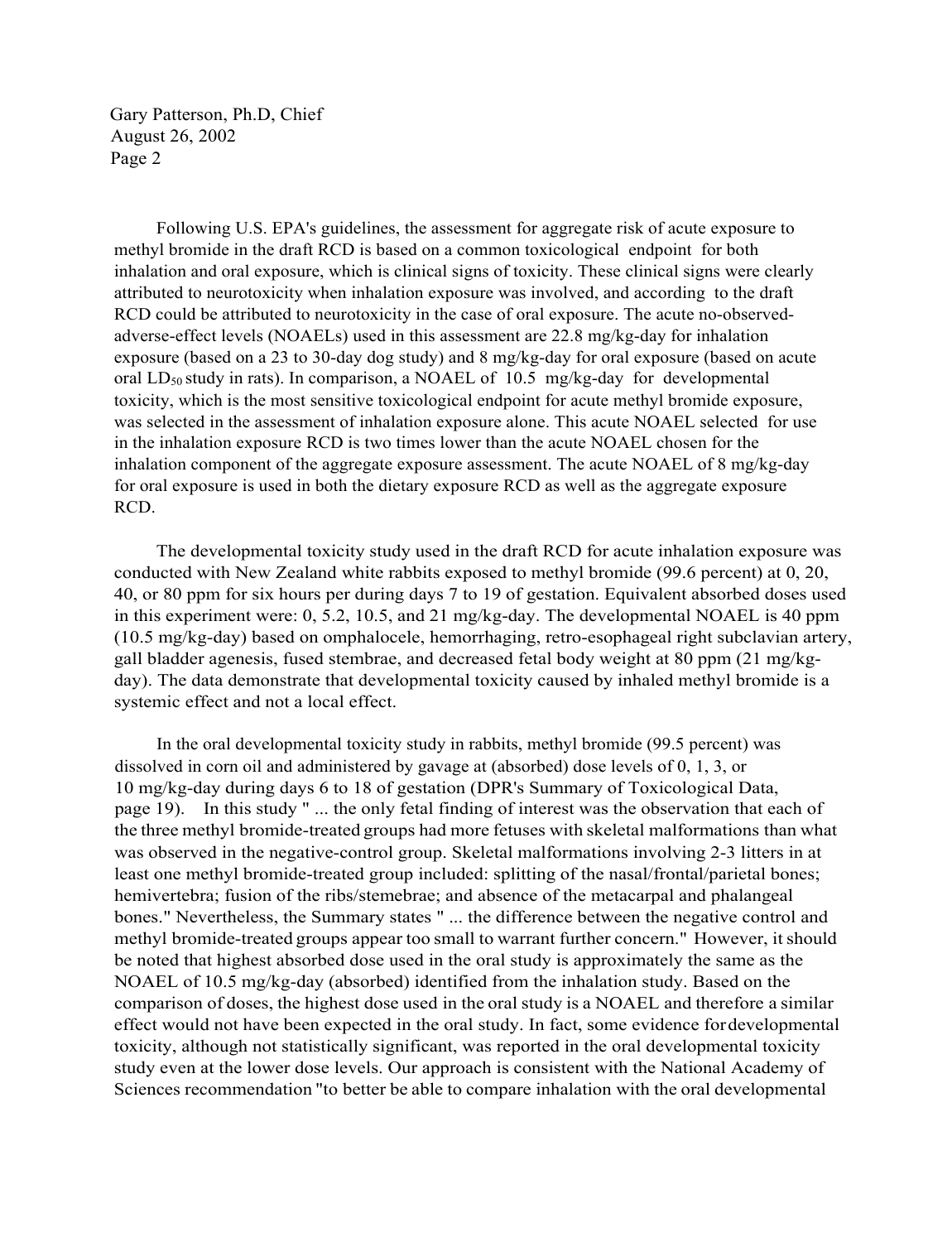Following U.S. EPA's guidelines, the assessment for aggregate risk of acute exposure to methyl bromide in the draft RCD is based on a common toxicological endpoint for both inhalation and oral exposure, which is clinical signs of toxicity. These clinical signs were clearly attributed to neurotoxicity when inhalation exposure was involved, and according to the draft RCD could be attributed to neurotoxicity in the case of oral exposure. The acute no-observed-adverse-effect levels (NOAELs) used in this assessment are 22.8 mg/kg-day for inhalation exposure (based on a 23 to 30-day dog study) and 8 mg/kg-day for oral exposure (based on acute oral $LD_{50}$ study in rats). In comparison, a NOAEL of 10.5 mg/kg-day for developmental toxicity, which is the most sensitive toxicological endpoint for acute methyl bromide exposure, was selected in the assessment of inhalation exposure alone. This acute NOAEL selected for use in the inhalation exposure RCD is two times lower than the acute NOAEL chosen for the inhalation component of the aggregate exposure assessment. The acute NOAEL of 8 mg/kg-day for oral exposure is used in both the dietary exposure RCD as well as the aggregate exposure RCD.

The developmental toxicity study used in the draft RCD for acute inhalation exposure was conducted with New Zealand white rabbits exposed to methyl bromide (99.6 percent) at 0, 20, 40, or 80 ppm for six hours per during days 7 to 19 of gestation. Equivalent absorbed doses used in this experiment were: 0, 5.2, 10.5, and 21 mg/kg-day. The developmental NOAEL is 40 ppm (10.5 mg/kg-day) based on omphalocele, hemorrhaging, retro-esophageal right subclavian artery, gall bladder agenesis, fused stembrae, and decreased fetal body weight at 80 ppm (21 mg/kg-day). The data demonstrate that developmental toxicity caused by inhaled methyl bromide is a systemic effect and not a local effect.

In the oral developmental toxicity study in rabbits, methyl bromide (99.5 percent) was dissolved in corn oil and administered by gavage at (absorbed) dose levels of 0, 1, 3, or 10 mg/kg-day during days 6 to 18 of gestation (DPR's Summary of Toxicological Data, page 19). In this study " ... the only fetal finding of interest was the observation that each of the three methyl bromide-treated groups had more fetuses with skeletal malformations than what was observed in the negative-control group. Skeletal malformations involving 2-3 litters in at least one methyl bromide-treated group included: splitting of the nasal/frontal/parietal bones; hemivertebra; fusion of the ribs/stemebrae; and absence of the metacarpal and phalangeal bones." Nevertheless, the Summary states " ... the difference between the negative control and methyl bromide-treated groups appear too small to warrant further concern." However, it should be noted that highest absorbed dose used in the oral study is approximately the same as the NOAEL of 10.5 mg/kg-day (absorbed) identified from the inhalation study. Based on the comparison of doses, the highest dose used in the oral study is a NOAEL and therefore a similar effect would not have been expected in the oral study. In fact, some evidence for developmental toxicity, although not statistically significant, was reported in the oral developmental toxicity study even at the lower dose levels. Our approach is consistent with the National Academy of Sciences recommendation "to better be able to compare inhalation with the oral developmental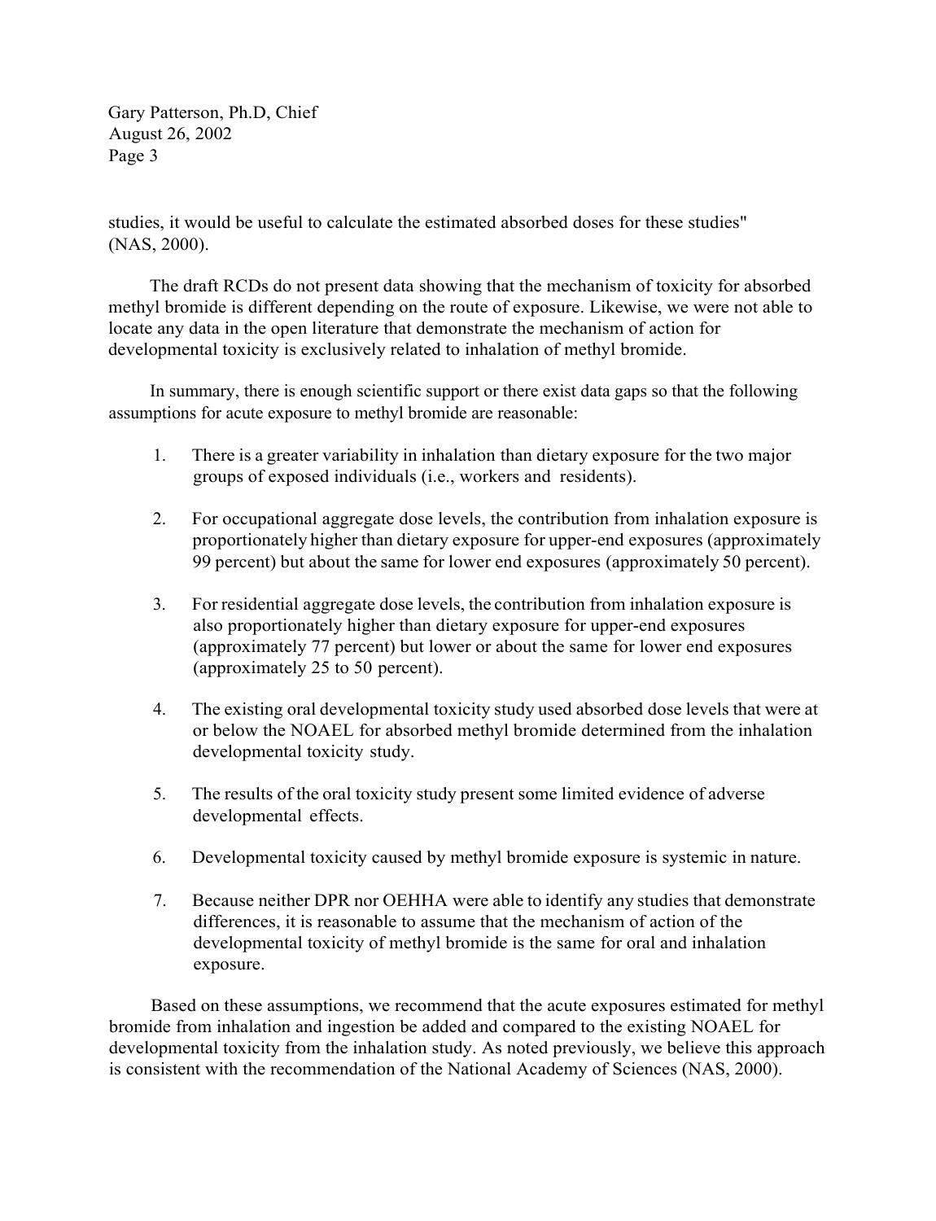studies, it would be useful to calculate the estimated absorbed doses for these studies" (NAS, 2000).

The draft RCDs do not present data showing that the mechanism of toxicity for absorbed methyl bromide is different depending on the route of exposure. Likewise, we were not able to locate any data in the open literature that demonstrate the mechanism of action for developmental toxicity is exclusively related to inhalation of methyl bromide.

In summary, there is enough scientific support or there exist data gaps so that the following assumptions for acute exposure to methyl bromide are reasonable:

1. There is a greater variability in inhalation than dietary exposure for the two major groups of exposed individuals (i.e., workers and residents).
2. For occupational aggregate dose levels, the contribution from inhalation exposure is proportionately higher than dietary exposure for upper-end exposures (approximately 99 percent) but about the same for lower end exposures (approximately 50 percent).
3. For residential aggregate dose levels, the contribution from inhalation exposure is also proportionately higher than dietary exposure for upper-end exposures (approximately 77 percent) but lower or about the same for lower end exposures (approximately 25 to 50 percent).
4. The existing oral developmental toxicity study used absorbed dose levels that were at or below the NOAEL for absorbed methyl bromide determined from the inhalation developmental toxicity study.
5. The results of the oral toxicity study present some limited evidence of adverse developmental effects.
6. Developmental toxicity caused by methyl bromide exposure is systemic in nature.
7. Because neither DPR nor OEHHA were able to identify any studies that demonstrate differences, it is reasonable to assume that the mechanism of action of the developmental toxicity of methyl bromide is the same for oral and inhalation exposure.

Based on these assumptions, we recommend that the acute exposures estimated for methyl bromide from inhalation and ingestion be added and compared to the existing NOAEL for developmental toxicity from the inhalation study. As noted previously, we believe this approach is consistent with the recommendation of the National Academy of Sciences (NAS, 2000).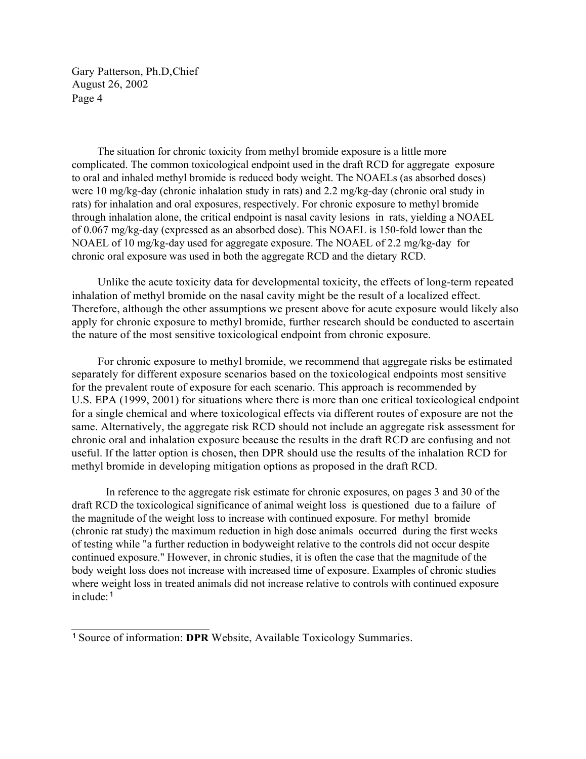The situation for chronic toxicity from methyl bromide exposure is a little more complicated. The common toxicological endpoint used in the draft RCD for aggregate exposure to oral and inhaled methyl bromide is reduced body weight. The NOAELs (as absorbed doses) were 10 mg/kg-day (chronic inhalation study in rats) and 2.2 mg/kg-day (chronic oral study in rats) for inhalation and oral exposures, respectively. For chronic exposure to methyl bromide through inhalation alone, the critical endpoint is nasal cavity lesions in rats, yielding a NOAEL of 0.067 mg/kg-day (expressed as an absorbed dose). This NOAEL is 150-fold lower than the NOAEL of 10 mg/kg-day used for aggregate exposure. The NOAEL of 2.2 mg/kg-day for chronic oral exposure was used in both the aggregate RCD and the dietary RCD.

Unlike the acute toxicity data for developmental toxicity, the effects of long-term repeated inhalation of methyl bromide on the nasal cavity might be the result of a localized effect. Therefore, although the other assumptions we present above for acute exposure would likely also apply for chronic exposure to methyl bromide, further research should be conducted to ascertain the nature of the most sensitive toxicological endpoint from chronic exposure.

For chronic exposure to methyl bromide, we recommend that aggregate risks be estimated separately for different exposure scenarios based on the toxicological endpoints most sensitive for the prevalent route of exposure for each scenario. This approach is recommended by U.S. EPA (1999, 2001) for situations where there is more than one critical toxicological endpoint for a single chemical and where toxicological effects via different routes of exposure are not the same. Alternatively, the aggregate risk RCD should not include an aggregate risk assessment for chronic oral and inhalation exposure because the results in the draft RCD are confusing and not useful. If the latter option is chosen, then DPR should use the results of the inhalation RCD for methyl bromide in developing mitigation options as proposed in the draft RCD.

In reference to the aggregate risk estimate for chronic exposures, on pages 3 and 30 of the draft RCD the toxicological significance of animal weight loss is questioned due to a failure of the magnitude of the weight loss to increase with continued exposure. For methyl bromide (chronic rat study) the maximum reduction in high dose animals occurred during the first weeks of testing while "a further reduction in bodyweight relative to the controls did not occur despite continued exposure." However, in chronic studies, it is often the case that the magnitude of the body weight loss does not increase with increased time of exposure. Examples of chronic studies where weight loss in treated animals did not increase relative to controls with continued exposure include:[1]

---

[1] Source of information: **DPR** Website, Available Toxicology Summaries.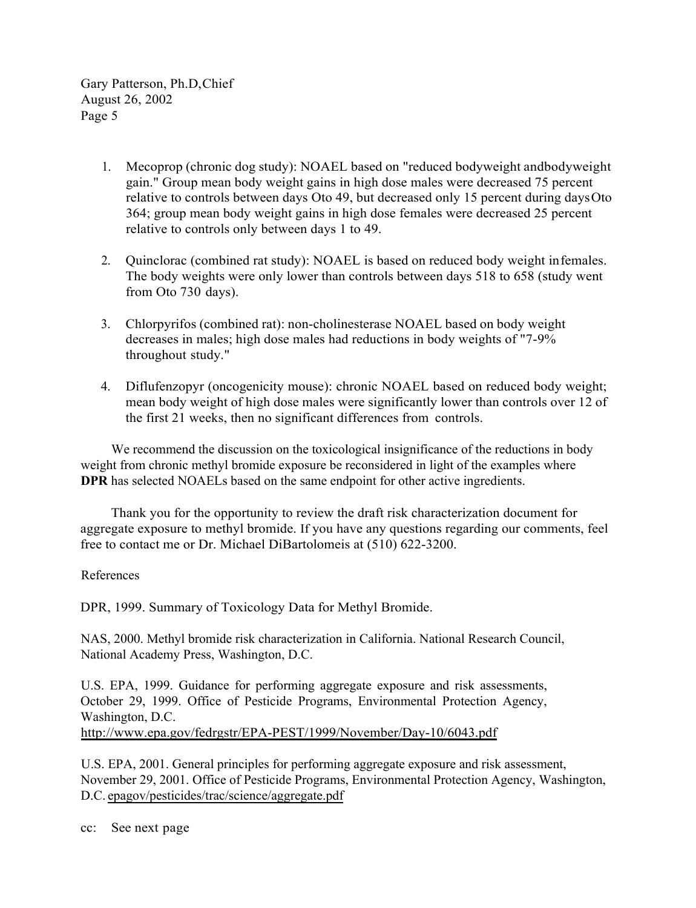1. Mecoprop (chronic dog study): NOAEL based on "reduced bodyweight andbodyweight gain." Group mean body weight gains in high dose males were decreased 75 percent relative to controls between days Oto 49, but decreased only 15 percent during daysOto 364; group mean body weight gains in high dose females were decreased 25 percent relative to controls only between days 1 to 49.

2. Quinclorac (combined rat study): NOAEL is based on reduced body weight infemales. The body weights were only lower than controls between days 518 to 658 (study went from Oto 730 days).

3. Chlorpyrifos (combined rat): non-cholinesterase NOAEL based on body weight decreases in males; high dose males had reductions in body weights of "7-9% throughout study."

4. Diflufenzopyr (oncogenicity mouse): chronic NOAEL based on reduced body weight; mean body weight of high dose males were significantly lower than controls over 12 of the first 21 weeks, then no significant differences from controls.

We recommend the discussion on the toxicological insignificance of the reductions in body weight from chronic methyl bromide exposure be reconsidered in light of the examples where **DPR** has selected NOAELs based on the same endpoint for other active ingredients.

Thank you for the opportunity to review the draft risk characterization document for aggregate exposure to methyl bromide. If you have any questions regarding our comments, feel free to contact me or Dr. Michael DiBartolomeis at (510) 622-3200.

References

DPR, 1999. Summary of Toxicology Data for Methyl Bromide.

NAS, 2000. Methyl bromide risk characterization in California. National Research Council, National Academy Press, Washington, D.C.

U.S. EPA, 1999. Guidance for performing aggregate exposure and risk assessments, October 29, 1999. Office of Pesticide Programs, Environmental Protection Agency, Washington, D.C. http://www.epa.gov/fedrgstr/EPA-PEST/1999/November/Day-10/6043.pdf

U.S. EPA, 2001. General principles for performing aggregate exposure and risk assessment, November 29, 2001. Office of Pesticide Programs, Environmental Protection Agency, Washington, D.C. epagov/pesticides/trac/science/aggregate.pdf

cc: See next page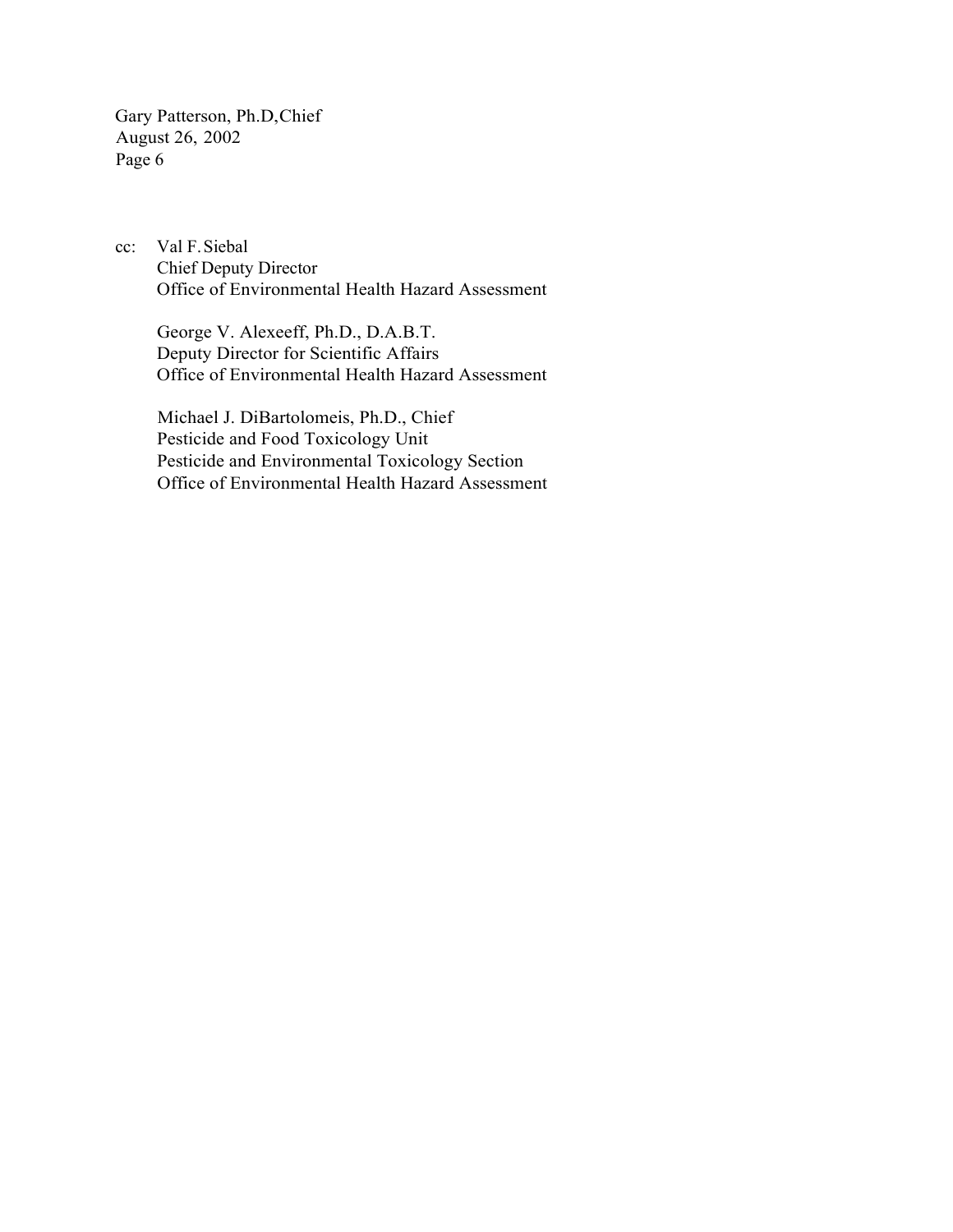cc: Val F. Siebal
Chief Deputy Director
Office of Environmental Health Hazard Assessment

George V. Alexeeff, Ph.D., D.A.B.T.
Deputy Director for Scientific Affairs
Office of Environmental Health Hazard Assessment

Michael J. DiBartolomeis, Ph.D., Chief
Pesticide and Food Toxicology Unit
Pesticide and Environmental Toxicology Section
Office of Environmental Health Hazard Assessment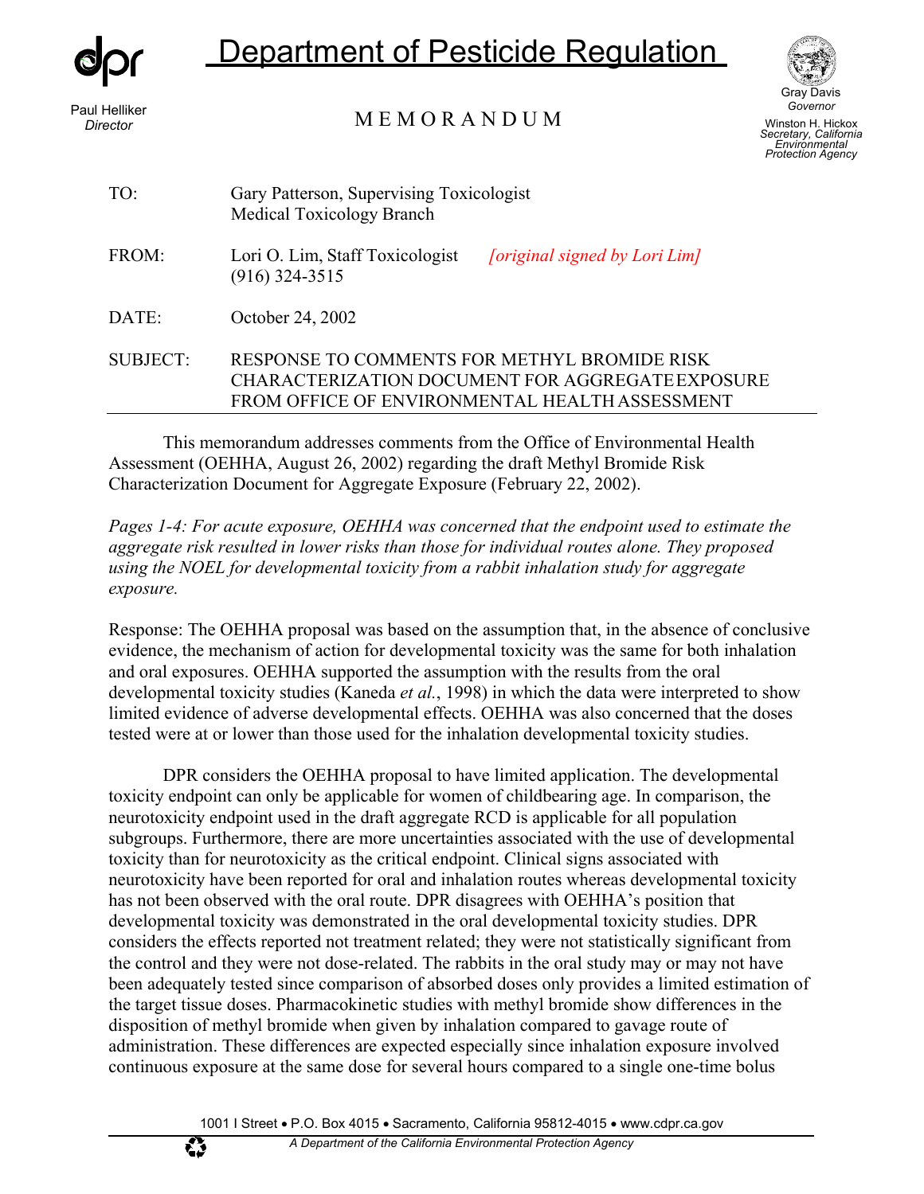**Department of Pesticide Regulation**

Paul Helliker
*Director*

Gray Davis
*Governor*

Winston H. Hickox
*Secretary, California Environmental Protection Agency*

MEMORANDUM

TO: Gary Patterson, Supervising Toxicologist
Medical Toxicology Branch

FROM: Lori O. Lim, Staff Toxicologist *[original signed by Lori Lim]*
(916) 324-3515

DATE: October 24, 2002

SUBJECT: RESPONSE TO COMMENTS FOR METHYL BROMIDE RISK CHARACTERIZATION DOCUMENT FOR AGGREGATE EXPOSURE FROM OFFICE OF ENVIRONMENTAL HEALTH ASSESSMENT

---

This memorandum addresses comments from the Office of Environmental Health Assessment (OEHHA, August 26, 2002) regarding the draft Methyl Bromide Risk Characterization Document for Aggregate Exposure (February 22, 2002).

*Pages 1-4: For acute exposure, OEHHA was concerned that the endpoint used to estimate the aggregate risk resulted in lower risks than those for individual routes alone. They proposed using the NOEL for developmental toxicity from a rabbit inhalation study for aggregate exposure.*

Response: The OEHHA proposal was based on the assumption that, in the absence of conclusive evidence, the mechanism of action for developmental toxicity was the same for both inhalation and oral exposures. OEHHA supported the assumption with the results from the oral developmental toxicity studies (Kaneda *et al.*, 1998) in which the data were interpreted to show limited evidence of adverse developmental effects. OEHHA was also concerned that the doses tested were at or lower than those used for the inhalation developmental toxicity studies.

DPR considers the OEHHA proposal to have limited application. The developmental toxicity endpoint can only be applicable for women of childbearing age. In comparison, the neurotoxicity endpoint used in the draft aggregate RCD is applicable for all population subgroups. Furthermore, there are more uncertainties associated with the use of developmental toxicity than for neurotoxicity as the critical endpoint. Clinical signs associated with neurotoxicity have been reported for oral and inhalation routes whereas developmental toxicity has not been observed with the oral route. DPR disagrees with OEHHA's position that developmental toxicity was demonstrated in the oral developmental toxicity studies. DPR considers the effects reported not treatment related; they were not statistically significant from the control and they were not dose-related. The rabbits in the oral study may or may not have been adequately tested since comparison of absorbed doses only provides a limited estimation of the target tissue doses. Pharmacokinetic studies with methyl bromide show differences in the disposition of methyl bromide when given by inhalation compared to gavage route of administration. These differences are expected especially since inhalation exposure involved continuous exposure at the same dose for several hours compared to a single one-time bolus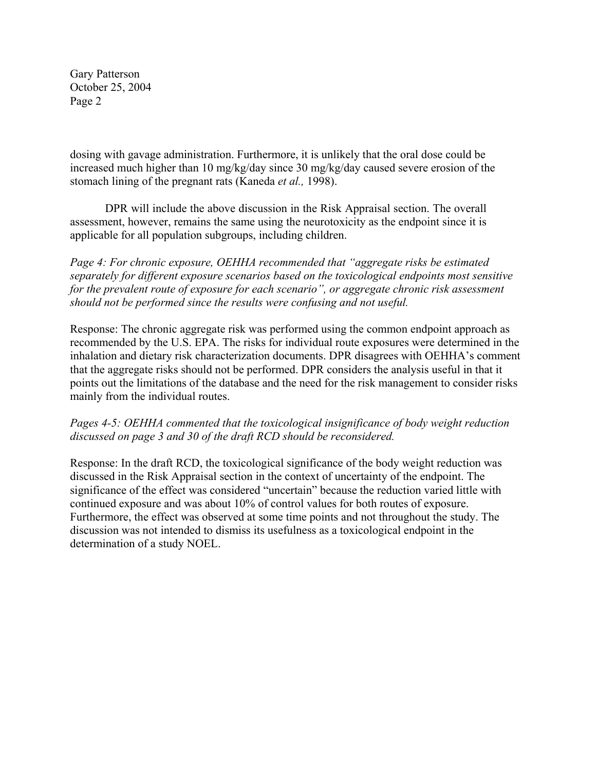dosing with gavage administration. Furthermore, it is unlikely that the oral dose could be increased much higher than 10 mg/kg/day since 30 mg/kg/day caused severe erosion of the stomach lining of the pregnant rats (Kaneda *et al.,* 1998).

DPR will include the above discussion in the Risk Appraisal section. The overall assessment, however, remains the same using the neurotoxicity as the endpoint since it is applicable for all population subgroups, including children.

*Page 4: For chronic exposure, OEHHA recommended that "aggregate risks be estimated separately for different exposure scenarios based on the toxicological endpoints most sensitive for the prevalent route of exposure for each scenario", or aggregate chronic risk assessment should not be performed since the results were confusing and not useful.*

Response: The chronic aggregate risk was performed using the common endpoint approach as recommended by the U.S. EPA. The risks for individual route exposures were determined in the inhalation and dietary risk characterization documents. DPR disagrees with OEHHA's comment that the aggregate risks should not be performed. DPR considers the analysis useful in that it points out the limitations of the database and the need for the risk management to consider risks mainly from the individual routes.

*Pages 4-5: OEHHA commented that the toxicological insignificance of body weight reduction discussed on page 3 and 30 of the draft RCD should be reconsidered.*

Response: In the draft RCD, the toxicological significance of the body weight reduction was discussed in the Risk Appraisal section in the context of uncertainty of the endpoint. The significance of the effect was considered "uncertain" because the reduction varied little with continued exposure and was about 10% of control values for both routes of exposure. Furthermore, the effect was observed at some time points and not throughout the study. The discussion was not intended to dismiss its usefulness as a toxicological endpoint in the determination of a study NOEL.